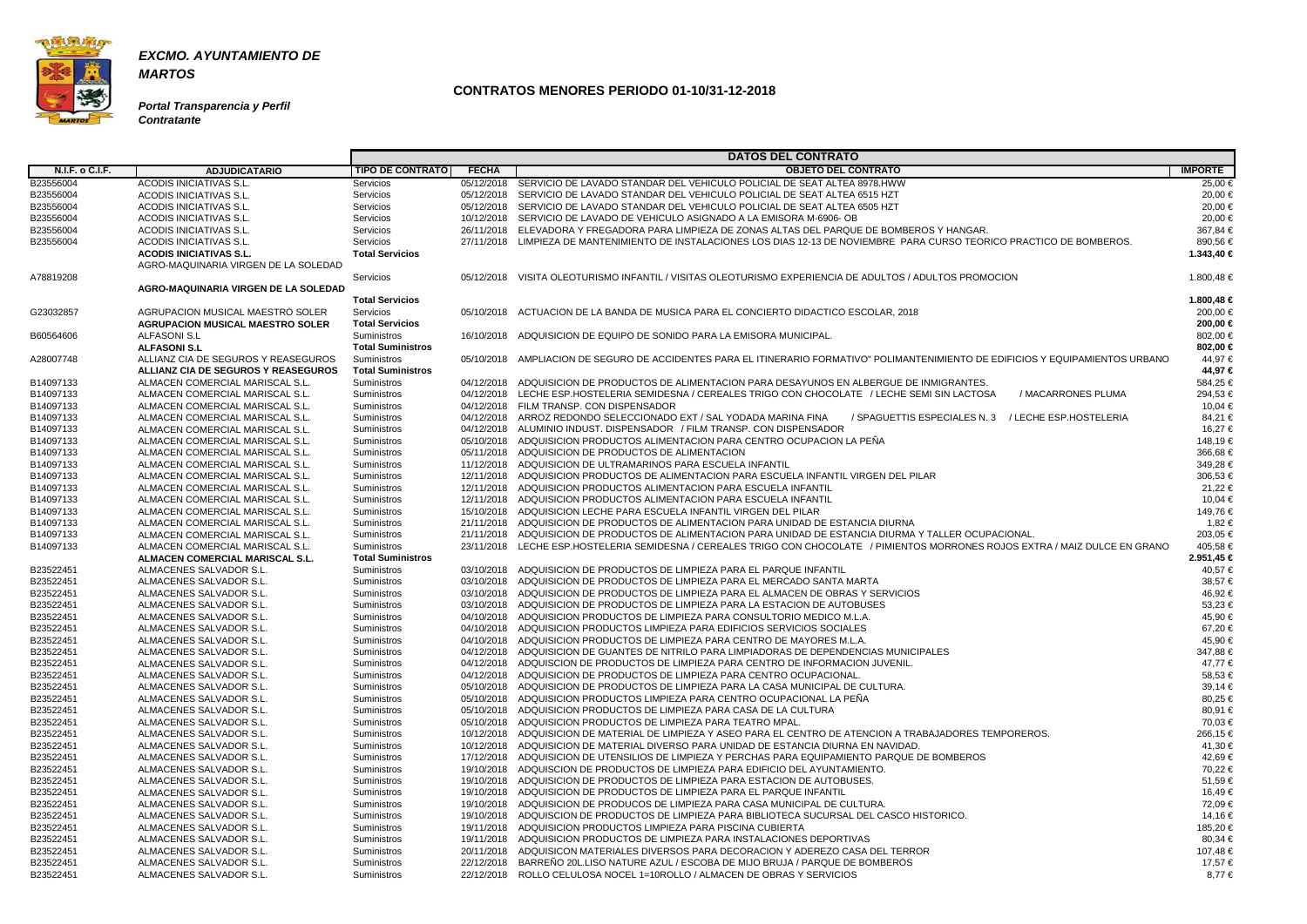***EXCMO. AYUNTAMIENTO DE MARTOS***

***Portal Transparencia y Perfil Contratante***

## CONTRATOS MENORES PERIODO 01-10/31-12-2018

| | | DATOS DEL CONTRATO | | | |
|---|---|---|---|---|---|
| **N.I.F. o C.I.F.** | **ADJUDICATARIO** | **TIPO DE CONTRATO** | **FECHA** | **OBJETO DEL CONTRATO** | **IMPORTE** |
| B23556004 | ACODIS INICIATIVAS S.L. | Servicios | 05/12/2018 | SERVICIO DE LAVADO STANDAR DEL VEHICULO POLICIAL DE SEAT ALTEA 8978.HWW | 25,00 € |
| B23556004 | ACODIS INICIATIVAS S.L. | Servicios | 05/12/2018 | SERVICIO DE LAVADO STANDAR DEL VEHICULO POLICIAL DE SEAT ALTEA 6515 HZT | 20,00 € |
| B23556004 | ACODIS INICIATIVAS S.L. | Servicios | 05/12/2018 | SERVICIO DE LAVADO STANDAR DEL VEHICULO POLICIAL DE SEAT ALTEA 6505 HZT | 20,00 € |
| B23556004 | ACODIS INICIATIVAS S.L. | Servicios | 10/12/2018 | SERVICIO DE LAVADO DE VEHICULO ASIGNADO A LA EMISORA M-6906- OB | 20,00 € |
| B23556004 | ACODIS INICIATIVAS S.L. | Servicios | 26/11/2018 | ELEVADORA Y FREGADORA PARA LIMPIEZA DE ZONAS ALTAS DEL PARQUE DE BOMBEROS Y HANGAR. | 367,84 € |
| B23556004 | ACODIS INICIATIVAS S.L. | Servicios | 27/11/2018 | LIMPIEZA DE MANTENIMIENTO DE INSTALACIONES LOS DIAS 12-13 DE NOVIEMBRE PARA CURSO TEORICO PRACTICO DE BOMBEROS. | 890,56 € |
| | **ACODIS INICIATIVAS S.L.** | **Total Servicios** | | | **1.343,40 €** |
| A78819208 | AGRO-MAQUINARIA VIRGEN DE LA SOLEDAD | Servicios | 05/12/2018 | VISITA OLEOTURISMO INFANTIL / VISITAS OLEOTURISMO EXPERIENCIA DE ADULTOS / ADULTOS PROMOCION | 1.800,48 € |
| | **AGRO-MAQUINARIA VIRGEN DE LA SOLEDAD** | **Total Servicios** | | | **1.800,48 €** |
| G23032857 | AGRUPACION MUSICAL MAESTRO SOLER | Servicios | 05/10/2018 | ACTUACION DE LA BANDA DE MUSICA PARA EL CONCIERTO DIDACTICO ESCOLAR, 2018 | 200,00 € |
| | **AGRUPACION MUSICAL MAESTRO SOLER** | **Total Servicios** | | | **200,00 €** |
| B60564606 | ALFASONI S.L | Suministros | 16/10/2018 | ADQUISICION DE EQUIPO DE SONIDO PARA LA EMISORA MUNICIPAL. | 802,00 € |
| | **ALFASONI S.L** | **Total Suministros** | | | **802,00 €** |
| A28007748 | ALLIANZ CIA DE SEGUROS Y REASEGUROS | Suministros | 05/10/2018 | AMPLIACION DE SEGURO DE ACCIDENTES PARA EL ITINERARIO FORMATIVO" POLIMANTENIMIENTO DE EDIFICIOS Y EQUIPAMIENTOS URBANO | 44,97 € |
| | **ALLIANZ CIA DE SEGUROS Y REASEGUROS** | **Total Suministros** | | | **44,97 €** |
| B14097133 | ALMACEN COMERCIAL MARISCAL S.L. | Suministros | 04/12/2018 | ADQUISICION DE PRODUCTOS DE ALIMENTACION PARA DESAYUNOS EN ALBERGUE DE INMIGRANTES. | 584,25 € |
| B14097133 | ALMACEN COMERCIAL MARISCAL S.L. | Suministros | 04/12/2018 | LECHE ESP.HOSTELERIA SEMIDESNA / CEREALES TRIGO CON CHOCOLATE / LECHE SEMI SIN LACTOSA / MACARRONES PLUMA | 294,53 € |
| B14097133 | ALMACEN COMERCIAL MARISCAL S.L. | Suministros | 04/12/2018 | FILM TRANSP. CON DISPENSADOR | 10,04 € |
| B14097133 | ALMACEN COMERCIAL MARISCAL S.L. | Suministros | 04/12/2018 | ARROZ REDONDO SELECCIONADO EXT / SAL YODADA MARINA FINA / SPAGUETTIS ESPECIALES N. 3 / LECHE ESP.HOSTELERIA | 84,21 € |
| B14097133 | ALMACEN COMERCIAL MARISCAL S.L. | Suministros | 04/12/2018 | ALUMINIO INDUST. DISPENSADOR / FILM TRANSP. CON DISPENSADOR | 16,27 € |
| B14097133 | ALMACEN COMERCIAL MARISCAL S.L. | Suministros | 05/10/2018 | ADQUISICION PRODUCTOS ALIMENTACION PARA CENTRO OCUPACION LA PEÑA | 148,19 € |
| B14097133 | ALMACEN COMERCIAL MARISCAL S.L. | Suministros | 05/11/2018 | ADQUISICION DE PRODUCTOS DE ALIMENTACION | 366,68 € |
| B14097133 | ALMACEN COMERCIAL MARISCAL S.L. | Suministros | 11/12/2018 | ADQUISICION DE ULTRAMARINOS PARA ESCUELA INFANTIL | 349,28 € |
| B14097133 | ALMACEN COMERCIAL MARISCAL S.L. | Suministros | 12/11/2018 | ADQUISICION PRODUCTOS DE ALIMENTACION PARA ESCUELA INFANTIL VIRGEN DEL PILAR | 306,53 € |
| B14097133 | ALMACEN COMERCIAL MARISCAL S.L. | Suministros | 12/11/2018 | ADQUISICION PRODUCTOS ALIMENTACION PARA ESCUELA INFANTIL | 21,22 € |
| B14097133 | ALMACEN COMERCIAL MARISCAL S.L. | Suministros | 12/11/2018 | ADQUISICION PRODUCTOS ALIMENTACION PARA ESCUELA INFANTIL | 10,04 € |
| B14097133 | ALMACEN COMERCIAL MARISCAL S.L. | Suministros | 15/10/2018 | ADQUISICION LECHE PARA ESCUELA INFANTIL VIRGEN DEL PILAR | 149,76 € |
| B14097133 | ALMACEN COMERCIAL MARISCAL S.L. | Suministros | 21/11/2018 | ADQUISICION DE PRODUCTOS DE ALIMENTACION PARA UNIDAD DE ESTANCIA DIURNA | 1,82 € |
| B14097133 | ALMACEN COMERCIAL MARISCAL S.L. | Suministros | 21/11/2018 | ADQUISICION DE PRODUCTOS DE ALIMENTACION PARA UNIDAD DE ESTANCIA DIURMA Y TALLER OCUPACIONAL. | 203,05 € |
| B14097133 | ALMACEN COMERCIAL MARISCAL S.L. | Suministros | 23/11/2018 | LECHE ESP.HOSTELERIA SEMIDESNA / CEREALES TRIGO CON CHOCOLATE / PIMIENTOS MORRONES ROJOS EXTRA / MAIZ DULCE EN GRANO | 405,58 € |
| | **ALMACEN COMERCIAL MARISCAL S.L.** | **Total Suministros** | | | **2.951,45 €** |
| B23522451 | ALMACENES SALVADOR S.L. | Suministros | 03/10/2018 | ADQUISICION DE PRODUCTOS DE LIMPIEZA PARA EL PARQUE INFANTIL | 40,57 € |
| B23522451 | ALMACENES SALVADOR S.L. | Suministros | 03/10/2018 | ADQUISICION DE PRODUCTOS DE LIMPIEZA PARA EL MERCADO SANTA MARTA | 38,57 € |
| B23522451 | ALMACENES SALVADOR S.L. | Suministros | 03/10/2018 | ADQUISICION DE PRODUCTOS DE LIMPIEZA PARA EL ALMACEN DE OBRAS Y SERVICIOS | 46,92 € |
| B23522451 | ALMACENES SALVADOR S.L. | Suministros | 03/10/2018 | ADQUISICION DE PRODUCTOS DE LIMPIEZA PARA LA ESTACION DE AUTOBUSES | 53,23 € |
| B23522451 | ALMACENES SALVADOR S.L. | Suministros | 04/10/2018 | ADQUISICION PRODUCTOS DE LIMPIEZA PARA CONSULTORIO MEDICO M.L.A. | 45,90 € |
| B23522451 | ALMACENES SALVADOR S.L. | Suministros | 04/10/2018 | ADQUISICION PRODUCTOS LIMPIEZA PARA EDIFICIOS SERVICIOS SOCIALES | 67,20 € |
| B23522451 | ALMACENES SALVADOR S.L. | Suministros | 04/10/2018 | ADQUISICION PRODUCTOS DE LIMPIEZA PARA CENTRO DE MAYORES M.L.A. | 45,90 € |
| B23522451 | ALMACENES SALVADOR S.L. | Suministros | 04/12/2018 | ADQUISICION DE GUANTES DE NITRILO PARA LIMPIADORAS DE DEPENDENCIAS MUNICIPALES | 347,88 € |
| B23522451 | ALMACENES SALVADOR S.L. | Suministros | 04/12/2018 | ADQUISCION DE PRODUCTOS DE LIMPIEZA PARA CENTRO DE INFORMACION JUVENIL. | 47,77 € |
| B23522451 | ALMACENES SALVADOR S.L. | Suministros | 04/12/2018 | ADQUISICION DE PRODUCTOS DE LIMPIEZA PARA CENTRO OCUPACIONAL. | 58,53 € |
| B23522451 | ALMACENES SALVADOR S.L. | Suministros | 05/10/2018 | ADQUISICION DE PRODUCTOS DE LIMPIEZA PARA LA CASA MUNICIPAL DE CULTURA. | 39,14 € |
| B23522451 | ALMACENES SALVADOR S.L. | Suministros | 05/10/2018 | ADQUISICION PRODUCTOS LIMPIEZA PARA CENTRO OCUPACIONAL LA PEÑA | 80,25 € |
| B23522451 | ALMACENES SALVADOR S.L. | Suministros | 05/10/2018 | ADQUISICION PRODUCTOS DE LIMPIEZA PARA CASA DE LA CULTURA | 80,91 € |
| B23522451 | ALMACENES SALVADOR S.L. | Suministros | 05/10/2018 | ADQUISICION PRODUCTOS DE LIMPIEZA PARA TEATRO MPAL. | 70,03 € |
| B23522451 | ALMACENES SALVADOR S.L. | Suministros | 10/12/2018 | ADQUISICION DE MATERIAL DE LIMPIEZA Y ASEO PARA EL CENTRO DE ATENCION A TRABAJADORES TEMPOREROS. | 266,15 € |
| B23522451 | ALMACENES SALVADOR S.L. | Suministros | 10/12/2018 | ADQUISICION DE MATERIAL DIVERSO PARA UNIDAD DE ESTANCIA DIURNA EN NAVIDAD. | 41,30 € |
| B23522451 | ALMACENES SALVADOR S.L. | Suministros | 17/12/2018 | ADQUISICION DE UTENSILIOS DE LIMPIEZA Y PERCHAS PARA EQUIPAMIENTO PARQUE DE BOMBEROS | 42,69 € |
| B23522451 | ALMACENES SALVADOR S.L. | Suministros | 19/10/2018 | ADQUISCION DE PRODUCTOS DE LIMPIEZA PARA EDIFICIO DEL AYUNTAMIENTO. | 70,22 € |
| B23522451 | ALMACENES SALVADOR S.L. | Suministros | 19/10/2018 | ADQUISICION DE PRODUCTOS DE LIMPIEZA PARA ESTACION DE AUTOBUSES. | 51,59 € |
| B23522451 | ALMACENES SALVADOR S.L. | Suministros | 19/10/2018 | ADQUISICION DE PRODUCTOS DE LIMPIEZA PARA EL PARQUE INFANTIL | 16,49 € |
| B23522451 | ALMACENES SALVADOR S.L. | Suministros | 19/10/2018 | ADQUISICION DE PRODUCOS DE LIMPIEZA PARA CASA MUNICIPAL DE CULTURA. | 72,09 € |
| B23522451 | ALMACENES SALVADOR S.L. | Suministros | 19/10/2018 | ADQUISCION DE PRODUCTOS DE LIMPIEZA PARA BIBLIOTECA SUCURSAL DEL CASCO HISTORICO. | 14,16 € |
| B23522451 | ALMACENES SALVADOR S.L. | Suministros | 19/11/2018 | ADQUISICION PRODUCTOS LIMPIEZA PARA PISCINA CUBIERTA | 185,20 € |
| B23522451 | ALMACENES SALVADOR S.L. | Suministros | 19/11/2018 | ADQUISICION PRODUCTOS DE LIMPIEZA PARA INSTALACIONES DEPORTIVAS | 80,34 € |
| B23522451 | ALMACENES SALVADOR S.L. | Suministros | 20/11/2018 | ADQUISICON MATERIALES DIVERSOS PARA DECORACION Y ADEREZO CASA DEL TERROR | 107,48 € |
| B23522451 | ALMACENES SALVADOR S.L. | Suministros | 22/12/2018 | BARREÑO 20L.LISO NATURE AZUL / ESCOBA DE MIJO BRUJA / PARQUE DE BOMBEROS | 17,57 € |
| B23522451 | ALMACENES SALVADOR S.L. | Suministros | 22/12/2018 | ROLLO CELULOSA NOCEL 1=10ROLLO / ALMACEN DE OBRAS Y SERVICIOS | 8,77 € |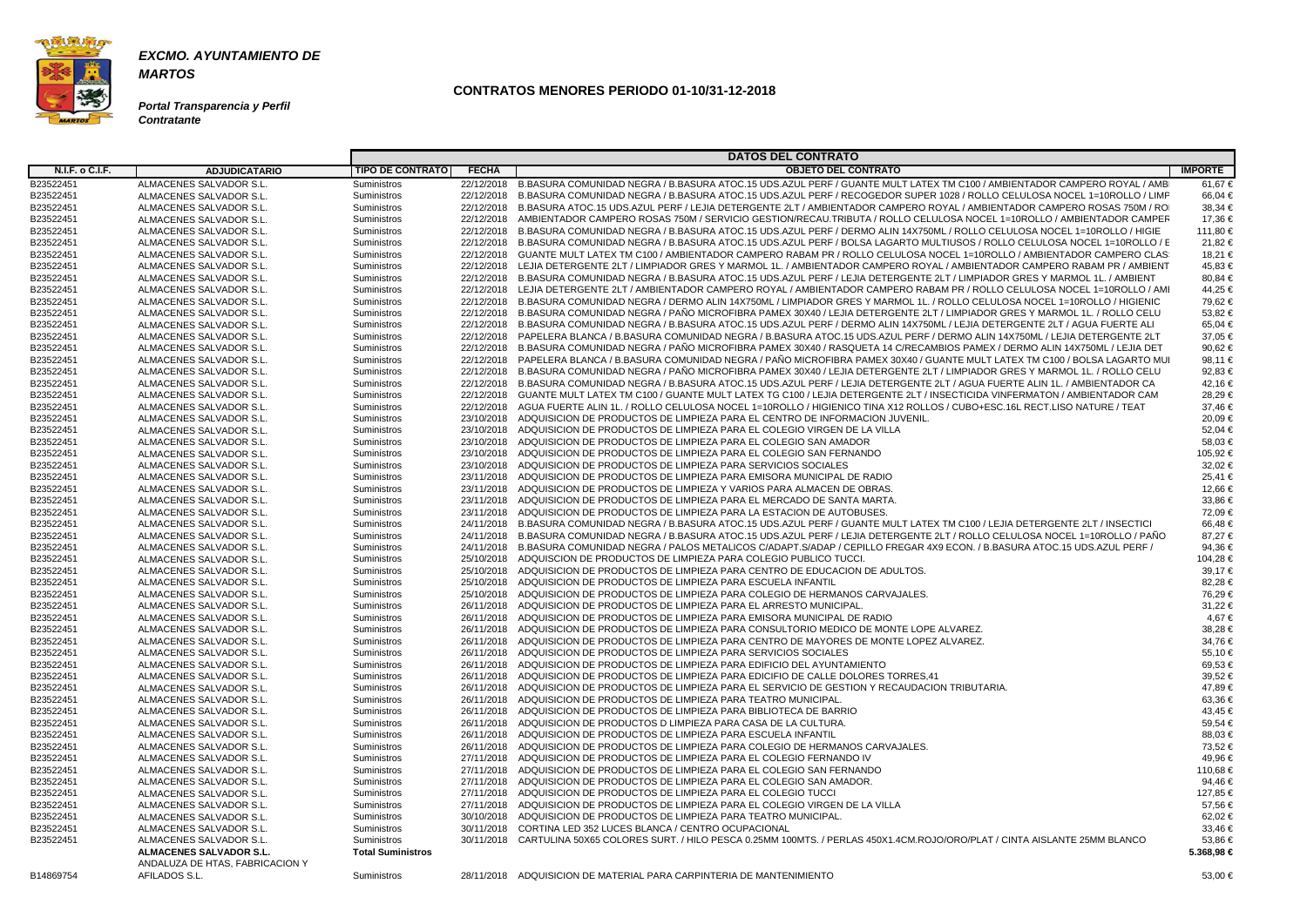***EXCMO. AYUNTAMIENTO DE MARTOS***

***Portal Transparencia y Perfil Contratante***

## CONTRATOS MENORES PERIODO 01-10/31-12-2018

| | | DATOS DEL CONTRATO | | | |
|---|---|---|---|---|---|
| **N.I.F. o C.I.F.** | **ADJUDICATARIO** | **TIPO DE CONTRATO** | **FECHA** | **OBJETO DEL CONTRATO** | **IMPORTE** |
| B23522451 | ALMACENES SALVADOR S.L. | Suministros | 22/12/2018 | B.BASURA COMUNIDAD NEGRA / B.BASURA ATOC.15 UDS.AZUL PERF / GUANTE MULT LATEX TM C100 / AMBIENTADOR CAMPERO ROYAL / AMB | 61,67 € |
| B23522451 | ALMACENES SALVADOR S.L. | Suministros | 22/12/2018 | B.BASURA COMUNIDAD NEGRA / B.BASURA ATOC.15 UDS.AZUL PERF / RECOGEDOR SUPER 1028 / ROLLO CELULOSA NOCEL 1=10ROLLO / LIMP | 66,04 € |
| B23522451 | ALMACENES SALVADOR S.L. | Suministros | 22/12/2018 | B.BASURA ATOC.15 UDS.AZUL PERF / LEJIA DETERGENTE 2LT / AMBIENTADOR CAMPERO ROYAL / AMBIENTADOR CAMPERO ROSAS 750M / RO | 38,34 € |
| B23522451 | ALMACENES SALVADOR S.L. | Suministros | 22/12/2018 | AMBIENTADOR CAMPERO ROSAS 750M / SERVICIO GESTION/RECAU.TRIBUTA / ROLLO CELULOSA NOCEL 1=10ROLLO / AMBIENTADOR CAMPER | 17,36 € |
| B23522451 | ALMACENES SALVADOR S.L. | Suministros | 22/12/2018 | B.BASURA COMUNIDAD NEGRA / B.BASURA ATOC.15 UDS.AZUL PERF / DERMO ALIN 14X750ML / ROLLO CELULOSA NOCEL 1=10ROLLO / HIGIE | 111,80 € |
| B23522451 | ALMACENES SALVADOR S.L. | Suministros | 22/12/2018 | B.BASURA COMUNIDAD NEGRA / B.BASURA ATOC.15 UDS.AZUL PERF / BOLSA LAGARTO MULTIUSOS / ROLLO CELULOSA NOCEL 1=10ROLLO / E | 21,82 € |
| B23522451 | ALMACENES SALVADOR S.L. | Suministros | 22/12/2018 | GUANTE MULT LATEX TM C100 / AMBIENTADOR CAMPERO RABAM PR / ROLLO CELULOSA NOCEL 1=10ROLLO / AMBIENTADOR CAMPERO CLAS | 18,21 € |
| B23522451 | ALMACENES SALVADOR S.L. | Suministros | 22/12/2018 | LEJIA DETERGENTE 2LT / LIMPIADOR GRES Y MARMOL 1L. / AMBIENTADOR CAMPERO ROYAL / AMBIENTADOR CAMPERO RABAM PR / AMBIENT | 45,83 € |
| B23522451 | ALMACENES SALVADOR S.L. | Suministros | 22/12/2018 | B.BASURA COMUNIDAD NEGRA / B.BASURA ATOC.15 UDS.AZUL PERF / LEJIA DETERGENTE 2LT / LIMPIADOR GRES Y MARMOL 1L. / AMBIENT | 80,84 € |
| B23522451 | ALMACENES SALVADOR S.L. | Suministros | 22/12/2018 | LEJIA DETERGENTE 2LT / AMBIENTADOR CAMPERO ROYAL / AMBIENTADOR CAMPERO RABAM PR / ROLLO CELULOSA NOCEL 1=10ROLLO / AMI | 44,25 € |
| B23522451 | ALMACENES SALVADOR S.L. | Suministros | 22/12/2018 | B.BASURA COMUNIDAD NEGRA / DERMO ALIN 14X750ML / LIMPIADOR GRES Y MARMOL 1L. / ROLLO CELULOSA NOCEL 1=10ROLLO / HIGIENIC | 79,62 € |
| B23522451 | ALMACENES SALVADOR S.L. | Suministros | 22/12/2018 | B.BASURA COMUNIDAD NEGRA / PAÑO MICROFIBRA PAMEX 30X40 / LEJIA DETERGENTE 2LT / LIMPIADOR GRES Y MARMOL 1L. / ROLLO CELU | 53,82 € |
| B23522451 | ALMACENES SALVADOR S.L. | Suministros | 22/12/2018 | B.BASURA COMUNIDAD NEGRA / B.BASURA ATOC.15 UDS.AZUL PERF / DERMO ALIN 14X750ML / LEJIA DETERGENTE 2LT / AGUA FUERTE ALI | 65,04 € |
| B23522451 | ALMACENES SALVADOR S.L. | Suministros | 22/12/2018 | PAPELERA BLANCA / B.BASURA COMUNIDAD NEGRA / B.BASURA ATOC.15 UDS.AZUL PERF / DERMO ALIN 14X750ML / LEJIA DETERGENTE 2LT | 37,05 € |
| B23522451 | ALMACENES SALVADOR S.L. | Suministros | 22/12/2018 | B.BASURA COMUNIDAD NEGRA / PAÑO MICROFIBRA PAMEX 30X40 / RASQUETA 14 C/RECAMBIOS PAMEX / DERMO ALIN 14X750ML / LEJIA DET | 90,62 € |
| B23522451 | ALMACENES SALVADOR S.L. | Suministros | 22/12/2018 | PAPELERA BLANCA / B.BASURA COMUNIDAD NEGRA / PAÑO MICROFIBRA PAMEX 30X40 / GUANTE MULT LATEX TM C100 / BOLSA LAGARTO MUI | 98,11 € |
| B23522451 | ALMACENES SALVADOR S.L. | Suministros | 22/12/2018 | B.BASURA COMUNIDAD NEGRA / PAÑO MICROFIBRA PAMEX 30X40 / LEJIA DETERGENTE 2LT / LIMPIADOR GRES Y MARMOL 1L. / ROLLO CELU | 92,83 € |
| B23522451 | ALMACENES SALVADOR S.L. | Suministros | 22/12/2018 | B.BASURA COMUNIDAD NEGRA / B.BASURA ATOC.15 UDS.AZUL PERF / LEJIA DETERGENTE 2LT / AGUA FUERTE ALIN 1L. / AMBIENTADOR CA | 42,16 € |
| B23522451 | ALMACENES SALVADOR S.L. | Suministros | 22/12/2018 | GUANTE MULT LATEX TM C100 / GUANTE MULT LATEX TG C100 / LEJIA DETERGENTE 2LT / INSECTICIDA VINFERMATON / AMBIENTADOR CAM | 28,29 € |
| B23522451 | ALMACENES SALVADOR S.L. | Suministros | 22/12/2018 | AGUA FUERTE ALIN 1L. / ROLLO CELULOSA NOCEL 1=10ROLLO / HIGIENICO TINA X12 ROLLOS / CUBO+ESC.16L RECT.LISO NATURE / TEAT | 37,46 € |
| B23522451 | ALMACENES SALVADOR S.L. | Suministros | 23/10/2018 | ADQUISICION DE PRODUCTOS DE LIMPIEZA PARA EL CENTRO DE INFORMACION JUVENIL. | 20,09 € |
| B23522451 | ALMACENES SALVADOR S.L. | Suministros | 23/10/2018 | ADQUISICION DE PRODUCTOS DE LIMPIEZA PARA EL COLEGIO VIRGEN DE LA VILLA | 52,04 € |
| B23522451 | ALMACENES SALVADOR S.L. | Suministros | 23/10/2018 | ADQUISICION DE PRODUCTOS DE LIMPIEZA PARA EL COLEGIO SAN AMADOR | 58,03 € |
| B23522451 | ALMACENES SALVADOR S.L. | Suministros | 23/10/2018 | ADQUISICION DE PRODUCTOS DE LIMPIEZA PARA EL COLEGIO SAN FERNANDO | 105,92 € |
| B23522451 | ALMACENES SALVADOR S.L. | Suministros | 23/10/2018 | ADQUISICION DE PRODUCTOS DE LIMPIEZA PARA SERVICIOS SOCIALES | 32,02 € |
| B23522451 | ALMACENES SALVADOR S.L. | Suministros | 23/11/2018 | ADQUISICION DE PRODUCTOS DE LIMPIEZA PARA EMISORA MUNICIPAL DE RADIO | 25,41 € |
| B23522451 | ALMACENES SALVADOR S.L. | Suministros | 23/11/2018 | ADQUISICION DE PRODUCTOS DE LIMPIEZA Y VARIOS PARA ALMACEN DE OBRAS. | 12,66 € |
| B23522451 | ALMACENES SALVADOR S.L. | Suministros | 23/11/2018 | ADQUISICION DE PRODUCTOS DE LIMPIEZA PARA EL MERCADO DE SANTA MARTA. | 33,86 € |
| B23522451 | ALMACENES SALVADOR S.L. | Suministros | 23/11/2018 | ADQUISICION DE PRODUCTOS DE LIMPIEZA PARA LA ESTACION DE AUTOBUSES. | 72,09 € |
| B23522451 | ALMACENES SALVADOR S.L. | Suministros | 24/11/2018 | B.BASURA COMUNIDAD NEGRA / B.BASURA ATOC.15 UDS.AZUL PERF / GUANTE MULT LATEX TM C100 / LEJIA DETERGENTE 2LT / INSECTICI | 66,48 € |
| B23522451 | ALMACENES SALVADOR S.L. | Suministros | 24/11/2018 | B.BASURA COMUNIDAD NEGRA / B.BASURA ATOC.15 UDS.AZUL PERF / LEJIA DETERGENTE 2LT / ROLLO CELULOSA NOCEL 1=10ROLLO / PAÑO | 87,27 € |
| B23522451 | ALMACENES SALVADOR S.L. | Suministros | 24/11/2018 | B.BASURA COMUNIDAD NEGRA / PALOS METALICOS C/ADAPT.S/ADAP / CEPILLO FREGAR 4X9 ECON. / B.BASURA ATOC.15 UDS.AZUL PERF / | 94,36 € |
| B23522451 | ALMACENES SALVADOR S.L. | Suministros | 25/10/2018 | ADQUISCION DE PRODUCTOS DE LIMPIEZA PARA COLEGIO PUBLICO TUCCI. | 104,28 € |
| B23522451 | ALMACENES SALVADOR S.L. | Suministros | 25/10/2018 | ADQUISICION DE PRODUCTOS DE LIMPIEZA PARA CENTRO DE EDUCACION DE ADULTOS. | 39,17 € |
| B23522451 | ALMACENES SALVADOR S.L. | Suministros | 25/10/2018 | ADQUISICION DE PRODUCTOS DE LIMPIEZA PARA ESCUELA INFANTIL | 82,28 € |
| B23522451 | ALMACENES SALVADOR S.L. | Suministros | 25/10/2018 | ADQUISICION DE PRODUCTOS DE LIMPIEZA PARA COLEGIO DE HERMANOS CARVAJALES. | 76,29 € |
| B23522451 | ALMACENES SALVADOR S.L. | Suministros | 26/11/2018 | ADQUISICION DE PRODUCTOS DE LIMPIEZA PARA EL ARRESTO MUNICIPAL. | 31,22 € |
| B23522451 | ALMACENES SALVADOR S.L. | Suministros | 26/11/2018 | ADQUISICION DE PRODUCTOS DE LIMPIEZA PARA EMISORA MUNICIPAL DE RADIO | 4,67 € |
| B23522451 | ALMACENES SALVADOR S.L. | Suministros | 26/11/2018 | ADQUISICION DE PRODUCTOS DE LIMPIEZA PARA CONSULTORIO MEDICO DE MONTE LOPE ALVAREZ. | 38,28 € |
| B23522451 | ALMACENES SALVADOR S.L. | Suministros | 26/11/2018 | ADQUISICION DE PRODUCTOS DE LIMPIEZA PARA CENTRO DE MAYORES DE MONTE LOPEZ ALVAREZ. | 34,76 € |
| B23522451 | ALMACENES SALVADOR S.L. | Suministros | 26/11/2018 | ADQUISICION DE PRODUCTOS DE LIMPIEZA PARA SERVICIOS SOCIALES | 55,10 € |
| B23522451 | ALMACENES SALVADOR S.L. | Suministros | 26/11/2018 | ADQUISICION DE PRODUCTOS DE LIMPIEZA PARA EDIFICIO DEL AYUNTAMIENTO | 69,53 € |
| B23522451 | ALMACENES SALVADOR S.L. | Suministros | 26/11/2018 | ADQUISICION DE PRODUCTOS DE LIMPIEZA PARA EDICIFIO DE CALLE DOLORES TORRES,41 | 39,52 € |
| B23522451 | ALMACENES SALVADOR S.L. | Suministros | 26/11/2018 | ADQUISICION DE PRODUCTOS DE LIMPIEZA PARA EL SERVICIO DE GESTION Y RECAUDACION TRIBUTARIA. | 47,89 € |
| B23522451 | ALMACENES SALVADOR S.L. | Suministros | 26/11/2018 | ADQUISICION DE PRODUCTOS DE LIMPIEZA PARA TEATRO MUNICIPAL. | 63,36 € |
| B23522451 | ALMACENES SALVADOR S.L. | Suministros | 26/11/2018 | ADQUISICION DE PRODUCTOS DE LIMPIEZA PARA BIBLIOTECA DE BARRIO | 43,45 € |
| B23522451 | ALMACENES SALVADOR S.L. | Suministros | 26/11/2018 | ADQUISICION DE PRODUCTOS D LIMPIEZA PARA CASA DE LA CULTURA. | 59,54 € |
| B23522451 | ALMACENES SALVADOR S.L. | Suministros | 26/11/2018 | ADQUISICION DE PRODUCTOS DE LIMPIEZA PARA ESCUELA INFANTIL | 88,03 € |
| B23522451 | ALMACENES SALVADOR S.L. | Suministros | 26/11/2018 | ADQUISICION DE PRODUCTOS DE LIMPIEZA PARA COLEGIO DE HERMANOS CARVAJALES. | 73,52 € |
| B23522451 | ALMACENES SALVADOR S.L. | Suministros | 27/11/2018 | ADQUISICION DE PRODUCTOS DE LIMPIEZA PARA EL COLEGIO FERNANDO IV | 49,96 € |
| B23522451 | ALMACENES SALVADOR S.L. | Suministros | 27/11/2018 | ADQUISICION DE PRODUCTOS DE LIMPIEZA PARA EL COLEGIO SAN FERNANDO | 110,68 € |
| B23522451 | ALMACENES SALVADOR S.L. | Suministros | 27/11/2018 | ADQUISICION DE PRODUCTOS DE LIMPIEZA PARA EL COLEGIO SAN AMADOR. | 94,46 € |
| B23522451 | ALMACENES SALVADOR S.L. | Suministros | 27/11/2018 | ADQUISICION DE PRODUCTOS DE LIMPIEZA PARA EL COLEGIO TUCCI | 127,85 € |
| B23522451 | ALMACENES SALVADOR S.L. | Suministros | 27/11/2018 | ADQUISICION DE PRODUCTOS DE LIMPIEZA PARA EL COLEGIO VIRGEN DE LA VILLA | 57,56 € |
| B23522451 | ALMACENES SALVADOR S.L. | Suministros | 30/10/2018 | ADQUISICION DE PRODUCTOS DE LIMPIEZA PARA TEATRO MUNICIPAL. | 62,02 € |
| B23522451 | ALMACENES SALVADOR S.L. | Suministros | 30/11/2018 | CORTINA LED 352 LUCES BLANCA / CENTRO OCUPACIONAL | 33,46 € |
| B23522451 | ALMACENES SALVADOR S.L. | Suministros | 30/11/2018 | CARTULINA 50X65 COLORES SURT. / HILO PESCA 0.25MM 100MTS. / PERLAS 450X1.4CM.ROJO/ORO/PLAT / CINTA AISLANTE 25MM BLANCO | 53,86 € |
| | **ALMACENES SALVADOR S.L.** | **Total Suministros** | | | **5.368,98 €** |
| B14869754 | ANDALUZA DE HTAS, FABRICACION Y AFILADOS S.L. | Suministros | 28/11/2018 | ADQUISICION DE MATERIAL PARA CARPINTERIA DE MANTENIMIENTO | 53,00 € |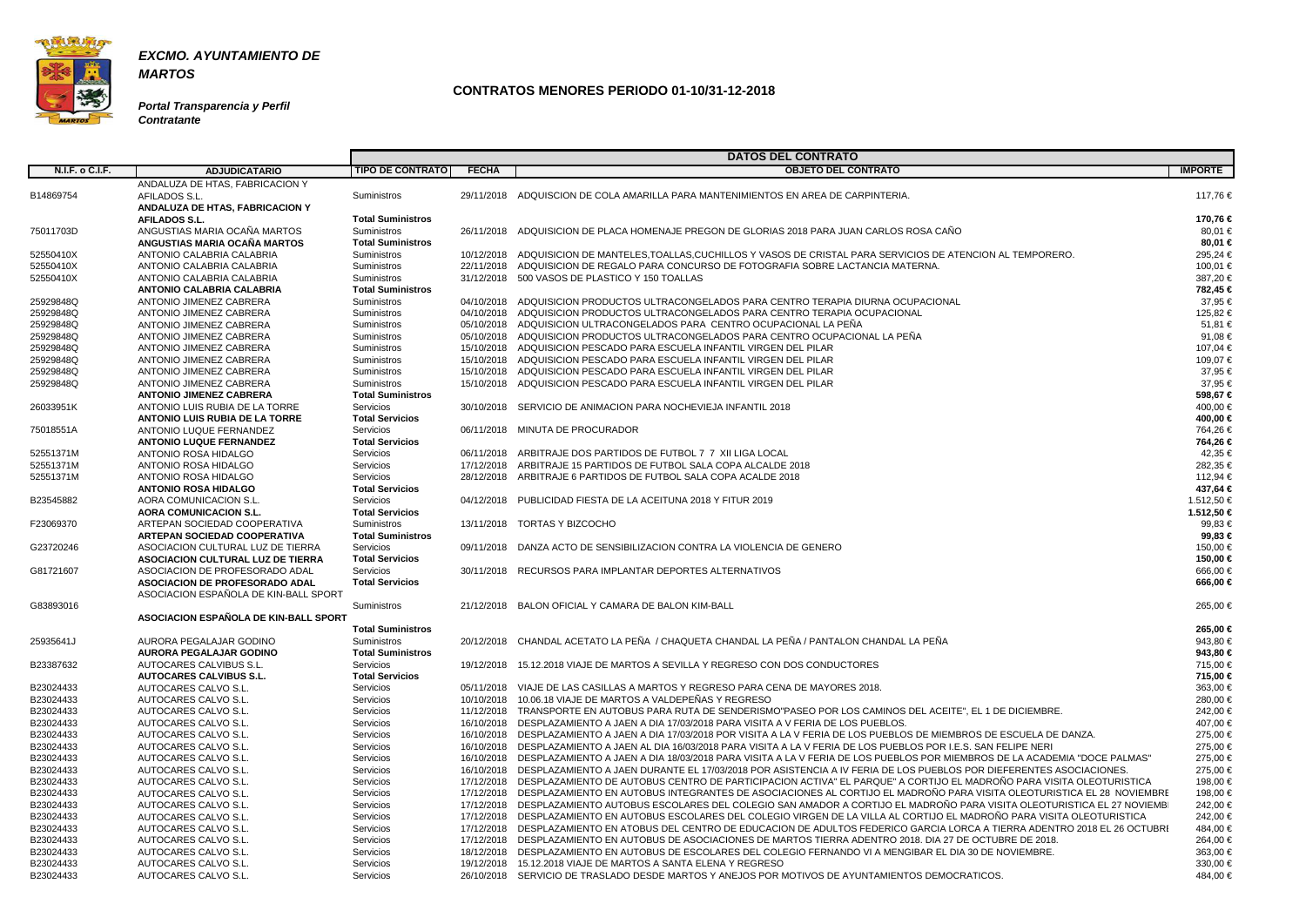**EXCMO. AYUNTAMIENTO DE MARTOS**

***Portal Transparencia y Perfil Contratante***

## CONTRATOS MENORES PERIODO 01-10/31-12-2018

| N.I.F. o C.I.F. | ADJUDICATARIO | DATOS DEL CONTRATO | | | |
|---|---|---|---|---|---|
| | | TIPO DE CONTRATO | FECHA | OBJETO DEL CONTRATO | IMPORTE |
| B14869754 | ANDALUZA DE HTAS, FABRICACION Y AFILADOS S.L. | Suministros | 29/11/2018 | ADQUISCION DE COLA AMARILLA PARA MANTENIMIENTOS EN AREA DE CARPINTERIA. | 117,76 € |
| | **ANDALUZA DE HTAS, FABRICACION Y AFILADOS S.L.** | **Total Suministros** | | | **170,76 €** |
| 75011703D | ANGUSTIAS MARIA OCAÑA MARTOS | Suministros | 26/11/2018 | ADQUISICION DE PLACA HOMENAJE PREGON DE GLORIAS 2018 PARA JUAN CARLOS ROSA CAÑO | 80,01 € |
| | **ANGUSTIAS MARIA OCAÑA MARTOS** | **Total Suministros** | | | **80,01 €** |
| 52550410X | ANTONIO CALABRIA CALABRIA | Suministros | 10/12/2018 | ADQUISICION DE MANTELES,TOALLAS,CUCHILLOS Y VASOS DE CRISTAL PARA SERVICIOS DE ATENCION AL TEMPORERO. | 295,24 € |
| 52550410X | ANTONIO CALABRIA CALABRIA | Suministros | 22/11/2018 | ADQUISICION DE REGALO PARA CONCURSO DE FOTOGRAFIA SOBRE LACTANCIA MATERNA. | 100,01 € |
| 52550410X | ANTONIO CALABRIA CALABRIA | Suministros | 31/12/2018 | 500 VASOS DE PLASTICO Y 150 TOALLAS | 387,20 € |
| | **ANTONIO CALABRIA CALABRIA** | **Total Suministros** | | | **782,45 €** |
| 25929848Q | ANTONIO JIMENEZ CABRERA | Suministros | 04/10/2018 | ADQUISICION PRODUCTOS ULTRACONGELADOS PARA CENTRO TERAPIA DIURNA OCUPACIONAL | 37,95 € |
| 25929848Q | ANTONIO JIMENEZ CABRERA | Suministros | 04/10/2018 | ADQUISICION PRODUCTOS ULTRACONGELADOS PARA CENTRO TERAPIA OCUPACIONAL | 125,82 € |
| 25929848Q | ANTONIO JIMENEZ CABRERA | Suministros | 05/10/2018 | ADQUISICION ULTRACONGELADOS PARA CENTRO OCUPACIONAL LA PEÑA | 51,81 € |
| 25929848Q | ANTONIO JIMENEZ CABRERA | Suministros | 05/10/2018 | ADQUISICION PRODUCTOS ULTRACONGELADOS PARA CENTRO OCUPACIONAL LA PEÑA | 91,08 € |
| 25929848Q | ANTONIO JIMENEZ CABRERA | Suministros | 15/10/2018 | ADQUISICION PESCADO PARA ESCUELA INFANTIL VIRGEN DEL PILAR | 107,04 € |
| 25929848Q | ANTONIO JIMENEZ CABRERA | Suministros | 15/10/2018 | ADQUISICION PESCADO PARA ESCUELA INFANTIL VIRGEN DEL PILAR | 109,07 € |
| 25929848Q | ANTONIO JIMENEZ CABRERA | Suministros | 15/10/2018 | ADQUISICION PESCADO PARA ESCUELA INFANTIL VIRGEN DEL PILAR | 37,95 € |
| 25929848Q | ANTONIO JIMENEZ CABRERA | Suministros | 15/10/2018 | ADQUISICION PESCADO PARA ESCUELA INFANTIL VIRGEN DEL PILAR | 37,95 € |
| | **ANTONIO JIMENEZ CABRERA** | **Total Suministros** | | | **598,67 €** |
| 26033951K | ANTONIO LUIS RUBIA DE LA TORRE | Servicios | 30/10/2018 | SERVICIO DE ANIMACION PARA NOCHEVIEJA INFANTIL 2018 | 400,00 € |
| | **ANTONIO LUIS RUBIA DE LA TORRE** | **Total Servicios** | | | **400,00 €** |
| 75018551A | ANTONIO LUQUE FERNANDEZ | Servicios | 06/11/2018 | MINUTA DE PROCURADOR | 764,26 € |
| | **ANTONIO LUQUE FERNANDEZ** | **Total Servicios** | | | **764,26 €** |
| 52551371M | ANTONIO ROSA HIDALGO | Servicios | 06/11/2018 | ARBITRAJE DOS PARTIDOS DE FUTBOL 7 7 XII LIGA LOCAL | 42,35 € |
| 52551371M | ANTONIO ROSA HIDALGO | Servicios | 17/12/2018 | ARBITRAJE 15 PARTIDOS DE FUTBOL SALA COPA ALCALDE 2018 | 282,35 € |
| 52551371M | ANTONIO ROSA HIDALGO | Servicios | 28/12/2018 | ARBITRAJE 6 PARTIDOS DE FUTBOL SALA COPA ACALDE 2018 | 112,94 € |
| | **ANTONIO ROSA HIDALGO** | **Total Servicios** | | | **437,64 €** |
| B23545882 | AORA COMUNICACION S.L. | Servicios | 04/12/2018 | PUBLICIDAD FIESTA DE LA ACEITUNA 2018 Y FITUR 2019 | 1.512,50 € |
| | **AORA COMUNICACION S.L.** | **Total Servicios** | | | **1.512,50 €** |
| F23069370 | ARTEPAN SOCIEDAD COOPERATIVA | Suministros | 13/11/2018 | TORTAS Y BIZCOCHO | 99,83 € |
| | **ARTEPAN SOCIEDAD COOPERATIVA** | **Total Suministros** | | | **99,83 €** |
| G23720246 | ASOCIACION CULTURAL LUZ DE TIERRA | Servicios | 09/11/2018 | DANZA ACTO DE SENSIBILIZACION CONTRA LA VIOLENCIA DE GENERO | 150,00 € |
| | **ASOCIACION CULTURAL LUZ DE TIERRA** | **Total Servicios** | | | **150,00 €** |
| G81721607 | ASOCIACION DE PROFESORADO ADAL | Servicios | 30/11/2018 | RECURSOS PARA IMPLANTAR DEPORTES ALTERNATIVOS | 666,00 € |
| | **ASOCIACION DE PROFESORADO ADAL** | **Total Servicios** | | | **666,00 €** |
| G83893016 | ASOCIACION ESPAÑOLA DE KIN-BALL SPORT | Suministros | 21/12/2018 | BALON OFICIAL Y CAMARA DE BALON KIM-BALL | 265,00 € |
| | **ASOCIACION ESPAÑOLA DE KIN-BALL SPORT** | **Total Suministros** | | | **265,00 €** |
| 25935641J | AURORA PEGALAJAR GODINO | Suministros | 20/12/2018 | CHANDAL ACETATO LA PEÑA / CHAQUETA CHANDAL LA PEÑA / PANTALON CHANDAL LA PEÑA | 943,80 € |
| | **AURORA PEGALAJAR GODINO** | **Total Suministros** | | | **943,80 €** |
| B23387632 | AUTOCARES CALVIBUS S.L. | Servicios | 19/12/2018 | 15.12.2018 VIAJE DE MARTOS A SEVILLA Y REGRESO CON DOS CONDUCTORES | 715,00 € |
| | **AUTOCARES CALVIBUS S.L.** | **Total Servicios** | | | **715,00 €** |
| B23024433 | AUTOCARES CALVO S.L. | Servicios | 05/11/2018 | VIAJE DE LAS CASILLAS A MARTOS Y REGRESO PARA CENA DE MAYORES 2018. | 363,00 € |
| B23024433 | AUTOCARES CALVO S.L. | Servicios | 10/10/2018 | 10.06.18 VIAJE DE MARTOS A VALDEPEÑAS Y REGRESO | 280,00 € |
| B23024433 | AUTOCARES CALVO S.L. | Servicios | 11/12/2018 | TRANSPORTE EN AUTOBUS PARA RUTA DE SENDERISMO"PASEO POR LOS CAMINOS DEL ACEITE", EL 1 DE DICIEMBRE. | 242,00 € |
| B23024433 | AUTOCARES CALVO S.L. | Servicios | 16/10/2018 | DESPLAZAMIENTO A JAEN A DIA 17/03/2018 PARA VISITA A V FERIA DE LOS PUEBLOS. | 407,00 € |
| B23024433 | AUTOCARES CALVO S.L. | Servicios | 16/10/2018 | DESPLAZAMIENTO A JAEN A DIA 17/03/2018 POR VISITA A LA V FERIA DE LOS PUEBLOS DE MIEMBROS DE ESCUELA DE DANZA. | 275,00 € |
| B23024433 | AUTOCARES CALVO S.L. | Servicios | 16/10/2018 | DESPLAZAMIENTO A JAEN AL DIA 16/03/2018 PARA VISITA A LA V FERIA DE LOS PUEBLOS POR I.E.S. SAN FELIPE NERI | 275,00 € |
| B23024433 | AUTOCARES CALVO S.L. | Servicios | 16/10/2018 | DESPLAZAMIENTO A JAEN A DIA 18/03/2018 PARA VISITA A LA V FERIA DE LOS PUEBLOS POR MIEMBROS DE LA ACADEMIA "DOCE PALMAS" | 275,00 € |
| B23024433 | AUTOCARES CALVO S.L. | Servicios | 16/10/2018 | DESPLAZAMIENTO A JAEN DURANTE EL 17/03/2018 POR ASISTENCIA A IV FERIA DE LOS PUEBLOS POR DIEFERENTES ASOCIACIONES. | 275,00 € |
| B23024433 | AUTOCARES CALVO S.L. | Servicios | 17/12/2018 | DESPLAZAMIENTO DE AUTOBUS CENTRO DE PARTICIPACION ACTIVA" EL PARQUE" A CORTIJO EL MADROÑO PARA VISITA OLEOTURISTICA | 198,00 € |
| B23024433 | AUTOCARES CALVO S.L. | Servicios | 17/12/2018 | DESPLAZAMIENTO EN AUTOBUS INTEGRANTES DE ASOCIACIONES AL CORTIJO EL MADROÑO PARA VISITA OLEOTURISTICA EL 28 NOVIEMBRE | 198,00 € |
| B23024433 | AUTOCARES CALVO S.L. | Servicios | 17/12/2018 | DESPLAZAMIENTO AUTOBUS ESCOLARES DEL COLEGIO SAN AMADOR A CORTIJO EL MADROÑO PARA VISITA OLEOTURISTICA EL 27 NOVIEMB | 242,00 € |
| B23024433 | AUTOCARES CALVO S.L. | Servicios | 17/12/2018 | DESPLAZAMIENTO EN AUTOBUS ESCOLARES DEL COLEGIO VIRGEN DE LA VILLA AL CORTIJO EL MADROÑO PARA VISITA OLEOTURISTICA | 242,00 € |
| B23024433 | AUTOCARES CALVO S.L. | Servicios | 17/12/2018 | DESPLAZAMIENTO EN ATOBUS DEL CENTRO DE EDUCACION DE ADULTOS FEDERICO GARCIA LORCA A TIERRA ADENTRO 2018 EL 26 OCTUBRE | 484,00 € |
| B23024433 | AUTOCARES CALVO S.L. | Servicios | 17/12/2018 | DESPLAZAMIENTO EN AUTOBUS DE ASOCIACIONES DE MARTOS TIERRA ADENTRO 2018. DIA 27 DE OCTUBRE DE 2018. | 264,00 € |
| B23024433 | AUTOCARES CALVO S.L. | Servicios | 18/12/2018 | DESPLAZAMIENTO EN AUTOBUS DE ESCOLARES DEL COLEGIO FERNANDO VI A MENGIBAR EL DIA 30 DE NOVIEMBRE. | 363,00 € |
| B23024433 | AUTOCARES CALVO S.L. | Servicios | 19/12/2018 | 15.12.2018 VIAJE DE MARTOS A SANTA ELENA Y REGRESO | 330,00 € |
| B23024433 | AUTOCARES CALVO S.L. | Servicios | 26/10/2018 | SERVICIO DE TRASLADO DESDE MARTOS Y ANEJOS POR MOTIVOS DE AYUNTAMIENTOS DEMOCRATICOS. | 484,00 € |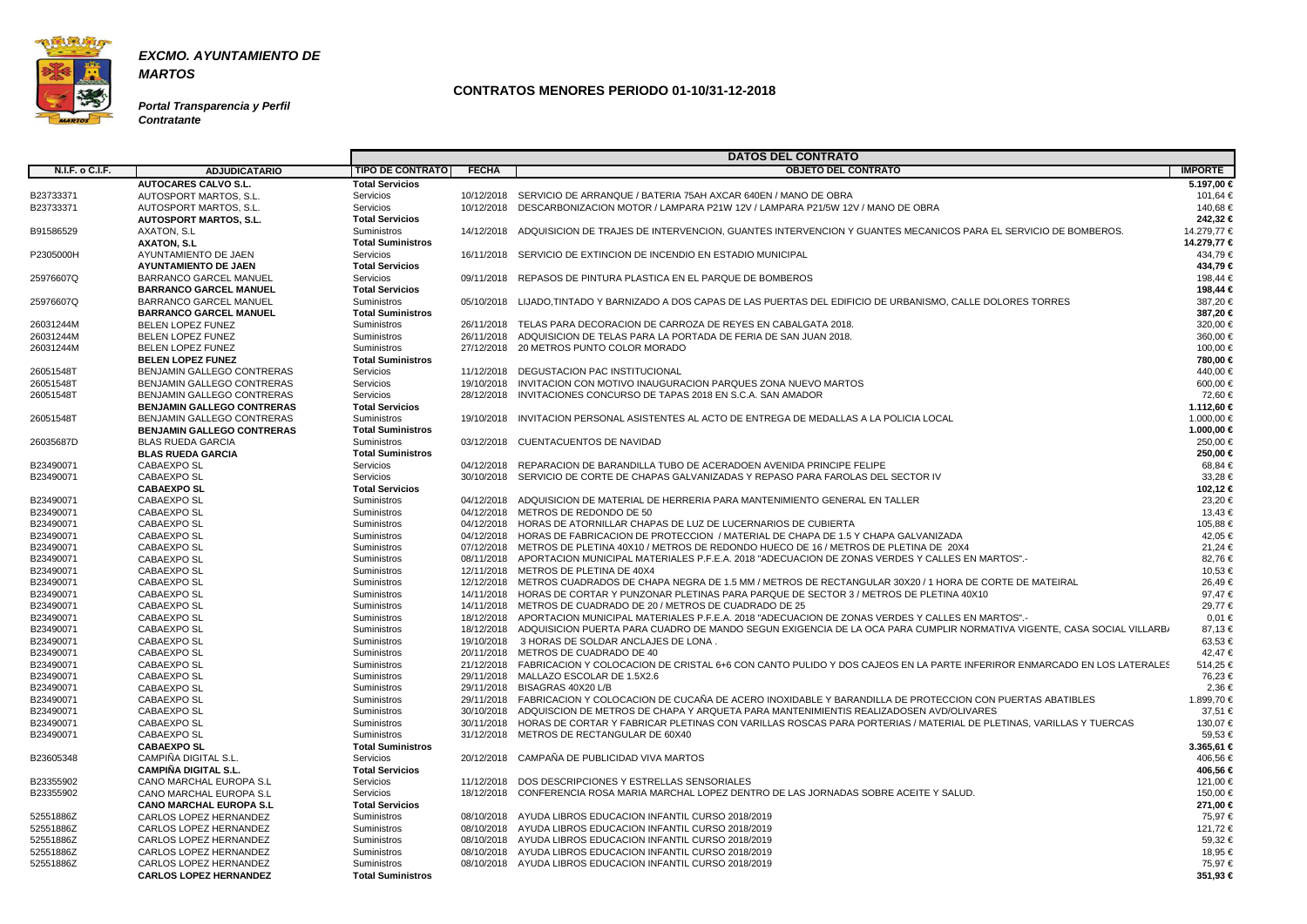**EXCMO. AYUNTAMIENTO DE MARTOS**

**CONTRATOS MENORES PERIODO 01-10/31-12-2018**

***Portal Transparencia y Perfil Contratante***

| N.I.F. o C.I.F. | ADJUDICATARIO | TIPO DE CONTRATO | FECHA | OBJETO DEL CONTRATO | IMPORTE |
|---|---|---|---|---|---|
| | **AUTOCARES CALVO S.L.** | **Total Servicios** | | | **5.197,00 €** |
| B23733371 | AUTOSPORT MARTOS, S.L. | Servicios | 10/12/2018 | SERVICIO DE ARRANQUE / BATERIA 75AH AXCAR 640EN / MANO DE OBRA | 101,64 € |
| B23733371 | AUTOSPORT MARTOS, S.L. | Servicios | 10/12/2018 | DESCARBONIZACION MOTOR / LAMPARA P21W 12V / LAMPARA P21/5W 12V / MANO DE OBRA | 140,68 € |
| | **AUTOSPORT MARTOS, S.L.** | **Total Servicios** | | | **242,32 €** |
| B91586529 | AXATON, S.L | Suministros | 14/12/2018 | ADQUISICION DE TRAJES DE INTERVENCION, GUANTES INTERVENCION Y GUANTES MECANICOS PARA EL SERVICIO DE BOMBEROS. | 14.279,77 € |
| | **AXATON, S.L** | **Total Suministros** | | | **14.279,77 €** |
| P2305000H | AYUNTAMIENTO DE JAEN | Servicios | 16/11/2018 | SERVICIO DE EXTINCION DE INCENDIO EN ESTADIO MUNICIPAL | 434,79 € |
| | **AYUNTAMIENTO DE JAEN** | **Total Servicios** | | | **434,79 €** |
| 25976607Q | BARRANCO GARCEL MANUEL | Servicios | 09/11/2018 | REPASOS DE PINTURA PLASTICA EN EL PARQUE DE BOMBEROS | 198,44 € |
| | **BARRANCO GARCEL MANUEL** | **Total Servicios** | | | **198,44 €** |
| 25976607Q | BARRANCO GARCEL MANUEL | Suministros | 05/10/2018 | LIJADO,TINTADO Y BARNIZADO A DOS CAPAS DE LAS PUERTAS DEL EDIFICIO DE URBANISMO, CALLE DOLORES TORRES | 387,20 € |
| | **BARRANCO GARCEL MANUEL** | **Total Suministros** | | | **387,20 €** |
| 26031244M | BELEN LOPEZ FUNEZ | Suministros | 26/11/2018 | TELAS PARA DECORACION DE CARROZA DE REYES EN CABALGATA 2018. | 320,00 € |
| 26031244M | BELEN LOPEZ FUNEZ | Suministros | 26/11/2018 | ADQUISICION DE TELAS PARA LA PORTADA DE FERIA DE SAN JUAN 2018. | 360,00 € |
| 26031244M | BELEN LOPEZ FUNEZ | Suministros | 27/12/2018 | 20 METROS PUNTO COLOR MORADO | 100,00 € |
| | **BELEN LOPEZ FUNEZ** | **Total Suministros** | | | **780,00 €** |
| 26051548T | BENJAMIN GALLEGO CONTRERAS | Servicios | 11/12/2018 | DEGUSTACION PAC INSTITUCIONAL | 440,00 € |
| 26051548T | BENJAMIN GALLEGO CONTRERAS | Servicios | 19/10/2018 | INVITACION CON MOTIVO INAUGURACION PARQUES ZONA NUEVO MARTOS | 600,00 € |
| 26051548T | BENJAMIN GALLEGO CONTRERAS | Servicios | 28/12/2018 | INVITACIONES CONCURSO DE TAPAS 2018 EN S.C.A. SAN AMADOR | 72,60 € |
| | **BENJAMIN GALLEGO CONTRERAS** | **Total Servicios** | | | **1.112,60 €** |
| 26051548T | BENJAMIN GALLEGO CONTRERAS | Suministros | 19/10/2018 | INVITACION PERSONAL ASISTENTES AL ACTO DE ENTREGA DE MEDALLAS A LA POLICIA LOCAL | 1.000,00 € |
| | **BENJAMIN GALLEGO CONTRERAS** | **Total Suministros** | | | **1.000,00 €** |
| 26035687D | BLAS RUEDA GARCIA | Suministros | 03/12/2018 | CUENTACUENTOS DE NAVIDAD | 250,00 € |
| | **BLAS RUEDA GARCIA** | **Total Suministros** | | | **250,00 €** |
| B23490071 | CABAEXPO SL | Servicios | 04/12/2018 | REPARACION DE BARANDILLA TUBO DE ACERADOEN AVENIDA PRINCIPE FELIPE | 68,84 € |
| B23490071 | CABAEXPO SL | Servicios | 30/10/2018 | SERVICIO DE CORTE DE CHAPAS GALVANIZADAS Y REPASO PARA FAROLAS DEL SECTOR IV | 33,28 € |
| | **CABAEXPO SL** | **Total Servicios** | | | **102,12 €** |
| B23490071 | CABAEXPO SL | Suministros | 04/12/2018 | ADQUISICION DE MATERIAL DE HERRERIA PARA MANTENIMIENTO GENERAL EN TALLER | 23,20 € |
| B23490071 | CABAEXPO SL | Suministros | 04/12/2018 | METROS DE REDONDO DE 50 | 13,43 € |
| B23490071 | CABAEXPO SL | Suministros | 04/12/2018 | HORAS DE ATORNILLAR CHAPAS DE LUZ DE LUCERNARIOS DE CUBIERTA | 105,88 € |
| B23490071 | CABAEXPO SL | Suministros | 04/12/2018 | HORAS DE FABRICACION DE PROTECCION / MATERIAL DE CHAPA DE 1.5 Y CHAPA GALVANIZADA | 42,05 € |
| B23490071 | CABAEXPO SL | Suministros | 07/12/2018 | METROS DE PLETINA 40X10 / METROS DE REDONDO HUECO DE 16 / METROS DE PLETINA DE 20X4 | 21,24 € |
| B23490071 | CABAEXPO SL | Suministros | 08/11/2018 | APORTACION MUNICIPAL MATERIALES P.F.E.A. 2018 "ADECUACION DE ZONAS VERDES Y CALLES EN MARTOS".- | 82,76 € |
| B23490071 | CABAEXPO SL | Suministros | 12/11/2018 | METROS DE PLETINA DE 40X4 | 10,53 € |
| B23490071 | CABAEXPO SL | Suministros | 12/12/2018 | METROS CUADRADOS DE CHAPA NEGRA DE 1.5 MM / METROS DE RECTANGULAR 30X20 / 1 HORA DE CORTE DE MATEIRAL | 26,49 € |
| B23490071 | CABAEXPO SL | Suministros | 14/11/2018 | HORAS DE CORTAR Y PUNZONAR PLETINAS PARA PARQUE DE SECTOR 3 / METROS DE PLETINA 40X10 | 97,47 € |
| B23490071 | CABAEXPO SL | Suministros | 14/11/2018 | METROS DE CUADRADO DE 20 / METROS DE CUADRADO DE 25 | 29,77 € |
| B23490071 | CABAEXPO SL | Suministros | 18/12/2018 | APORTACION MUNICIPAL MATERIALES P.F.E.A. 2018 "ADECUACION DE ZONAS VERDES Y CALLES EN MARTOS".- | 0,01 € |
| B23490071 | CABAEXPO SL | Suministros | 18/12/2018 | ADQUISICION PUERTA PARA CUADRO DE MANDO SEGUN EXIGENCIA DE LA OCA PARA CUMPLIR NORMATIVA VIGENTE, CASA SOCIAL VILLARB/ | 87,13 € |
| B23490071 | CABAEXPO SL | Suministros | 19/10/2018 | 3 HORAS DE SOLDAR ANCLAJES DE LONA . | 63,53 € |
| B23490071 | CABAEXPO SL | Suministros | 20/11/2018 | METROS DE CUADRADO DE 40 | 42,47 € |
| B23490071 | CABAEXPO SL | Suministros | 21/12/2018 | FABRICACION Y COLOCACION DE CRISTAL 6+6 CON CANTO PULIDO Y DOS CAJEOS EN LA PARTE INFERIROR ENMARCADO EN LOS LATERALES | 514,25 € |
| B23490071 | CABAEXPO SL | Suministros | 29/11/2018 | MALLAZO ESCOLAR DE 1.5X2.6 | 76,23 € |
| B23490071 | CABAEXPO SL | Suministros | 29/11/2018 | BISAGRAS 40X20 L/B | 2,36 € |
| B23490071 | CABAEXPO SL | Suministros | 29/11/2018 | FABRICACION Y COLOCACION DE CUCAÑA DE ACERO INOXIDABLE Y BARANDILLA DE PROTECCION CON PUERTAS ABATIBLES | 1.899,70 € |
| B23490071 | CABAEXPO SL | Suministros | 30/10/2018 | ADQUISCION DE METROS DE CHAPA Y ARQUETA PARA MANTENIMIENTIS REALIZADOSEN AVD/OLIVARES | 37,51 € |
| B23490071 | CABAEXPO SL | Suministros | 30/11/2018 | HORAS DE CORTAR Y FABRICAR PLETINAS CON VARILLAS ROSCAS PARA PORTERIAS / MATERIAL DE PLETINAS, VARILLAS Y TUERCAS | 130,07 € |
| B23490071 | CABAEXPO SL | Suministros | 31/12/2018 | METROS DE RECTANGULAR DE 60X40 | 59,53 € |
| | **CABAEXPO SL** | **Total Suministros** | | | **3.365,61 €** |
| B23605348 | CAMPIÑA DIGITAL S.L. | Servicios | 20/12/2018 | CAMPAÑA DE PUBLICIDAD VIVA MARTOS | 406,56 € |
| | **CAMPIÑA DIGITAL S.L.** | **Total Servicios** | | | **406,56 €** |
| B23355902 | CANO MARCHAL EUROPA S.L | Servicios | 11/12/2018 | DOS DESCRIPCIONES Y ESTRELLAS SENSORIALES | 121,00 € |
| B23355902 | CANO MARCHAL EUROPA S.L | Servicios | 18/12/2018 | CONFERENCIA ROSA MARIA MARCHAL LOPEZ DENTRO DE LAS JORNADAS SOBRE ACEITE Y SALUD. | 150,00 € |
| | **CANO MARCHAL EUROPA S.L** | **Total Servicios** | | | **271,00 €** |
| 52551886Z | CARLOS LOPEZ HERNANDEZ | Suministros | 08/10/2018 | AYUDA LIBROS EDUCACION INFANTIL CURSO 2018/2019 | 75,97 € |
| 52551886Z | CARLOS LOPEZ HERNANDEZ | Suministros | 08/10/2018 | AYUDA LIBROS EDUCACION INFANTIL CURSO 2018/2019 | 121,72 € |
| 52551886Z | CARLOS LOPEZ HERNANDEZ | Suministros | 08/10/2018 | AYUDA LIBROS EDUCACION INFANTIL CURSO 2018/2019 | 59,32 € |
| 52551886Z | CARLOS LOPEZ HERNANDEZ | Suministros | 08/10/2018 | AYUDA LIBROS EDUCACION INFANTIL CURSO 2018/2019 | 18,95 € |
| 52551886Z | CARLOS LOPEZ HERNANDEZ | Suministros | 08/10/2018 | AYUDA LIBROS EDUCACION INFANTIL CURSO 2018/2019 | 75,97 € |
| | **CARLOS LOPEZ HERNANDEZ** | **Total Suministros** | | | **351,93 €** |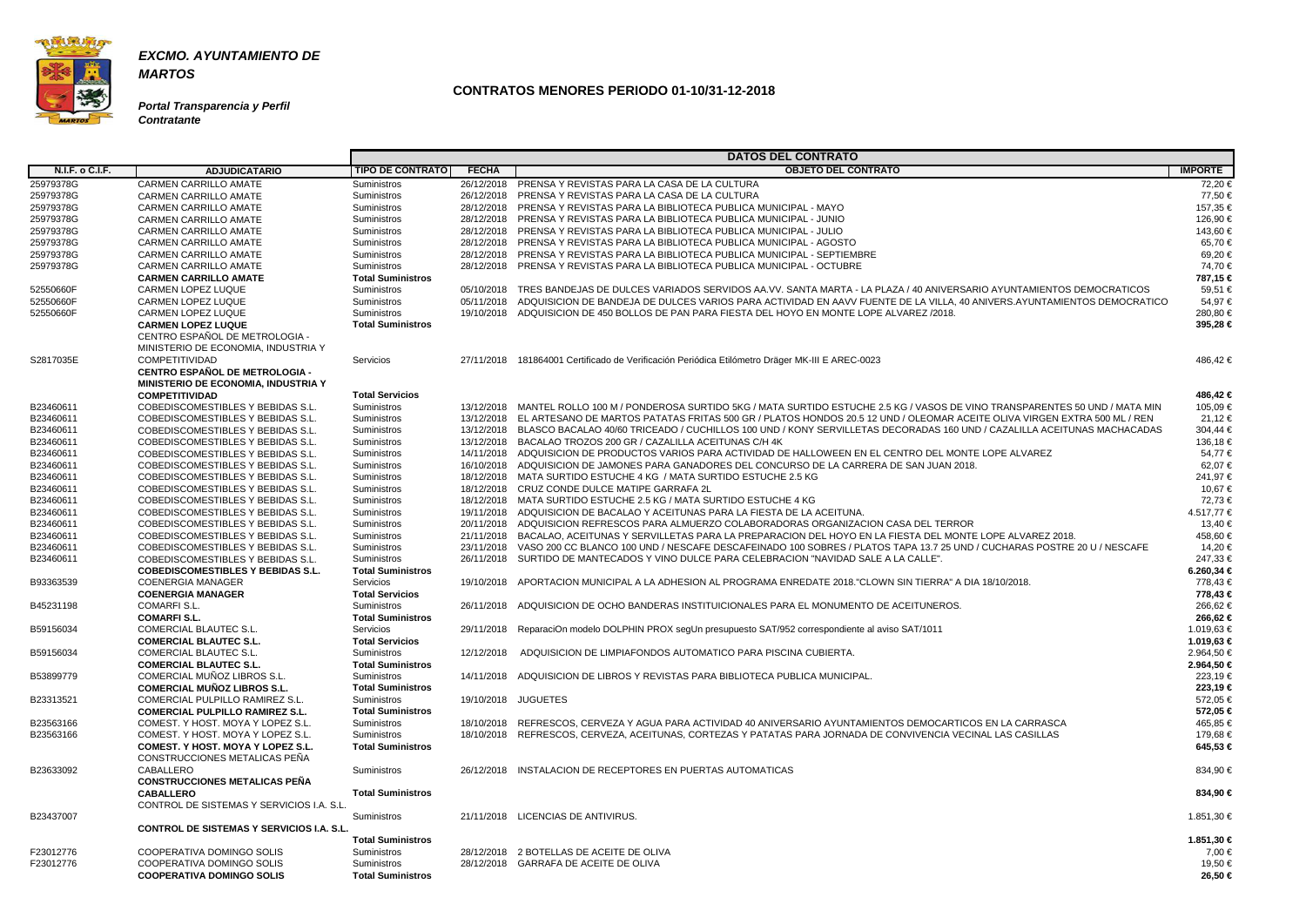***EXCMO. AYUNTAMIENTO DE MARTOS***

***Portal Transparencia y Perfil Contratante***

## CONTRATOS MENORES PERIODO 01-10/31-12-2018

| N.I.F. o C.I.F. | ADJUDICATARIO | TIPO DE CONTRATO | FECHA | OBJETO DEL CONTRATO | IMPORTE |
|---|---|---|---|---|---|
| | | DATOS DEL CONTRATO | | | |
| 25979378G | CARMEN CARRILLO AMATE | Suministros | 26/12/2018 | PRENSA Y REVISTAS PARA LA CASA DE LA CULTURA | 72,20 € |
| 25979378G | CARMEN CARRILLO AMATE | Suministros | 26/12/2018 | PRENSA Y REVISTAS PARA LA CASA DE LA CULTURA | 77,50 € |
| 25979378G | CARMEN CARRILLO AMATE | Suministros | 28/12/2018 | PRENSA Y REVISTAS PARA LA BIBLIOTECA PUBLICA MUNICIPAL - MAYO | 157,35 € |
| 25979378G | CARMEN CARRILLO AMATE | Suministros | 28/12/2018 | PRENSA Y REVISTAS PARA LA BIBLIOTECA PUBLICA MUNICIPAL - JUNIO | 126,90 € |
| 25979378G | CARMEN CARRILLO AMATE | Suministros | 28/12/2018 | PRENSA Y REVISTAS PARA LA BIBLIOTECA PUBLICA MUNICIPAL - JULIO | 143,60 € |
| 25979378G | CARMEN CARRILLO AMATE | Suministros | 28/12/2018 | PRENSA Y REVISTAS PARA LA BIBLIOTECA PUBLICA MUNICIPAL - AGOSTO | 65,70 € |
| 25979378G | CARMEN CARRILLO AMATE | Suministros | 28/12/2018 | PRENSA Y REVISTAS PARA LA BIBLIOTECA PUBLICA MUNICIPAL - SEPTIEMBRE | 69,20 € |
| 25979378G | CARMEN CARRILLO AMATE | Suministros | 28/12/2018 | PRENSA Y REVISTAS PARA LA BIBLIOTECA PUBLICA MUNICIPAL - OCTUBRE | 74,70 € |
| | **CARMEN CARRILLO AMATE** | **Total Suministros** | | | **787,15 €** |
| 52550660F | CARMEN LOPEZ LUQUE | Suministros | 05/10/2018 | TRES BANDEJAS DE DULCES VARIADOS SERVIDOS AA.VV. SANTA MARTA - LA PLAZA / 40 ANIVERSARIO AYUNTAMIENTOS DEMOCRATICOS | 59,51 € |
| 52550660F | CARMEN LOPEZ LUQUE | Suministros | 05/11/2018 | ADQUISICION DE BANDEJA DE DULCES VARIOS PARA ACTIVIDAD EN AAVV FUENTE DE LA VILLA, 40 ANIVERS.AYUNTAMIENTOS DEMOCRATICO | 54,97 € |
| 52550660F | CARMEN LOPEZ LUQUE | Suministros | 19/10/2018 | ADQUISICION DE 450 BOLLOS DE PAN PARA FIESTA DEL HOYO EN MONTE LOPE ALVAREZ /2018. | 280,80 € |
| | **CARMEN LOPEZ LUQUE** | **Total Suministros** | | | **395,28 €** |
| S2817035E | CENTRO ESPAÑOL DE METROLOGIA - MINISTERIO DE ECONOMIA, INDUSTRIA Y COMPETITIVIDAD | Servicios | 27/11/2018 | 181864001 Certificado de Verificación Periódica Etilómetro Dräger MK-III E AREC-0023 | 486,42 € |
| | **CENTRO ESPAÑOL DE METROLOGIA - MINISTERIO DE ECONOMIA, INDUSTRIA Y COMPETITIVIDAD** | **Total Servicios** | | | **486,42 €** |
| B23460611 | COBEDISCOMESTIBLES Y BEBIDAS S.L. | Suministros | 13/12/2018 | MANTEL ROLLO 100 M / PONDEROSA SURTIDO 5KG / MATA SURTIDO ESTUCHE 2.5 KG / VASOS DE VINO TRANSPARENTES 50 UND / MATA MIN | 105,09 € |
| B23460611 | COBEDISCOMESTIBLES Y BEBIDAS S.L. | Suministros | 13/12/2018 | EL ARTESANO DE MARTOS PATATAS FRITAS 500 GR / PLATOS HONDOS 20.5 12 UND / OLEOMAR ACEITE OLIVA VIRGEN EXTRA 500 ML / REN | 21,12 € |
| B23460611 | COBEDISCOMESTIBLES Y BEBIDAS S.L. | Suministros | 13/12/2018 | BLASCO BACALAO 40/60 TRICEADO / CUCHILLOS 100 UND / KONY SERVILLETAS DECORADAS 160 UND / CAZALILLA ACEITUNAS MACHACADAS | 304,44 € |
| B23460611 | COBEDISCOMESTIBLES Y BEBIDAS S.L. | Suministros | 13/12/2018 | BACALAO TROZOS 200 GR / CAZALILLA ACEITUNAS C/H 4K | 136,18 € |
| B23460611 | COBEDISCOMESTIBLES Y BEBIDAS S.L. | Suministros | 14/11/2018 | ADQUISICION DE PRODUCTOS VARIOS PARA ACTIVIDAD DE HALLOWEEN EN EL CENTRO DEL MONTE LOPE ALVAREZ | 54,77 € |
| B23460611 | COBEDISCOMESTIBLES Y BEBIDAS S.L. | Suministros | 16/10/2018 | ADQUISICION DE JAMONES PARA GANADORES DEL CONCURSO DE LA CARRERA DE SAN JUAN 2018. | 62,07 € |
| B23460611 | COBEDISCOMESTIBLES Y BEBIDAS S.L. | Suministros | 18/12/2018 | MATA SURTIDO ESTUCHE 4 KG / MATA SURTIDO ESTUCHE 2.5 KG | 241,97 € |
| B23460611 | COBEDISCOMESTIBLES Y BEBIDAS S.L. | Suministros | 18/12/2018 | CRUZ CONDE DULCE MATIPE GARRAFA 2L | 10,67 € |
| B23460611 | COBEDISCOMESTIBLES Y BEBIDAS S.L. | Suministros | 18/12/2018 | MATA SURTIDO ESTUCHE 2.5 KG / MATA SURTIDO ESTUCHE 4 KG | 72,73 € |
| B23460611 | COBEDISCOMESTIBLES Y BEBIDAS S.L. | Suministros | 19/11/2018 | ADQUISICION DE BACALAO Y ACEITUNAS PARA LA FIESTA DE LA ACEITUNA. | 4.517,77 € |
| B23460611 | COBEDISCOMESTIBLES Y BEBIDAS S.L. | Suministros | 20/11/2018 | ADQUISICION REFRESCOS PARA ALMUERZO COLABORADORAS ORGANIZACION CASA DEL TERROR | 13,40 € |
| B23460611 | COBEDISCOMESTIBLES Y BEBIDAS S.L. | Suministros | 21/11/2018 | BACALAO, ACEITUNAS Y SERVILLETAS PARA LA PREPARACION DEL HOYO EN LA FIESTA DEL MONTE LOPE ALVAREZ 2018. | 458,60 € |
| B23460611 | COBEDISCOMESTIBLES Y BEBIDAS S.L. | Suministros | 23/11/2018 | VASO 200 CC BLANCO 100 UND / NESCAFE DESCAFEINADO 100 SOBRES / PLATOS TAPA 13.7 25 UND / CUCHARAS POSTRE 20 U / NESCAFE | 14,20 € |
| B23460611 | COBEDISCOMESTIBLES Y BEBIDAS S.L. | Suministros | 26/11/2018 | SURTIDO DE MANTECADOS Y VINO DULCE PARA CELEBRACION "NAVIDAD SALE A LA CALLE". | 247,33 € |
| | **COBEDISCOMESTIBLES Y BEBIDAS S.L.** | **Total Suministros** | | | **6.260,34 €** |
| B93363539 | COENERGIA MANAGER | Servicios | 19/10/2018 | APORTACION MUNICIPAL A LA ADHESION AL PROGRAMA ENREDATE 2018."CLOWN SIN TIERRA" A DIA 18/10/2018. | 778,43 € |
| | **COENERGIA MANAGER** | **Total Servicios** | | | **778,43 €** |
| B45231198 | COMARFI S.L. | Suministros | 26/11/2018 | ADQUISICION DE OCHO BANDERAS INSTITUICIONALES PARA EL MONUMENTO DE ACEITUNEROS. | 266,62 € |
| | **COMARFI S.L.** | **Total Suministros** | | | **266,62 €** |
| B59156034 | COMERCIAL BLAUTEC S.L. | Servicios | 29/11/2018 | ReparaciOn modelo DOLPHIN PROX segUn presupuesto SAT/952 correspondiente al aviso SAT/1011 | 1.019,63 € |
| | **COMERCIAL BLAUTEC S.L.** | **Total Servicios** | | | **1.019,63 €** |
| B59156034 | COMERCIAL BLAUTEC S.L. | Suministros | 12/12/2018 | ADQUISICION DE LIMPIAFONDOS AUTOMATICO PARA PISCINA CUBIERTA. | 2.964,50 € |
| | **COMERCIAL BLAUTEC S.L.** | **Total Suministros** | | | **2.964,50 €** |
| B53899779 | COMERCIAL MUÑOZ LIBROS S.L. | Suministros | 14/11/2018 | ADQUISICION DE LIBROS Y REVISTAS PARA BIBLIOTECA PUBLICA MUNICIPAL. | 223,19 € |
| | **COMERCIAL MUÑOZ LIBROS S.L.** | **Total Suministros** | | | **223,19 €** |
| B23313521 | COMERCIAL PULPILLO RAMIREZ S.L. | Suministros | 19/10/2018 | JUGUETES | 572,05 € |
| | **COMERCIAL PULPILLO RAMIREZ S.L.** | **Total Suministros** | | | **572,05 €** |
| B23563166 | COMEST. Y HOST. MOYA Y LOPEZ S.L. | Suministros | 18/10/2018 | REFRESCOS, CERVEZA Y AGUA PARA ACTIVIDAD 40 ANIVERSARIO AYUNTAMIENTOS DEMOCARTICOS EN LA CARRASCA | 465,85 € |
| B23563166 | COMEST. Y HOST. MOYA Y LOPEZ S.L. | Suministros | 18/10/2018 | REFRESCOS, CERVEZA, ACEITUNAS, CORTEZAS Y PATATAS PARA JORNADA DE CONVIVENCIA VECINAL LAS CASILLAS | 179,68 € |
| | **COMEST. Y HOST. MOYA Y LOPEZ S.L.** | **Total Suministros** | | | **645,53 €** |
| B23633092 | CONSTRUCCIONES METALICAS PEÑA CABALLERO | Suministros | 26/12/2018 | INSTALACION DE RECEPTORES EN PUERTAS AUTOMATICAS | 834,90 € |
| | **CONSTRUCCIONES METALICAS PEÑA CABALLERO** | **Total Suministros** | | | **834,90 €** |
| B23437007 | CONTROL DE SISTEMAS Y SERVICIOS I.A. S.L. | Suministros | 21/11/2018 | LICENCIAS DE ANTIVIRUS. | 1.851,30 € |
| | **CONTROL DE SISTEMAS Y SERVICIOS I.A. S.L.** | **Total Suministros** | | | **1.851,30 €** |
| F23012776 | COOPERATIVA DOMINGO SOLIS | Suministros | 28/12/2018 | 2 BOTELLAS DE ACEITE DE OLIVA | 7,00 € |
| F23012776 | COOPERATIVA DOMINGO SOLIS | Suministros | 28/12/2018 | GARRAFA DE ACEITE DE OLIVA | 19,50 € |
| | **COOPERATIVA DOMINGO SOLIS** | **Total Suministros** | | | **26,50 €** |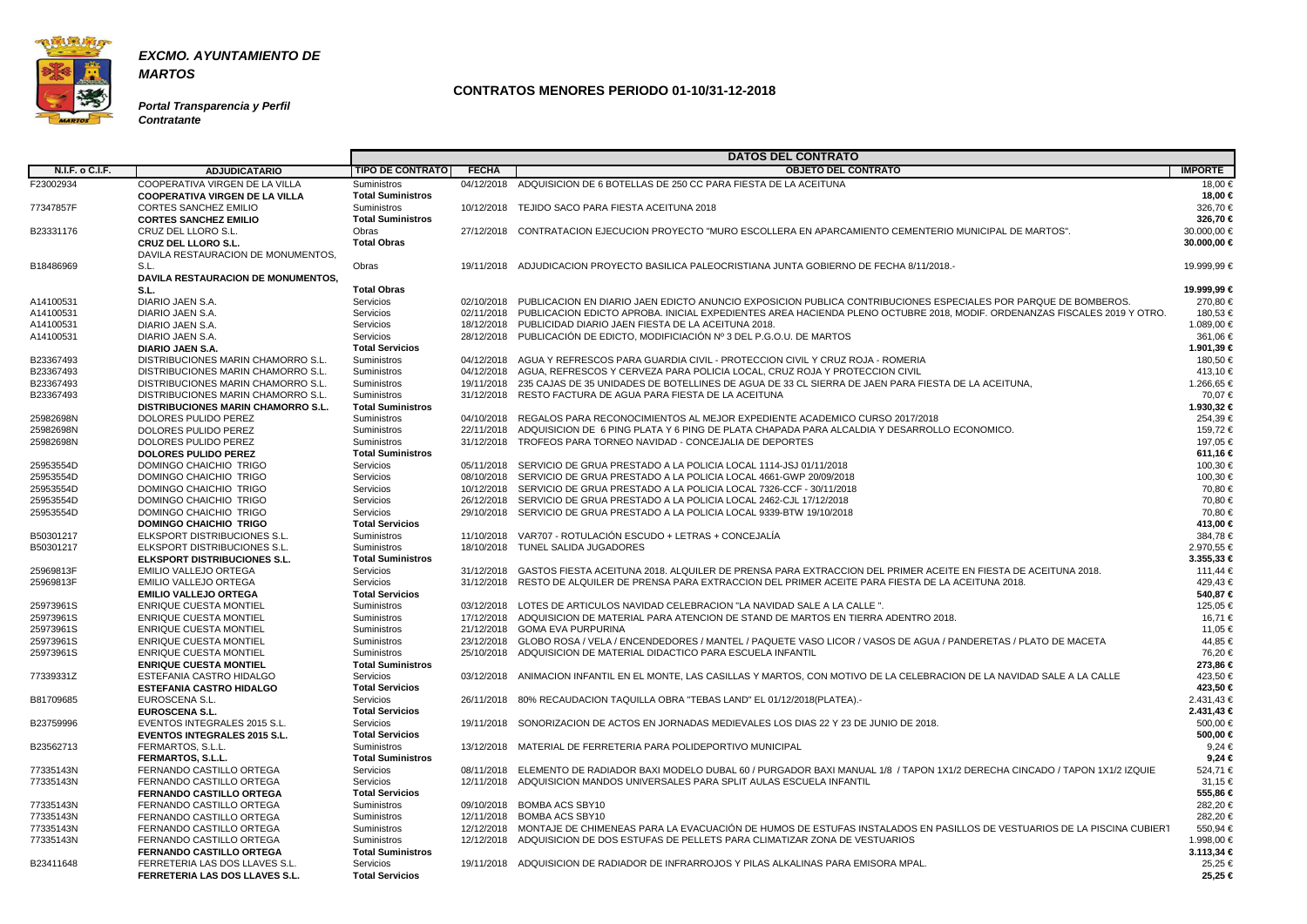***EXCMO. AYUNTAMIENTO DE MARTOS***

***Portal Transparencia y Perfil Contratante***

## CONTRATOS MENORES PERIODO 01-10/31-12-2018

| | | DATOS DEL CONTRATO | | | |
|---|---|---|---|---|---|
| **N.I.F. o C.I.F.** | **ADJUDICATARIO** | **TIPO DE CONTRATO** | **FECHA** | **OBJETO DEL CONTRATO** | **IMPORTE** |
| F23002934 | COOPERATIVA VIRGEN DE LA VILLA | Suministros | 04/12/2018 | ADQUISICION DE 6 BOTELLAS DE 250 CC PARA FIESTA DE LA ACEITUNA | 18,00 € |
| | **COOPERATIVA VIRGEN DE LA VILLA** | **Total Suministros** | | | **18,00 €** |
| 77347857F | CORTES SANCHEZ EMILIO | Suministros | 10/12/2018 | TEJIDO SACO PARA FIESTA ACEITUNA 2018 | 326,70 € |
| | **CORTES SANCHEZ EMILIO** | **Total Suministros** | | | **326,70 €** |
| B23331176 | CRUZ DEL LLORO S.L. | Obras | 27/12/2018 | CONTRATACION EJECUCION PROYECTO "MURO ESCOLLERA EN APARCAMIENTO CEMENTERIO MUNICIPAL DE MARTOS". | 30.000,00 € |
| | **CRUZ DEL LLORO S.L.** | **Total Obras** | | | **30.000,00 €** |
| B18486969 | DAVILA RESTAURACION DE MONUMENTOS, S.L. | Obras | 19/11/2018 | ADJUDICACION PROYECTO BASILICA PALEOCRISTIANA JUNTA GOBIERNO DE FECHA 8/11/2018.- | 19.999,99 € |
| | **DAVILA RESTAURACION DE MONUMENTOS, S.L.** | **Total Obras** | | | **19.999,99 €** |
| A14100531 | DIARIO JAEN S.A. | Servicios | 02/10/2018 | PUBLICACION EN DIARIO JAEN EDICTO ANUNCIO EXPOSICION PUBLICA CONTRIBUCIONES ESPECIALES POR PARQUE DE BOMBEROS. | 270,80 € |
| A14100531 | DIARIO JAEN S.A. | Servicios | 02/11/2018 | PUBLICACION EDICTO APROBA. INICIAL EXPEDIENTES AREA HACIENDA PLENO OCTUBRE 2018, MODIF. ORDENANZAS FISCALES 2019 Y OTRO. | 180,53 € |
| A14100531 | DIARIO JAEN S.A. | Servicios | 18/12/2018 | PUBLICIDAD DIARIO JAEN FIESTA DE LA ACEITUNA 2018. | 1.089,00 € |
| A14100531 | DIARIO JAEN S.A. | Servicios | 28/12/2018 | PUBLICACIÓN DE EDICTO, MODIFICIACIÓN Nº 3 DEL P.G.O.U. DE MARTOS | 361,06 € |
| | **DIARIO JAEN S.A.** | **Total Servicios** | | | **1.901,39 €** |
| B23367493 | DISTRIBUCIONES MARIN CHAMORRO S.L. | Suministros | 04/12/2018 | AGUA Y REFRESCOS PARA GUARDIA CIVIL - PROTECCION CIVIL Y CRUZ ROJA - ROMERIA | 180,50 € |
| B23367493 | DISTRIBUCIONES MARIN CHAMORRO S.L. | Suministros | 04/12/2018 | AGUA, REFRESCOS Y CERVEZA PARA POLICIA LOCAL, CRUZ ROJA Y PROTECCION CIVIL | 413,10 € |
| B23367493 | DISTRIBUCIONES MARIN CHAMORRO S.L. | Suministros | 19/11/2018 | 235 CAJAS DE 35 UNIDADES DE BOTELLINES DE AGUA DE 33 CL SIERRA DE JAEN PARA FIESTA DE LA ACEITUNA, | 1.266,65 € |
| B23367493 | DISTRIBUCIONES MARIN CHAMORRO S.L. | Suministros | 31/12/2018 | RESTO FACTURA DE AGUA PARA FIESTA DE LA ACEITUNA | 70,07 € |
| | **DISTRIBUCIONES MARIN CHAMORRO S.L.** | **Total Suministros** | | | **1.930,32 €** |
| 25982698N | DOLORES PULIDO PEREZ | Suministros | 04/10/2018 | REGALOS PARA RECONOCIMIENTOS AL MEJOR EXPEDIENTE ACADEMICO CURSO 2017/2018 | 254,39 € |
| 25982698N | DOLORES PULIDO PEREZ | Suministros | 22/11/2018 | ADQUISICION DE 6 PING PLATA Y 6 PING DE PLATA CHAPADA PARA ALCALDIA Y DESARROLLO ECONOMICO. | 159,72 € |
| 25982698N | DOLORES PULIDO PEREZ | Suministros | 31/12/2018 | TROFEOS PARA TORNEO NAVIDAD - CONCEJALIA DE DEPORTES | 197,05 € |
| | **DOLORES PULIDO PEREZ** | **Total Suministros** | | | **611,16 €** |
| 25953554D | DOMINGO CHAICHIO TRIGO | Servicios | 05/11/2018 | SERVICIO DE GRUA PRESTADO A LA POLICIA LOCAL 1114-JSJ 01/11/2018 | 100,30 € |
| 25953554D | DOMINGO CHAICHIO TRIGO | Servicios | 08/10/2018 | SERVICIO DE GRUA PRESTADO A LA POLICIA LOCAL 4661-GWP 20/09/2018 | 100,30 € |
| 25953554D | DOMINGO CHAICHIO TRIGO | Servicios | 10/12/2018 | SERVICIO DE GRUA PRESTADO A LA POLICIA LOCAL 7326-CCF - 30/11/2018 | 70,80 € |
| 25953554D | DOMINGO CHAICHIO TRIGO | Servicios | 26/12/2018 | SERVICIO DE GRUA PRESTADO A LA POLICIA LOCAL 2462-CJL 17/12/2018 | 70,80 € |
| 25953554D | DOMINGO CHAICHIO TRIGO | Servicios | 29/10/2018 | SERVICIO DE GRUA PRESTADO A LA POLICIA LOCAL 9339-BTW 19/10/2018 | 70,80 € |
| | **DOMINGO CHAICHIO TRIGO** | **Total Servicios** | | | **413,00 €** |
| B50301217 | ELKSPORT DISTRIBUCIONES S.L. | Suministros | 11/10/2018 | VAR707 - ROTULACIÓN ESCUDO + LETRAS + CONCEJALÍA | 384,78 € |
| B50301217 | ELKSPORT DISTRIBUCIONES S.L. | Suministros | 18/10/2018 | TUNEL SALIDA JUGADORES | 2.970,55 € |
| | **ELKSPORT DISTRIBUCIONES S.L.** | **Total Suministros** | | | **3.355,33 €** |
| 25969813F | EMILIO VALLEJO ORTEGA | Servicios | 31/12/2018 | GASTOS FIESTA ACEITUNA 2018. ALQUILER DE PRENSA PARA EXTRACCION DEL PRIMER ACEITE EN FIESTA DE ACEITUNA 2018. | 111,44 € |
| 25969813F | EMILIO VALLEJO ORTEGA | Servicios | 31/12/2018 | RESTO DE ALQUILER DE PRENSA PARA EXTRACCION DEL PRIMER ACEITE PARA FIESTA DE LA ACEITUNA 2018. | 429,43 € |
| | **EMILIO VALLEJO ORTEGA** | **Total Servicios** | | | **540,87 €** |
| 25973961S | ENRIQUE CUESTA MONTIEL | Suministros | 03/12/2018 | LOTES DE ARTICULOS NAVIDAD CELEBRACION "LA NAVIDAD SALE A LA CALLE ". | 125,05 € |
| 25973961S | ENRIQUE CUESTA MONTIEL | Suministros | 17/12/2018 | ADQUISICION DE MATERIAL PARA ATENCION DE STAND DE MARTOS EN TIERRA ADENTRO 2018. | 16,71 € |
| 25973961S | ENRIQUE CUESTA MONTIEL | Suministros | 21/12/2018 | GOMA EVA PURPURINA | 11,05 € |
| 25973961S | ENRIQUE CUESTA MONTIEL | Suministros | 23/12/2018 | GLOBO ROSA / VELA / ENCENDEDORES / MANTEL / PAQUETE VASO LICOR / VASOS DE AGUA / PANDERETAS / PLATO DE MACETA | 44,85 € |
| 25973961S | ENRIQUE CUESTA MONTIEL | Suministros | 25/10/2018 | ADQUISICION DE MATERIAL DIDACTICO PARA ESCUELA INFANTIL | 76,20 € |
| | **ENRIQUE CUESTA MONTIEL** | **Total Suministros** | | | **273,86 €** |
| 77339331Z | ESTEFANIA CASTRO HIDALGO | Servicios | 03/12/2018 | ANIMACION INFANTIL EN EL MONTE, LAS CASILLAS Y MARTOS, CON MOTIVO DE LA CELEBRACION DE LA NAVIDAD SALE A LA CALLE | 423,50 € |
| | **ESTEFANIA CASTRO HIDALGO** | **Total Servicios** | | | **423,50 €** |
| B81709685 | EUROSCENA S.L. | Servicios | 26/11/2018 | 80% RECAUDACION TAQUILLA OBRA "TEBAS LAND" EL 01/12/2018(PLATEA).- | 2.431,43 € |
| | **EUROSCENA S.L.** | **Total Servicios** | | | **2.431,43 €** |
| B23759996 | EVENTOS INTEGRALES 2015 S.L. | Servicios | 19/11/2018 | SONORIZACION DE ACTOS EN JORNADAS MEDIEVALES LOS DIAS 22 Y 23 DE JUNIO DE 2018. | 500,00 € |
| | **EVENTOS INTEGRALES 2015 S.L.** | **Total Servicios** | | | **500,00 €** |
| B23562713 | FERMARTOS, S.L.L. | Suministros | 13/12/2018 | MATERIAL DE FERRETERIA PARA POLIDEPORTIVO MUNICIPAL | 9,24 € |
| | **FERMARTOS, S.L.L.** | **Total Suministros** | | | **9,24 €** |
| 77335143N | FERNANDO CASTILLO ORTEGA | Servicios | 08/11/2018 | ELEMENTO DE RADIADOR BAXI MODELO DUBAL 60 / PURGADOR BAXI MANUAL 1/8 / TAPON 1X1/2 DERECHA CINCADO / TAPON 1X1/2 IZQUIE | 524,71 € |
| 77335143N | FERNANDO CASTILLO ORTEGA | Servicios | 12/11/2018 | ADQUISICION MANDOS UNIVERSALES PARA SPLIT AULAS ESCUELA INFANTIL | 31,15 € |
| | **FERNANDO CASTILLO ORTEGA** | **Total Servicios** | | | **555,86 €** |
| 77335143N | FERNANDO CASTILLO ORTEGA | Suministros | 09/10/2018 | BOMBA ACS SBY10 | 282,20 € |
| 77335143N | FERNANDO CASTILLO ORTEGA | Suministros | 12/11/2018 | BOMBA ACS SBY10 | 282,20 € |
| 77335143N | FERNANDO CASTILLO ORTEGA | Suministros | 12/12/2018 | MONTAJE DE CHIMENEAS PARA LA EVACUACIÓN DE HUMOS DE ESTUFAS INSTALADOS EN PASILLOS DE VESTUARIOS DE LA PISCINA CUBIERT | 550,94 € |
| 77335143N | FERNANDO CASTILLO ORTEGA | Suministros | 12/12/2018 | ADQUISICION DE DOS ESTUFAS DE PELLETS PARA CLIMATIZAR ZONA DE VESTUARIOS | 1.998,00 € |
| | **FERNANDO CASTILLO ORTEGA** | **Total Suministros** | | | **3.113,34 €** |
| B23411648 | FERRETERIA LAS DOS LLAVES S.L. | Servicios | 19/11/2018 | ADQUISICION DE RADIADOR DE INFRARROJOS Y PILAS ALKALINAS PARA EMISORA MPAL. | 25,25 € |
| | **FERRETERIA LAS DOS LLAVES S.L.** | **Total Servicios** | | | **25,25 €** |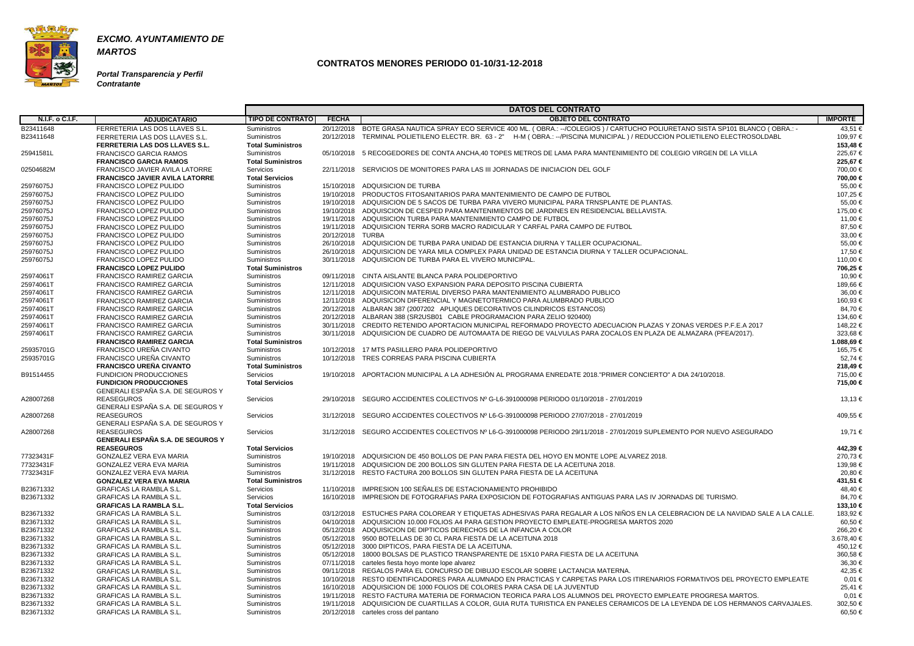***EXCMO. AYUNTAMIENTO DE MARTOS***

***Portal Transparencia y Perfil Contratante***

## CONTRATOS MENORES PERIODO 01-10/31-12-2018

| N.I.F. o C.I.F. | ADJUDICATARIO | TIPO DE CONTRATO | FECHA | OBJETO DEL CONTRATO | IMPORTE |
|---|---|---|---|---|---|
| | | **DATOS DEL CONTRATO** | | | |
| B23411648 | FERRETERIA LAS DOS LLAVES S.L. | Suministros | 20/12/2018 | BOTE GRASA NAUTICA SPRAY ECO SERVICE 400 ML. ( OBRA.: --/COLEGIOS ) / CARTUCHO POLIURETANO SISTA SP101 BLANCO ( OBRA.: - | 43,51 € |
| B23411648 | FERRETERIA LAS DOS LLAVES S.L. | Suministros | 20/12/2018 | TERMINAL POLIETILENO ELECTR. BR. 63 - 2" H-M ( OBRA.: --/PISCINA MUNICIPAL ) / REDUCCION POLIETILENO ELECTROSOLDABL | 109,97 € |
| | **FERRETERIA LAS DOS LLAVES S.L.** | **Total Suministros** | | | **153,48 €** |
| 25941581L | FRANCISCO GARCIA RAMOS | Suministros | 05/10/2018 | 5 RECOGEDORES DE CONTA ANCHA,40 TOPES METROS DE LAMA PARA MANTENIMIENTO DE COLEGIO VIRGEN DE LA VILLA | 225,67 € |
| | **FRANCISCO GARCIA RAMOS** | **Total Suministros** | | | **225,67 €** |
| 02504682M | FRANCISCO JAVIER AVILA LATORRE | Servicios | 22/11/2018 | SERVICIOS DE MONITORES PARA LAS III JORNADAS DE INICIACION DEL GOLF | 700,00 € |
| | **FRANCISCO JAVIER AVILA LATORRE** | **Total Servicios** | | | **700,00 €** |
| 25976075J | FRANCISCO LOPEZ PULIDO | Suministros | 15/10/2018 | ADQUISICION DE TURBA | 55,00 € |
| 25976075J | FRANCISCO LOPEZ PULIDO | Suministros | 19/10/2018 | PRODUCTOS FITOSANITARIOS PARA MANTENIMIENTO DE CAMPO DE FUTBOL | 107,25 € |
| 25976075J | FRANCISCO LOPEZ PULIDO | Suministros | 19/10/2018 | ADQUISICION DE 5 SACOS DE TURBA PARA VIVERO MUNICIPAL PARA TRNSPLANTE DE PLANTAS. | 55,00 € |
| 25976075J | FRANCISCO LOPEZ PULIDO | Suministros | 19/10/2018 | ADQUISCION DE CESPED PARA MANTENIMIENTOS DE JARDINES EN RESIDENCIAL BELLAVISTA. | 175,00 € |
| 25976075J | FRANCISCO LOPEZ PULIDO | Suministros | 19/11/2018 | ADQUISICION TURBA PARA MANTENIMIENTO CAMPO DE FUTBOL | 11,00 € |
| 25976075J | FRANCISCO LOPEZ PULIDO | Suministros | 19/11/2018 | ADQUISICION TERRA SORB MACRO RADICULAR Y CARFAL PARA CAMPO DE FUTBOL | 87,50 € |
| 25976075J | FRANCISCO LOPEZ PULIDO | Suministros | 20/12/2018 | TURBA | 33,00 € |
| 25976075J | FRANCISCO LOPEZ PULIDO | Suministros | 26/10/2018 | ADQUISICION DE TURBA PARA UNIDAD DE ESTANCIA DIURNA Y TALLER OCUPACIONAL. | 55,00 € |
| 25976075J | FRANCISCO LOPEZ PULIDO | Suministros | 26/10/2018 | ADQUISICION DE YARA MILA COMPLEX PARA UNIDAD DE ESTANCIA DIURNA Y TALLER OCUPACIONAL. | 17,50 € |
| 25976075J | FRANCISCO LOPEZ PULIDO | Suministros | 30/11/2018 | ADQUISICION DE TURBA PARA EL VIVERO MUNICIPAL. | 110,00 € |
| | **FRANCISCO LOPEZ PULIDO** | **Total Suministros** | | | **706,25 €** |
| 25974061T | FRANCISCO RAMIREZ GARCIA | Suministros | 09/11/2018 | CINTA AISLANTE BLANCA PARA POLIDEPORTIVO | 10,90 € |
| 25974061T | FRANCISCO RAMIREZ GARCIA | Suministros | 12/11/2018 | ADQUISICION VASO EXPANSION PARA DEPOSITO PISCINA CUBIERTA | 189,66 € |
| 25974061T | FRANCISCO RAMIREZ GARCIA | Suministros | 12/11/2018 | ADQUISICOIN MATERIAL DIVERSO PARA MANTENIMIENTO ALUMBRADO PUBLICO | 36,00 € |
| 25974061T | FRANCISCO RAMIREZ GARCIA | Suministros | 12/11/2018 | ADQUISICION DIFERENCIAL Y MAGNETOTERMICO PARA ALUMBRADO PUBLICO | 160,93 € |
| 25974061T | FRANCISCO RAMIREZ GARCIA | Suministros | 20/12/2018 | ALBARAN 387 (2007202 APLIQUES DECORATIVOS CILINDRICOS ESTANCOS) | 84,70 € |
| 25974061T | FRANCISCO RAMIREZ GARCIA | Suministros | 20/12/2018 | ALBARAN 388 (SR2USB01 CABLE PROGRAMACION PARA ZELIO 920400) | 134,60 € |
| 25974061T | FRANCISCO RAMIREZ GARCIA | Suministros | 30/11/2018 | CREDITO RETENIDO APORTACION MUNICIPAL REFORMADO PROYECTO ADECUACION PLAZAS Y ZONAS VERDES P.F.E.A 2017 | 148,22 € |
| 25974061T | FRANCISCO RAMIREZ GARCIA | Suministros | 30/11/2018 | ADQUISICION DE CUADRO DE AUTOMAATA DE RIEGO DE VALVULAS PARA ZOCALOS EN PLAZA DE ALMAZARA (PFEA/2017). | 323,68 € |
| | **FRANCISCO RAMIREZ GARCIA** | **Total Suministros** | | | **1.088,69 €** |
| 25935701G | FRANCISCO UREÑA CIVANTO | Suministros | 10/12/2018 | 17 MTS PASILLERO PARA POLIDEPORTIVO | 165,75 € |
| 25935701G | FRANCISCO UREÑA CIVANTO | Suministros | 10/12/2018 | TRES CORREAS PARA PISCINA CUBIERTA | 52,74 € |
| | **FRANCISCO UREÑA CIVANTO** | **Total Suministros** | | | **218,49 €** |
| B91514455 | FUNDICION PRODUCCIONES | Servicios | 19/10/2018 | APORTACION MUNICIPAL A LA ADHESIÓN AL PROGRAMA ENREDATE 2018."PRIMER CONCIERTO" A DIA 24/10/2018. | 715,00 € |
| | **FUNDICION PRODUCCIONES** | **Total Servicios** | | | **715,00 €** |
| A28007268 | GENERALI ESPAÑA S.A. DE SEGUROS Y REASEGUROS | Servicios | 29/10/2018 | SEGURO ACCIDENTES COLECTIVOS Nº G-L6-391000098 PERIODO 01/10/2018 - 27/01/2019 | 13,13 € |
| A28007268 | GENERALI ESPAÑA S.A. DE SEGUROS Y REASEGUROS | Servicios | 31/12/2018 | SEGURO ACCIDENTES COLECTIVOS Nº L6-G-391000098 PERIODO 27/07/2018 - 27/01/2019 | 409,55 € |
| A28007268 | GENERALI ESPAÑA S.A. DE SEGUROS Y REASEGUROS | Servicios | 31/12/2018 | SEGURO ACCIDENTES COLECTIVOS Nº L6-G-391000098 PERIODO 29/11/2018 - 27/01/2019 SUPLEMENTO POR NUEVO ASEGURADO | 19,71 € |
| | **GENERALI ESPAÑA S.A. DE SEGUROS Y REASEGUROS** | **Total Servicios** | | | **442,39 €** |
| 77323431F | GONZALEZ VERA EVA MARIA | Suministros | 19/10/2018 | ADQUISICION DE 450 BOLLOS DE PAN PARA FIESTA DEL HOYO EN MONTE LOPE ALVAREZ 2018. | 270,73 € |
| 77323431F | GONZALEZ VERA EVA MARIA | Suministros | 19/11/2018 | ADQUISICION DE 200 BOLLOS SIN GLUTEN PARA FIESTA DE LA ACEITUNA 2018. | 139,98 € |
| 77323431F | GONZALEZ VERA EVA MARIA | Suministros | 31/12/2018 | RESTO FACTURA 200 BOLLOS SIN GLUTEN PARA FIESTA DE LA ACEITUNA | 20,80 € |
| | **GONZALEZ VERA EVA MARIA** | **Total Suministros** | | | **431,51 €** |
| B23671332 | GRAFICAS LA RAMBLA S.L. | Servicios | 11/10/2018 | IMPRESION 100 SEÑALES DE ESTACIONAMIENTO PROHIBIDO | 48,40 € |
| B23671332 | GRAFICAS LA RAMBLA S.L. | Servicios | 16/10/2018 | IMPRESION DE FOTOGRAFIAS PARA EXPOSICION DE FOTOGRAFIAS ANTIGUAS PARA LAS IV JORNADAS DE TURISMO. | 84,70 € |
| | **GRAFICAS LA RAMBLA S.L.** | **Total Servicios** | | | **133,10 €** |
| B23671332 | GRAFICAS LA RAMBLA S.L. | Suministros | 03/12/2018 | ESTUCHES PARA COLOREAR Y ETIQUETAS ADHESIVAS PARA REGALAR A LOS NIÑOS EN LA CELEBRACION DE LA NAVIDAD SALE A LA CALLE. | 183,92 € |
| B23671332 | GRAFICAS LA RAMBLA S.L. | Suministros | 04/10/2018 | ADQUISICION 10.000 FOLIOS A4 PARA GESTION PROYECTO EMPLEATE-PROGRESA MARTOS 2020 | 60,50 € |
| B23671332 | GRAFICAS LA RAMBLA S.L. | Suministros | 05/12/2018 | ADQUISICION DE DIPTICOS DERECHOS DE LA INFANCIA A COLOR | 266,20 € |
| B23671332 | GRAFICAS LA RAMBLA S.L. | Suministros | 05/12/2018 | 9500 BOTELLAS DE 30 CL PARA FIESTA DE LA ACEITUNA 2018 | 3.678,40 € |
| B23671332 | GRAFICAS LA RAMBLA S.L. | Suministros | 05/12/2018 | 3000 DIPTICOS, PARA FIESTA DE LA ACEITUNA. | 450,12 € |
| B23671332 | GRAFICAS LA RAMBLA S.L. | Suministros | 05/12/2018 | 18000 BOLSAS DE PLASTICO TRANSPARENTE DE 15X10 PARA FIESTA DE LA ACEITUNA | 360,58 € |
| B23671332 | GRAFICAS LA RAMBLA S.L. | Suministros | 07/11/2018 | carteles fiesta hoyo monte lope alvarez | 36,30 € |
| B23671332 | GRAFICAS LA RAMBLA S.L. | Suministros | 09/11/2018 | REGALOS PARA EL CONCURSO DE DIBUJO ESCOLAR SOBRE LACTANCIA MATERNA. | 42,35 € |
| B23671332 | GRAFICAS LA RAMBLA S.L. | Suministros | 10/10/2018 | RESTO IDENTIFICADORES PARA ALUMNADO EN PRACTICAS Y CARPETAS PARA LOS ITIRENARIOS FORMATIVOS DEL PROYECTO EMPLEATE | 0,01 € |
| B23671332 | GRAFICAS LA RAMBLA S.L. | Suministros | 16/10/2018 | ADQUISICION DE 1000 FOLIOS DE COLORES PARA CASA DE LA JUVENTUD | 25,41 € |
| B23671332 | GRAFICAS LA RAMBLA S.L. | Suministros | 19/11/2018 | RESTO FACTURA MATERIA DE FORMACION TEORICA PARA LOS ALUMNOS DEL PROYECTO EMPLEATE PROGRESA MARTOS. | 0,01 € |
| B23671332 | GRAFICAS LA RAMBLA S.L. | Suministros | 19/11/2018 | ADQUISICION DE CUARTILLAS A COLOR, GUIA RUTA TURISTICA EN PANELES CERAMICOS DE LA LEYENDA DE LOS HERMANOS CARVAJALES. | 302,50 € |
| B23671332 | GRAFICAS LA RAMBLA S.L. | Suministros | 20/12/2018 | carteles cross del pantano | 60,50 € |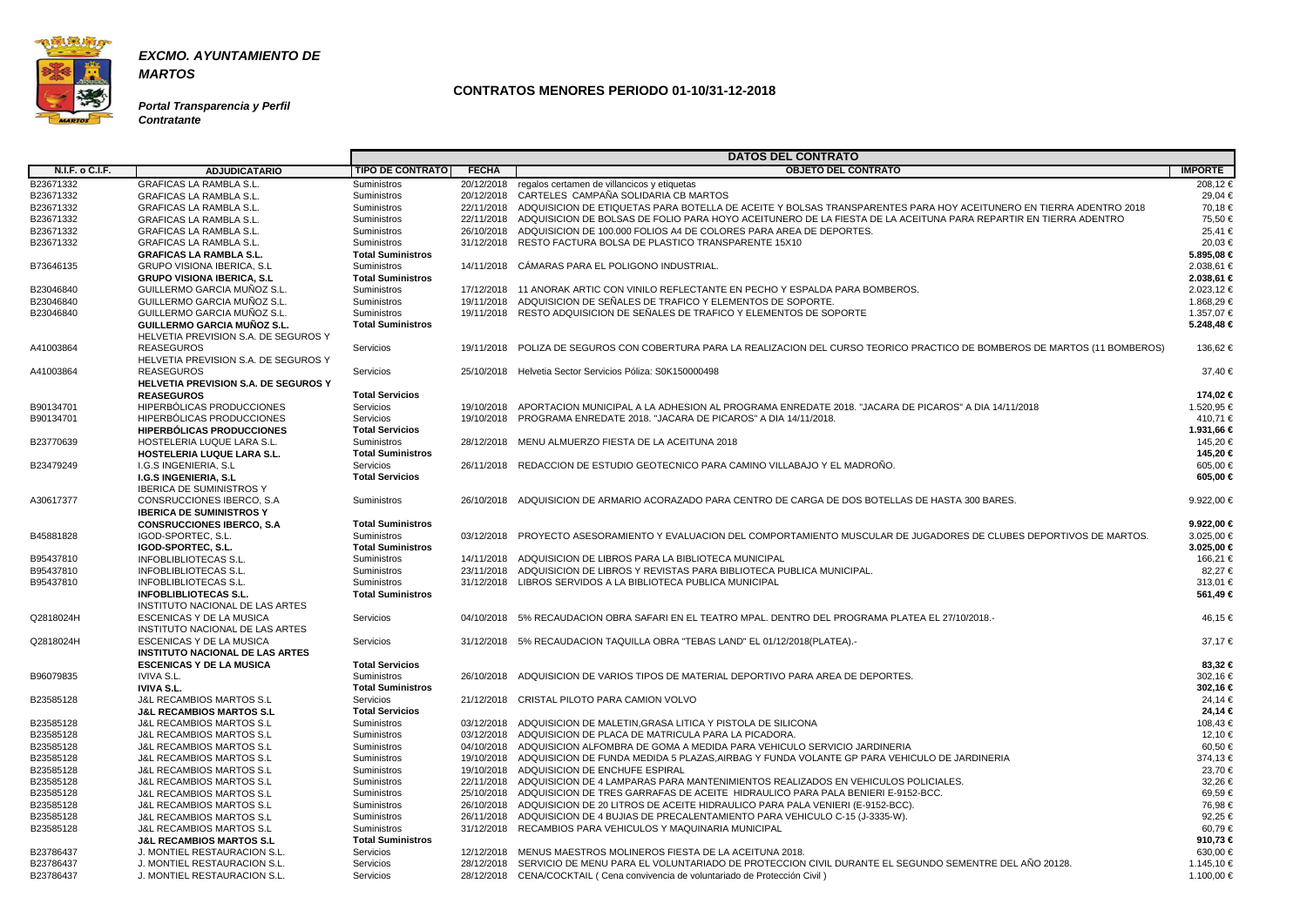***EXCMO. AYUNTAMIENTO DE MARTOS***

***Portal Transparencia y Perfil Contratante***

**CONTRATOS MENORES PERIODO 01-10/31-12-2018**

| | | DATOS DEL CONTRATO | | | |
|---|---|---|---|---|---|
| **N.I.F. o C.I.F.** | **ADJUDICATARIO** | **TIPO DE CONTRATO** | **FECHA** | **OBJETO DEL CONTRATO** | **IMPORTE** |
| B23671332 | GRAFICAS LA RAMBLA S.L. | Suministros | 20/12/2018 | regalos certamen de villancicos y etiquetas | 208,12 € |
| B23671332 | GRAFICAS LA RAMBLA S.L. | Suministros | 20/12/2018 | CARTELES CAMPAÑA SOLIDARIA CB MARTOS | 29,04 € |
| B23671332 | GRAFICAS LA RAMBLA S.L. | Suministros | 22/11/2018 | ADQUISICION DE ETIQUETAS PARA BOTELLA DE ACEITE Y BOLSAS TRANSPARENTES PARA HOY ACEITUNERO EN TIERRA ADENTRO 2018 | 70,18 € |
| B23671332 | GRAFICAS LA RAMBLA S.L. | Suministros | 22/11/2018 | ADQUISICION DE BOLSAS DE FOLIO PARA HOYO ACEITUNERO DE LA FIESTA DE LA ACEITUNA PARA REPARTIR EN TIERRA ADENTRO | 75,50 € |
| B23671332 | GRAFICAS LA RAMBLA S.L. | Suministros | 26/10/2018 | ADQUISICION DE 100.000 FOLIOS A4 DE COLORES PARA AREA DE DEPORTES. | 25,41 € |
| B23671332 | GRAFICAS LA RAMBLA S.L. | Suministros | 31/12/2018 | RESTO FACTURA BOLSA DE PLASTICO TRANSPARENTE 15X10 | 20,03 € |
| | **GRAFICAS LA RAMBLA S.L.** | **Total Suministros** | | | **5.895,08 €** |
| B73646135 | GRUPO VISIONA IBERICA, S.L | Suministros | 14/11/2018 | CÁMARAS PARA EL POLIGONO INDUSTRIAL. | 2.038,61 € |
| | **GRUPO VISIONA IBERICA, S.L** | **Total Suministros** | | | **2.038,61 €** |
| B23046840 | GUILLERMO GARCIA MUÑOZ S.L. | Suministros | 17/12/2018 | 11 ANORAK ARTIC CON VINILO REFLECTANTE EN PECHO Y ESPALDA PARA BOMBEROS. | 2.023,12 € |
| B23046840 | GUILLERMO GARCIA MUÑOZ S.L. | Suministros | 19/11/2018 | ADQUISICION DE SEÑALES DE TRAFICO Y ELEMENTOS DE SOPORTE. | 1.868,29 € |
| B23046840 | GUILLERMO GARCIA MUÑOZ S.L. | Suministros | 19/11/2018 | RESTO ADQUISICION DE SEÑALES DE TRAFICO Y ELEMENTOS DE SOPORTE | 1.357,07 € |
| | **GUILLERMO GARCIA MUÑOZ S.L.** | **Total Suministros** | | | **5.248,48 €** |
| A41003864 | HELVETIA PREVISION S.A. DE SEGUROS Y REASEGUROS | Servicios | 19/11/2018 | POLIZA DE SEGUROS CON COBERTURA PARA LA REALIZACION DEL CURSO TEORICO PRACTICO DE BOMBEROS DE MARTOS (11 BOMBEROS) | 136,62 € |
| A41003864 | HELVETIA PREVISION S.A. DE SEGUROS Y REASEGUROS | Servicios | 25/10/2018 | Helvetia Sector Servicios Póliza: S0K150000498 | 37,40 € |
| | **HELVETIA PREVISION S.A. DE SEGUROS Y REASEGUROS** | **Total Servicios** | | | **174,02 €** |
| B90134701 | HIPERBÓLICAS PRODUCCIONES | Servicios | 19/10/2018 | APORTACION MUNICIPAL A LA ADHESION AL PROGRAMA ENREDATE 2018. "JACARA DE PICAROS" A DIA 14/11/2018 | 1.520,95 € |
| B90134701 | HIPERBÓLICAS PRODUCCIONES | Servicios | 19/10/2018 | PROGRAMA ENREDATE 2018. "JACARA DE PICAROS" A DIA 14/11/2018. | 410,71 € |
| | **HIPERBÓLICAS PRODUCCIONES** | **Total Servicios** | | | **1.931,66 €** |
| B23770639 | HOSTELERIA LUQUE LARA S.L. | Suministros | 28/12/2018 | MENU ALMUERZO FIESTA DE LA ACEITUNA 2018 | 145,20 € |
| | **HOSTELERIA LUQUE LARA S.L.** | **Total Suministros** | | | **145,20 €** |
| B23479249 | I.G.S INGENIERIA, S.L | Servicios | 26/11/2018 | REDACCION DE ESTUDIO GEOTECNICO PARA CAMINO VILLABAJO Y EL MADROÑO. | 605,00 € |
| | **I.G.S INGENIERIA, S.L** | **Total Servicios** | | | **605,00 €** |
| A30617377 | IBERICA DE SUMINISTROS Y CONSRUCCIONES IBERCO, S.A | Suministros | 26/10/2018 | ADQUISICION DE ARMARIO ACORAZADO PARA CENTRO DE CARGA DE DOS BOTELLAS DE HASTA 300 BARES. | 9.922,00 € |
| | **IBERICA DE SUMINISTROS Y CONSRUCCIONES IBERCO, S.A** | **Total Suministros** | | | **9.922,00 €** |
| B45881828 | IGOD-SPORTEC, S.L. | Suministros | 03/12/2018 | PROYECTO ASESORAMIENTO Y EVALUACION DEL COMPORTAMIENTO MUSCULAR DE JUGADORES DE CLUBES DEPORTIVOS DE MARTOS. | 3.025,00 € |
| | **IGOD-SPORTEC, S.L.** | **Total Suministros** | | | **3.025,00 €** |
| B95437810 | INFOBLIBLIOTECAS S.L. | Suministros | 14/11/2018 | ADQUISICION DE LIBROS PARA LA BIBLIOTECA MUNICIPAL | 166,21 € |
| B95437810 | INFOBLIBLIOTECAS S.L. | Suministros | 23/11/2018 | ADQUISICION DE LIBROS Y REVISTAS PARA BIBLIOTECA PUBLICA MUNICIPAL. | 82,27 € |
| B95437810 | INFOBLIBLIOTECAS S.L. | Suministros | 31/12/2018 | LIBROS SERVIDOS A LA BIBLIOTECA PUBLICA MUNICIPAL | 313,01 € |
| | **INFOBLIBLIOTECAS S.L.** | **Total Suministros** | | | **561,49 €** |
| Q2818024H | INSTITUTO NACIONAL DE LAS ARTES ESCENICAS Y DE LA MUSICA | Servicios | 04/10/2018 | 5% RECAUDACION OBRA SAFARI EN EL TEATRO MPAL. DENTRO DEL PROGRAMA PLATEA EL 27/10/2018.- | 46,15 € |
| Q2818024H | INSTITUTO NACIONAL DE LAS ARTES ESCENICAS Y DE LA MUSICA | Servicios | 31/12/2018 | 5% RECAUDACION TAQUILLA OBRA "TEBAS LAND" EL 01/12/2018(PLATEA).- | 37,17 € |
| | **INSTITUTO NACIONAL DE LAS ARTES ESCENICAS Y DE LA MUSICA** | **Total Servicios** | | | **83,32 €** |
| B96079835 | IVIVA S.L. | Suministros | 26/10/2018 | ADQUISICION DE VARIOS TIPOS DE MATERIAL DEPORTIVO PARA AREA DE DEPORTES. | 302,16 € |
| | **IVIVA S.L.** | **Total Suministros** | | | **302,16 €** |
| B23585128 | J&L RECAMBIOS MARTOS S.L | Servicios | 21/12/2018 | CRISTAL PILOTO PARA CAMION VOLVO | 24,14 € |
| | **J&L RECAMBIOS MARTOS S.L** | **Total Servicios** | | | **24,14 €** |
| B23585128 | J&L RECAMBIOS MARTOS S.L | Suministros | 03/12/2018 | ADQUISICION DE MALETIN,GRASA LITICA Y PISTOLA DE SILICONA | 108,43 € |
| B23585128 | J&L RECAMBIOS MARTOS S.L | Suministros | 03/12/2018 | ADQUISICION DE PLACA DE MATRICULA PARA LA PICADORA. | 12,10 € |
| B23585128 | J&L RECAMBIOS MARTOS S.L | Suministros | 04/10/2018 | ADQUISICION ALFOMBRA DE GOMA A MEDIDA PARA VEHICULO SERVICIO JARDINERIA | 60,50 € |
| B23585128 | J&L RECAMBIOS MARTOS S.L | Suministros | 19/10/2018 | ADQUISICION DE FUNDA MEDIDA 5 PLAZAS,AIRBAG Y FUNDA VOLANTE GP PARA VEHICULO DE JARDINERIA | 374,13 € |
| B23585128 | J&L RECAMBIOS MARTOS S.L | Suministros | 19/10/2018 | ADQUISICION DE ENCHUFE ESPIRAL | 23,70 € |
| B23585128 | J&L RECAMBIOS MARTOS S.L | Suministros | 22/11/2018 | ADQUISICION DE 4 LAMPARAS PARA MANTENIMIENTOS REALIZADOS EN VEHICULOS POLICIALES. | 32,26 € |
| B23585128 | J&L RECAMBIOS MARTOS S.L | Suministros | 25/10/2018 | ADQUISICION DE TRES GARRAFAS DE ACEITE HIDRAULICO PARA PALA BENIERI E-9152-BCC. | 69,59 € |
| B23585128 | J&L RECAMBIOS MARTOS S.L | Suministros | 26/10/2018 | ADQUISICION DE 20 LITROS DE ACEITE HIDRAULICO PARA PALA VENIERI (E-9152-BCC). | 76,98 € |
| B23585128 | J&L RECAMBIOS MARTOS S.L | Suministros | 26/11/2018 | ADQUISICION DE 4 BUJIAS DE PRECALENTAMIENTO PARA VEHICULO C-15 (J-3335-W). | 92,25 € |
| B23585128 | J&L RECAMBIOS MARTOS S.L | Suministros | 31/12/2018 | RECAMBIOS PARA VEHICULOS Y MAQUINARIA MUNICIPAL | 60,79 € |
| | **J&L RECAMBIOS MARTOS S.L** | **Total Suministros** | | | **910,73 €** |
| B23786437 | J. MONTIEL RESTAURACION S.L. | Servicios | 12/12/2018 | MENUS MAESTROS MOLINEROS FIESTA DE LA ACEITUNA 2018. | 630,00 € |
| B23786437 | J. MONTIEL RESTAURACION S.L. | Servicios | 28/12/2018 | SERVICIO DE MENU PARA EL VOLUNTARIADO DE PROTECCION CIVIL DURANTE EL SEGUNDO SEMENTRE DEL AÑO 20128. | 1.145,10 € |
| B23786437 | J. MONTIEL RESTAURACION S.L. | Servicios | 28/12/2018 | CENA/COCKTAIL ( Cena convivencia de voluntariado de Protección Civil ) | 1.100,00 € |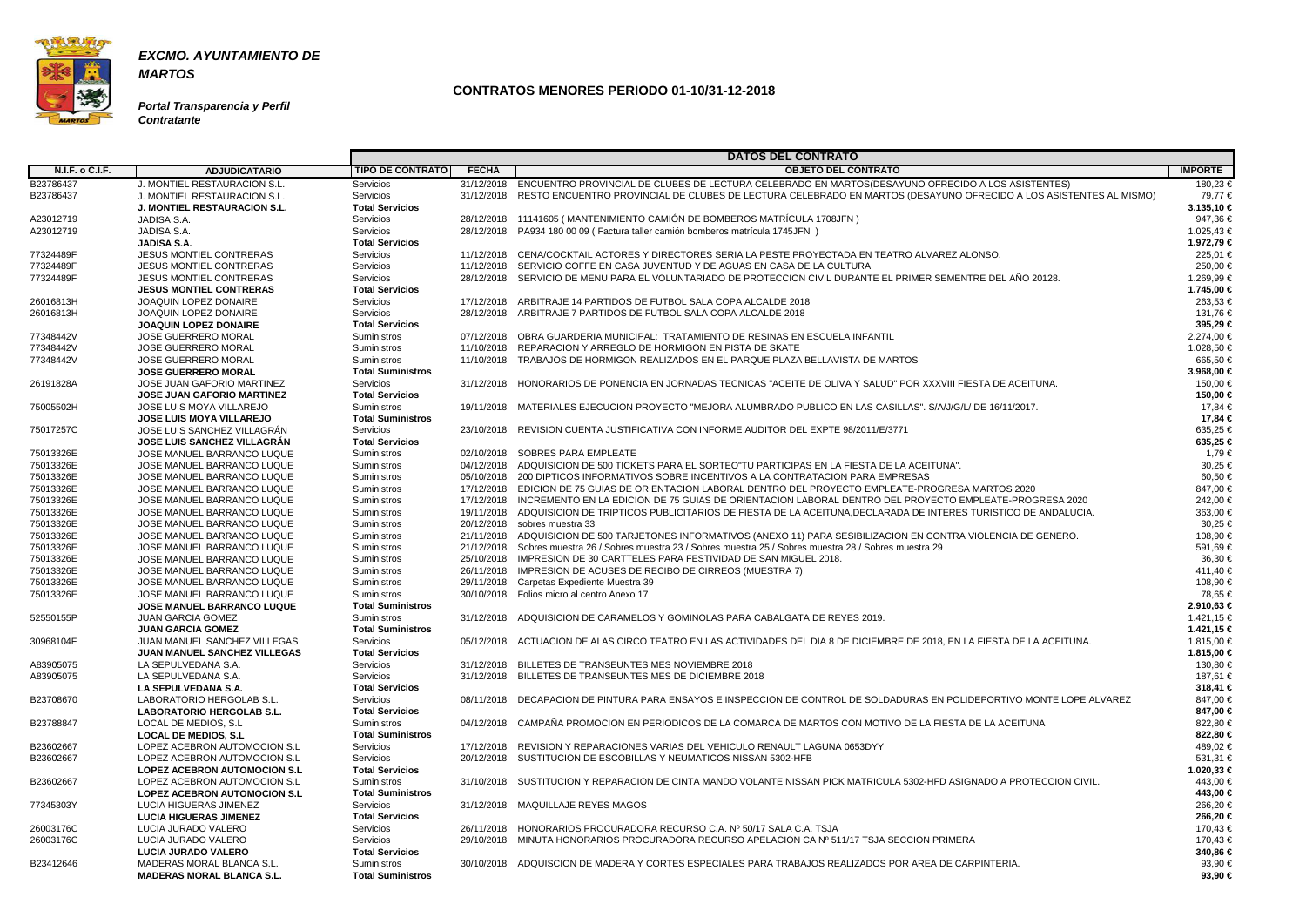***EXCMO. AYUNTAMIENTO DE MARTOS***

***Portal Transparencia y Perfil Contratante***

## CONTRATOS MENORES PERIODO 01-10/31-12-2018

| | | DATOS DEL CONTRATO | | | |
|---|---|---|---|---|---|
| **N.I.F. o C.I.F.** | **ADJUDICATARIO** | **TIPO DE CONTRATO** | **FECHA** | **OBJETO DEL CONTRATO** | **IMPORTE** |
| B23786437 | J. MONTIEL RESTAURACION S.L. | Servicios | 31/12/2018 | ENCUENTRO PROVINCIAL DE CLUBES DE LECTURA CELEBRADO EN MARTOS(DESAYUNO OFRECIDO A LOS ASISTENTES) | 180,23 € |
| B23786437 | J. MONTIEL RESTAURACION S.L. | Servicios | 31/12/2018 | RESTO ENCUENTRO PROVINCIAL DE CLUBES DE LECTURA CELEBRADO EN MARTOS (DESAYUNO OFRECIDO A LOS ASISTENTES AL MISMO) | 79,77 € |
| | **J. MONTIEL RESTAURACION S.L.** | **Total Servicios** | | | **3.135,10 €** |
| A23012719 | JADISA S.A. | Servicios | 28/12/2018 | 11141605 ( MANTENIMIENTO CAMIÓN DE BOMBEROS MATRÍCULA 1708JFN ) | 947,36 € |
| A23012719 | JADISA S.A. | Servicios | 28/12/2018 | PA934 180 00 09 ( Factura taller camión bomberos matrícula 1745JFN ) | 1.025,43 € |
| | **JADISA S.A.** | **Total Servicios** | | | **1.972,79 €** |
| 77324489F | JESUS MONTIEL CONTRERAS | Servicios | 11/12/2018 | CENA/COCKTAIL ACTORES Y DIRECTORES SERIA LA PESTE PROYECTADA EN TEATRO ALVAREZ ALONSO. | 225,01 € |
| 77324489F | JESUS MONTIEL CONTRERAS | Servicios | 11/12/2018 | SERVICIO COFFE EN CASA JUVENTUD Y DE AGUAS EN CASA DE LA CULTURA | 250,00 € |
| 77324489F | JESUS MONTIEL CONTRERAS | Servicios | 28/12/2018 | SERVICIO DE MENU PARA EL VOLUNTARIADO DE PROTECCION CIVIL DURANTE EL PRIMER SEMENTRE DEL AÑO 20128. | 1.269,99 € |
| | **JESUS MONTIEL CONTRERAS** | **Total Servicios** | | | **1.745,00 €** |
| 26016813H | JOAQUIN LOPEZ DONAIRE | Servicios | 17/12/2018 | ARBITRAJE 14 PARTIDOS DE FUTBOL SALA COPA ALCALDE 2018 | 263,53 € |
| 26016813H | JOAQUIN LOPEZ DONAIRE | Servicios | 28/12/2018 | ARBITRAJE 7 PARTIDOS DE FUTBOL SALA COPA ALCALDE 2018 | 131,76 € |
| | **JOAQUIN LOPEZ DONAIRE** | **Total Servicios** | | | **395,29 €** |
| 77348442V | JOSE GUERRERO MORAL | Suministros | 07/12/2018 | OBRA GUARDERIA MUNICIPAL: TRATAMIENTO DE RESINAS EN ESCUELA INFANTIL | 2.274,00 € |
| 77348442V | JOSE GUERRERO MORAL | Suministros | 11/10/2018 | REPARACION Y ARREGLO DE HORMIGON EN PISTA DE SKATE | 1.028,50 € |
| 77348442V | JOSE GUERRERO MORAL | Suministros | 11/10/2018 | TRABAJOS DE HORMIGON REALIZADOS EN EL PARQUE PLAZA BELLAVISTA DE MARTOS | 665,50 € |
| | **JOSE GUERRERO MORAL** | **Total Suministros** | | | **3.968,00 €** |
| 26191828A | JOSE JUAN GAFORIO MARTINEZ | Servicios | 31/12/2018 | HONORARIOS DE PONENCIA EN JORNADAS TECNICAS "ACEITE DE OLIVA Y SALUD" POR XXXVIII FIESTA DE ACEITUNA. | 150,00 € |
| | **JOSE JUAN GAFORIO MARTINEZ** | **Total Servicios** | | | **150,00 €** |
| 75005502H | JOSE LUIS MOYA VILLAREJO | Suministros | 19/11/2018 | MATERIALES EJECUCION PROYECTO "MEJORA ALUMBRADO PUBLICO EN LAS CASILLAS". S/A/J/G/L/ DE 16/11/2017. | 17,84 € |
| | **JOSE LUIS MOYA VILLAREJO** | **Total Suministros** | | | **17,84 €** |
| 75017257C | JOSE LUIS SANCHEZ VILLAGRÁN | Servicios | 23/10/2018 | REVISION CUENTA JUSTIFICATIVA CON INFORME AUDITOR DEL EXPTE 98/2011/E/3771 | 635,25 € |
| | **JOSE LUIS SANCHEZ VILLAGRÁN** | **Total Servicios** | | | **635,25 €** |
| 75013326E | JOSE MANUEL BARRANCO LUQUE | Suministros | 02/10/2018 | SOBRES PARA EMPLEATE | 1,79 € |
| 75013326E | JOSE MANUEL BARRANCO LUQUE | Suministros | 04/12/2018 | ADQUISICION DE 500 TICKETS PARA EL SORTEO"TU PARTICIPAS EN LA FIESTA DE LA ACEITUNA". | 30,25 € |
| 75013326E | JOSE MANUEL BARRANCO LUQUE | Suministros | 05/10/2018 | 200 DIPTICOS INFORMATIVOS SOBRE INCENTIVOS A LA CONTRATACION PARA EMPRESAS | 60,50 € |
| 75013326E | JOSE MANUEL BARRANCO LUQUE | Suministros | 17/12/2018 | EDICION DE 75 GUIAS DE ORIENTACION LABORAL DENTRO DEL PROYECTO EMPLEATE-PROGRESA MARTOS 2020 | 847,00 € |
| 75013326E | JOSE MANUEL BARRANCO LUQUE | Suministros | 17/12/2018 | INCREMENTO EN LA EDICION DE 75 GUIAS DE ORIENTACION LABORAL DENTRO DEL PROYECTO EMPLEATE-PROGRESA 2020 | 242,00 € |
| 75013326E | JOSE MANUEL BARRANCO LUQUE | Suministros | 19/11/2018 | ADQUISICION DE TRIPTICOS PUBLICITARIOS DE FIESTA DE LA ACEITUNA,DECLARADA DE INTERES TURISTICO DE ANDALUCIA. | 363,00 € |
| 75013326E | JOSE MANUEL BARRANCO LUQUE | Suministros | 20/12/2018 | sobres muestra 33 | 30,25 € |
| 75013326E | JOSE MANUEL BARRANCO LUQUE | Suministros | 21/11/2018 | ADQUISICION DE 500 TARJETONES INFORMATIVOS (ANEXO 11) PARA SESIBILIZACION EN CONTRA VIOLENCIA DE GENERO. | 108,90 € |
| 75013326E | JOSE MANUEL BARRANCO LUQUE | Suministros | 21/12/2018 | Sobres muestra 26 / Sobres muestra 23 / Sobres muestra 25 / Sobres muestra 28 / Sobres muestra 29 | 591,69 € |
| 75013326E | JOSE MANUEL BARRANCO LUQUE | Suministros | 25/10/2018 | IMPRESION DE 30 CARTTELES PARA FESTIVIDAD DE SAN MIGUEL 2018. | 36,30 € |
| 75013326E | JOSE MANUEL BARRANCO LUQUE | Suministros | 26/11/2018 | IMPRESION DE ACUSES DE RECIBO DE CIRREOS (MUESTRA 7). | 411,40 € |
| 75013326E | JOSE MANUEL BARRANCO LUQUE | Suministros | 29/11/2018 | Carpetas Expediente Muestra 39 | 108,90 € |
| 75013326E | JOSE MANUEL BARRANCO LUQUE | Suministros | 30/10/2018 | Folios micro al centro Anexo 17 | 78,65 € |
| | **JOSE MANUEL BARRANCO LUQUE** | **Total Suministros** | | | **2.910,63 €** |
| 52550155P | JUAN GARCIA GOMEZ | Suministros | 31/12/2018 | ADQUISICION DE CARAMELOS Y GOMINOLAS PARA CABALGATA DE REYES 2019. | 1.421,15 € |
| | **JUAN GARCIA GOMEZ** | **Total Suministros** | | | **1.421,15 €** |
| 30968104F | JUAN MANUEL SANCHEZ VILLEGAS | Servicios | 05/12/2018 | ACTUACION DE ALAS CIRCO TEATRO EN LAS ACTIVIDADES DEL DIA 8 DE DICIEMBRE DE 2018, EN LA FIESTA DE LA ACEITUNA. | 1.815,00 € |
| | **JUAN MANUEL SANCHEZ VILLEGAS** | **Total Servicios** | | | **1.815,00 €** |
| A83905075 | LA SEPULVEDANA S.A. | Servicios | 31/12/2018 | BILLETES DE TRANSEUNTES MES NOVIEMBRE 2018 | 130,80 € |
| A83905075 | LA SEPULVEDANA S.A. | Servicios | 31/12/2018 | BILLETES DE TRANSEUNTES MES DE DICIEMBRE 2018 | 187,61 € |
| | **LA SEPULVEDANA S.A.** | **Total Servicios** | | | **318,41 €** |
| B23708670 | LABORATORIO HERGOLAB S.L. | Servicios | 08/11/2018 | DECAPACION DE PINTURA PARA ENSAYOS E INSPECCION DE CONTROL DE SOLDADURAS EN POLIDEPORTIVO MONTE LOPE ALVAREZ | 847,00 € |
| | **LABORATORIO HERGOLAB S.L.** | **Total Servicios** | | | **847,00 €** |
| B23788847 | LOCAL DE MEDIOS, S.L | Suministros | 04/12/2018 | CAMPAÑA PROMOCION EN PERIODICOS DE LA COMARCA DE MARTOS CON MOTIVO DE LA FIESTA DE LA ACEITUNA | 822,80 € |
| | **LOCAL DE MEDIOS, S.L** | **Total Suministros** | | | **822,80 €** |
| B23602667 | LOPEZ ACEBRON AUTOMOCION S.L | Servicios | 17/12/2018 | REVISION Y REPARACIONES VARIAS DEL VEHICULO RENAULT LAGUNA 0653DYY | 489,02 € |
| B23602667 | LOPEZ ACEBRON AUTOMOCION S.L | Servicios | 20/12/2018 | SUSTITUCION DE ESCOBILLAS Y NEUMATICOS NISSAN 5302-HFB | 531,31 € |
| | **LOPEZ ACEBRON AUTOMOCION S.L** | **Total Servicios** | | | **1.020,33 €** |
| B23602667 | LOPEZ ACEBRON AUTOMOCION S.L | Suministros | 31/10/2018 | SUSTITUCION Y REPARACION DE CINTA MANDO VOLANTE NISSAN PICK MATRICULA 5302-HFD ASIGNADO A PROTECCION CIVIL. | 443,00 € |
| | **LOPEZ ACEBRON AUTOMOCION S.L** | **Total Suministros** | | | **443,00 €** |
| 77345303Y | LUCIA HIGUERAS JIMENEZ | Servicios | 31/12/2018 | MAQUILLAJE REYES MAGOS | 266,20 € |
| | **LUCIA HIGUERAS JIMENEZ** | **Total Servicios** | | | **266,20 €** |
| 26003176C | LUCIA JURADO VALERO | Servicios | 26/11/2018 | HONORARIOS PROCURADORA RECURSO C.A. Nº 50/17 SALA C.A. TSJA | 170,43 € |
| 26003176C | LUCIA JURADO VALERO | Servicios | 29/10/2018 | MINUTA HONORARIOS PROCURADORA RECURSO APELACION CA Nº 511/17 TSJA SECCION PRIMERA | 170,43 € |
| | **LUCIA JURADO VALERO** | **Total Servicios** | | | **340,86 €** |
| B23412646 | MADERAS MORAL BLANCA S.L. | Suministros | 30/10/2018 | ADQUISCION DE MADERA Y CORTES ESPECIALES PARA TRABAJOS REALIZADOS POR AREA DE CARPINTERIA. | 93,90 € |
| | **MADERAS MORAL BLANCA S.L.** | **Total Suministros** | | | **93,90 €** |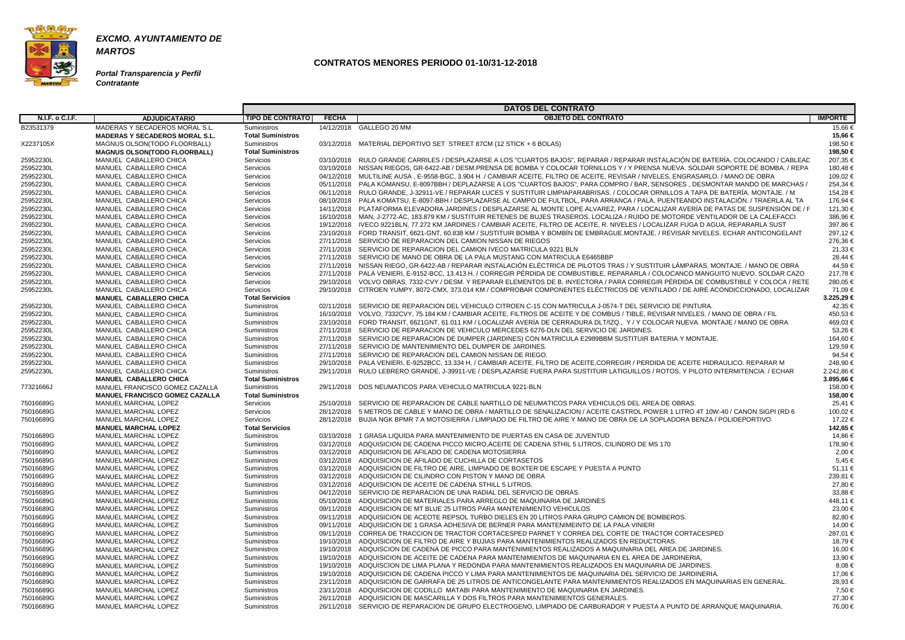**EXCMO. AYUNTAMIENTO DE MARTOS**

**Portal Transparencia y Perfil Contratante**

## CONTRATOS MENORES PERIODO 01-10/31-12-2018

| N.I.F. o C.I.F. | ADJUDICATARIO | TIPO DE CONTRATO | FECHA | OBJETO DEL CONTRATO | IMPORTE |
|---|---|---|---|---|---|
| | | **DATOS DEL CONTRATO** | | | |
| B23531379 | MADERAS Y SECADEROS MORAL S.L. | Suministros | 14/12/2018 | GALLEGO 20 MM | 15,66 € |
| | **MADERAS Y SECADEROS MORAL S.L.** | **Total Suministros** | | | **15,66 €** |
| X2237105X | MAGNUS OLSON(TODO FLOORBALL) | Suministros | 03/12/2018 | MATERIAL DEPORTIVO SET STREET 87CM (12 STICK + 6 BOLAS) | 198,50 € |
| | **MAGNUS OLSON(TODO FLOORBALL)** | **Total Suministros** | | | **198,50 €** |
| 25952230L | MANUEL CABALLERO CHICA | Servicios | 03/10/2018 | RULO GRANDE CARRILES / DESPLAZARSE A LOS "CUARTOS BAJOS", REPARAR / REPARAR INSTALACIÓN DE BATERÍA, COLOCANDO / CABLEAD | 207,35 € |
| 25952230L | MANUEL CABALLERO CHICA | Servicios | 03/10/2018 | NISSAN RIEGOS, GR-6422-AB / DESM.PRENSA DE BOMBA Y COLOCAR TORNILLOS Y / Y PRENSA NUEVA. SOLDAR SOPORTE DE BOMBA. / REPA | 180,48 € |
| 25952230L | MANUEL CABALLERO CHICA | Servicios | 04/12/2018 | MULTILINE AUSA , E-9558-BGC, 3.904 H. / CAMBIAR ACEITE, FILTRO DE ACEITE, REVISAR / NIVELES, ENGRASARLO. / MANO DE OBRA | 109,02 € |
| 25952230L | MANUEL CABALLERO CHICA | Servicios | 05/11/2018 | PALA KOMANSU, E-8097BBH / DEPLAZARSE A LOS "CUARTOS BAJOS", PARA COMPRO / BAR, SENSORES , DESMONTAR MANDO DE MARCHAS / | 254,34 € |
| 25952230L | MANUEL CABALLERO CHICA | Servicios | 06/11/2018 | RULO GRANDE, J-32911-VE / REPARAR LUCES Y SUSTITUIR LIMPIAPARABRISAS. / COLOCAR ORNILLOS A TAPA DE BATERÍA. MONTAJE. / M | 154,28 € |
| 25952230L | MANUEL CABALLERO CHICA | Servicios | 08/10/2018 | PALA KOMATSU, E-8097-BBH / DESPLAZARSE AL CAMPO DE FULTBOL, PARA ARRANCA / PALA, PUENTEANDO INSTALACIÓN. / TRAERLA AL TA | 176,94 € |
| 25952230L | MANUEL CABALLERO CHICA | Servicios | 14/11/2018 | PLATAFORMA ELEVADORA JARDINES / DESPLAZARSE AL MONTE LOPE ALVAREZ, PARA / LOCALIZAR AVERÍA DE PATAS DE SUSPENSIÓN DE / F | 121,30 € |
| 25952230L | MANUEL CABALLERO CHICA | Servicios | 16/10/2018 | MAN, J-2772-AC, 183.879 KM / SUSTITUIR RETENES DE BUJES TRASEROS. LOCALIZA / RUIDO DE MOTORDE VENTILADOR DE LA CALEFACCI | 386,96 € |
| 25952230L | MANUEL CABALLERO CHICA | Servicios | 19/12/2018 | IVECO 9221BLN, 77.272 KM JARDINES / CAMBIAR ACEITE, FILTRO DE ACEITE, R. NIVELES / LOCALIZAR FUGA D AGUA, REPARARLA SUST | 397,86 € |
| 25952230L | MANUEL CABALLERO CHICA | Servicios | 23/10/2018 | FORD TRANSIT, 6621-GNT, 60.838 KM / SUSTITUIR BOMBA Y BOMBÍN DE EMBRAGUE.MONTAJE. / REVISAR NIVELES. ECHAR ANTICONGELANT | 297,12 € |
| 25952230L | MANUEL CABALLERO CHICA | Servicios | 27/11/2018 | SERVICIO DE REPARACION DEL CAMION NISSAN DE RIEGOS | 276,36 € |
| 25952230L | MANUEL CABALLERO CHICA | Servicios | 27/11/2018 | SERVICIO DE REPARACION DEL CAMION IVECO MATRICULA 9221 BLN | 21,33 € |
| 25952230L | MANUEL CABALLERO CHICA | Servicios | 27/11/2018 | SERVICIO DE MANO DE OBRA DE LA PALA MUSTANG CON MATRICULA E6465BBP | 28,44 € |
| 25952230L | MANUEL CABALLERO CHICA | Servicios | 27/11/2018 | NISSAN RIEGO, GR-6422-AB / REPARAR INSTALACIÓN ELÉCTRICA DE PILOTOS TRAS / Y SUSTITUIR LÁMPARAS. MONTAJE. / MANO DE OBRA | 44,59 € |
| 25952230L | MANUEL CABALLERO CHICA | Servicios | 27/11/2018 | PALA VENIERI, E-9152-BCC, 13.413 H. / CORREGIR PÉRDIDA DE COMBUSTIBLE, REPARARLA / COLOCANCO MANGUITO NUEVO. SOLDAR CAZO | 217,78 € |
| 25952230L | MANUEL CABALLERO CHICA | Servicios | 29/10/2018 | VOLVO OBRAS, 7332-CVY / DESM. Y REPARAR ELEMENTOS DE B. INYECTORA / PARA CORREGIR PÉRDIDA DE COMBUSTIBLE Y COLOCA / RETE | 280,05 € |
| 25952230L | MANUEL CABALLERO CHICA | Servicios | 29/10/2018 | CITROEN YUMPY, 8072-CMX, 373.014 KM / COMPROBAR COMPONENTES ELÉCTRICOS DE VENTILADO / DE AIRE ACONDICCIONADO, LOCALIZAR | 71,09 € |
| | **MANUEL CABALLERO CHICA** | **Total Servicios** | | | **3.225,29 €** |
| 25952230L | MANUEL CABALLERO CHICA | Suministros | 02/11/2018 | SERVICIO DE REPARACION DEL VEHICULO CITROEN C-15 CON MATRICULA J-0574-T DEL SERVICIO DE PINTURA. | 42,35 € |
| 25952230L | MANUEL CABALLERO CHICA | Suministros | 16/10/2018 | VOLVO, 7332CVY, 75.184 KM / CAMBIAR ACEITE, FILTROS DE ACEITE Y DE COMBUS / TIBLE, REVISAR NIVELES. / MANO DE OBRA / FIL | 450,53 € |
| 25952230L | MANUEL CABALLERO CHICA | Suministros | 23/10/2018 | FORD TRANSIT, 6621GNT, 61.011 KM / LOCALIZAR AVERÍA DE CERRADURA DLT/IZQ., Y / Y COLOCAR NUEVA. MONTAJE / MANO DE OBRA | 469,03 € |
| 25952230L | MANUEL CABALLERO CHICA | Suministros | 27/11/2018 | SERVICIO DE REPARACION DE VEHICULO MERCEDES 6276-DLN DEL SERVICIO DE JARDINES. | 53,26 € |
| 25952230L | MANUEL CABALLERO CHICA | Suministros | 27/11/2018 | SERVICIO DE REPARACION DE DUMPER (JARDINES) CON MATRICULA E2989BBM SUSTITUIR BATERIA Y MONTAJE. | 164,60 € |
| 25952230L | MANUEL CABALLERO CHICA | Suministros | 27/11/2018 | SERVICIO DE MANTENIMIENTO DEL DUMPER DE JARDINES. | 129,59 € |
| 25952230L | MANUEL CABALLERO CHICA | Suministros | 27/11/2018 | SERVICIO DE REPARACION DEL CAMION NISSAN DE RIEGO. | 94,54 € |
| 25952230L | MANUEL CABALLERO CHICA | Suministros | 29/10/2018 | PALA VENIERI, E-9252BCC, 13.334 H. / CAMBIAR ACEITE, FILTRO DE ACEITE,CORREGIR / PERDIDA DE ACEITE HIDRAULICO. REPARAR M | 248,90 € |
| 25952230L | MANUEL CABALLERO CHICA | Suministros | 29/11/2018 | RULO LEBRERO GRANDE, J-39911-VE / DESPLAZARSE FUERA PARA SUSTITUIR LATIGUILLOS / ROTOS, Y PILOTO INTERMITENCIA. / ECHAR | 2.242,86 € |
| | **MANUEL CABALLERO CHICA** | **Total Suministros** | | | **3.895,66 €** |
| 77321666J | MANUEL FRANCISCO GOMEZ CAZALLA | Suministros | 29/11/2018 | DOS NEUMATICOS PARA VEHICULO MATRICULA 9221-BLN | 158,00 € |
| | **MANUEL FRANCISCO GOMEZ CAZALLA** | **Total Suministros** | | | **158,00 €** |
| 75016689G | MANUEL MARCHAL LOPEZ | Servicios | 25/10/2018 | SERVICIO DE REPARACION DE CABLE NARTILLO DE NEUMATICOS PARA VEHICULOS DEL AREA DE OBRAS. | 25,41 € |
| 75016689G | MANUEL MARCHAL LOPEZ | Servicios | 28/12/2018 | 5 METROS DE CABLE Y MANO DE OBRA / MARTILLO DE SENALIZACION / ACEITE CASTROL POWER 1 LITRO 4T 10W-40 / CANON SIGPI (RD 6 | 100,02 € |
| 75016689G | MANUEL MARCHAL LOPEZ | Servicios | 28/12/2018 | BUJIA NGK BPMR 7 A MOTOSIERRA / LIMPIADO DE FILTRO DE AIRE Y MANO DE OBRA DE LA SOPLADORA BENZA / POLIDEPORTIVO | 17,22 € |
| | **MANUEL MARCHAL LOPEZ** | **Total Servicios** | | | **142,65 €** |
| 75016689G | MANUEL MARCHAL LOPEZ | Suministros | 03/10/2018 | 1 GRASA LIQUIDA PARA MANTENIMIENTO DE PUERTAS EN CASA DE JUVENTUD | 14,86 € |
| 75016689G | MANUEL MARCHAL LOPEZ | Suministros | 03/12/2018 | ADQUISICION DE CADENA PICCO MICRO,ACEITE DE CADENA STHIL 5 LITROS, CILINDRO DE MS 170 | 178,90 € |
| 75016689G | MANUEL MARCHAL LOPEZ | Suministros | 03/12/2018 | ADQUISICION DE AFILADO DE CADENA MOTOSIERRA | 2,00 € |
| 75016689G | MANUEL MARCHAL LOPEZ | Suministros | 03/12/2018 | ADQUISICION DE AFILADO DE CUCHILLA DE CORTASETOS | 5,45 € |
| 75016689G | MANUEL MARCHAL LOPEZ | Suministros | 03/12/2018 | ADQUISICION DE FILTRO DE AIRE, LIMPIADO DE BOXTER DE ESCAPE Y PUESTA A PUNTO | 51,11 € |
| 75016689G | MANUEL MARCHAL LOPEZ | Suministros | 03/12/2018 | ADQUISICION DE CILINDRO CON PISTON Y MANO DE OBRA | 239,81 € |
| 75016689G | MANUEL MARCHAL LOPEZ | Suministros | 03/12/2018 | ADQUISICION DE ACEITE DE CADENA STHILL 5 LITROS. | 27,80 € |
| 75016689G | MANUEL MARCHAL LOPEZ | Suministros | 04/12/2018 | SERVICIO DE REPARACION DE UNA RADIAL DEL SERVICIO DE OBRAS. | 33,88 € |
| 75016689G | MANUEL MARCHAL LOPEZ | Suministros | 05/10/2018 | ADQUISICION DE MATERIALES PARA ARREGLO DE MAQUINARIA DE JARDINES | 448,11 € |
| 75016689G | MANUEL MARCHAL LOPEZ | Suministros | 09/11/2018 | ADQUISICION DE MT BLUE 25 LITROS PARA MANTENIMIENTO VEHICULOS | 23,00 € |
| 75016689G | MANUEL MARCHAL LOPEZ | Suministros | 09/11/2018 | ADQUISICION DE ACEOTE REPSOL TURBO DIELES EN 20 LITROS PARA GRUPO CAMION DE BOMBEROS. | 82,80 € |
| 75016689G | MANUEL MARCHAL LOPEZ | Suministros | 09/11/2018 | ADQUISICION DE 1 GRASA ADHESIVA DE BERNER PARA MANTENIMIENTO DE LA PALA VINIERI | 14,00 € |
| 75016689G | MANUEL MARCHAL LOPEZ | Suministros | 09/11/2018 | CORREA DE TRACCION DE TRACTOR CORTACESPED PARNET Y CORREA DEL CORTE DE TRACTOR CORTACESPED | 287,01 € |
| 75016689G | MANUEL MARCHAL LOPEZ | Suministros | 19/10/2018 | ADQUISICION DE FILTRO DE AIRE Y BUJIAS PARA MANTENIMIENTOS REALIZADOS EN REDUCTORAS. | 18,79 € |
| 75016689G | MANUEL MARCHAL LOPEZ | Suministros | 19/10/2018 | ADQUISCION DE CADENA DE PICCO PARA MANTENIMIENTOS REALIZADOS A MAQUINARIA DEL AREA DE JARDINES. | 16,00 € |
| 75016689G | MANUEL MARCHAL LOPEZ | Suministros | 19/10/2018 | ADQUISICION DE ACEITE DE CADENA PARA MANTENIMIENTOS DE MAQUINARIA EN EL AREA DE JARDINERIA, | 13,90 € |
| 75016689G | MANUEL MARCHAL LOPEZ | Suministros | 19/10/2018 | ADQUISICION DE LIMA PLANA Y REDONDA PARA MANTENIMIENTOS REALIZADOS EN MAQUINARIA DE JARDINES. | 8,08 € |
| 75016689G | MANUEL MARCHAL LOPEZ | Suministros | 19/10/2018 | ADQUISICION DE CADENA PICCO Y LIMA PARA MANTENIMIENTOS DE MAQUINARIA DEL SERVICIO DE JARDINERIA. | 17,06 € |
| 75016689G | MANUEL MARCHAL LOPEZ | Suministros | 23/11/2018 | ADQUISICION DE GARRAFA DE 25 LITROS DE ANTICONGELANTE PARA MANTENIMIENTOS REALIZADOS EN MAQUINARIAS EN GENERAL. | 28,93 € |
| 75016689G | MANUEL MARCHAL LOPEZ | Suministros | 23/11/2018 | ADQUISICION DE CODILLO MATABI PARA MANTENIMIENTO DE MAQUINARIA EN JARDINES. | 7,50 € |
| 75016689G | MANUEL MARCHAL LOPEZ | Suministros | 26/11/2018 | ADQUISICION DE MASCARILLA Y DOS FILTROS PARA MANTENIMIENTOS GENERALES. | 27,30 € |
| 75016689G | MANUEL MARCHAL LOPEZ | Suministros | 26/11/2018 | SERVICIO DE REPARACION DE GRUPO ELECTROGENO, LIMPIADO DE CARBURADOR Y PUESTA A PUNTO DE ARRANQUE MAQUINARIA. | 76,00 € |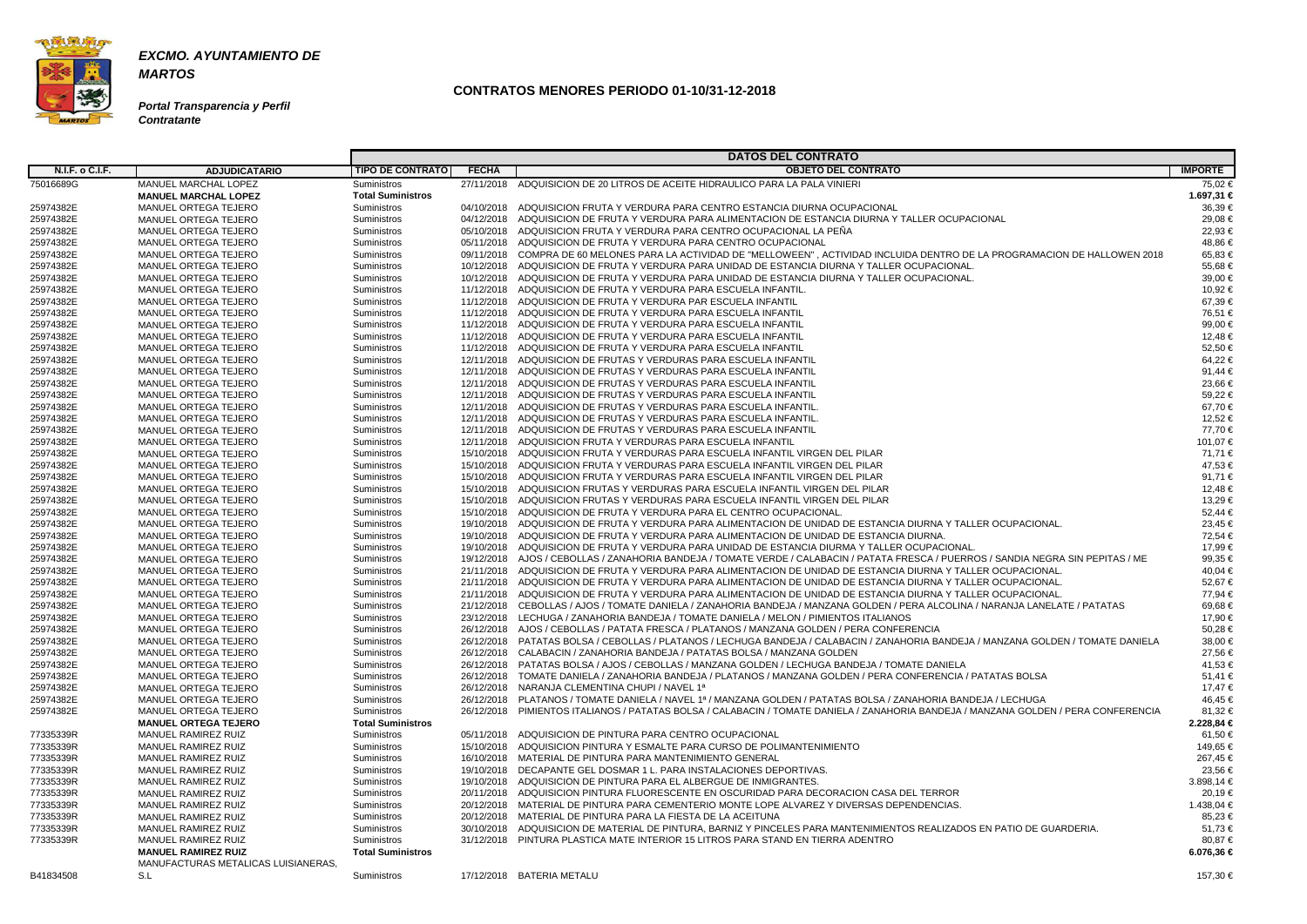***EXCMO. AYUNTAMIENTO DE MARTOS***

***Portal Transparencia y Perfil Contratante***

## CONTRATOS MENORES PERIODO 01-10/31-12-2018

| N.I.F. o C.I.F. | ADJUDICATARIO | TIPO DE CONTRATO | FECHA | OBJETO DEL CONTRATO | IMPORTE |
|---|---|---|---|---|---|
| | | DATOS DEL CONTRATO | | | |
| 75016689G | MANUEL MARCHAL LOPEZ | Suministros | 27/11/2018 | ADQUISICION DE 20 LITROS DE ACEITE HIDRAULICO PARA LA PALA VINIERI | 75,02 € |
| | **MANUEL MARCHAL LOPEZ** | **Total Suministros** | | | **1.697,31 €** |
| 25974382E | MANUEL ORTEGA TEJERO | Suministros | 04/10/2018 | ADQUISICION FRUTA Y VERDURA PARA CENTRO ESTANCIA DIURNA OCUPACIONAL | 36,39 € |
| 25974382E | MANUEL ORTEGA TEJERO | Suministros | 04/12/2018 | ADQUISICION DE FRUTA Y VERDURA PARA ALIMENTACION DE ESTANCIA DIURNA Y TALLER OCUPACIONAL | 29,08 € |
| 25974382E | MANUEL ORTEGA TEJERO | Suministros | 05/10/2018 | ADQUISICION FRUTA Y VERDURA PARA CENTRO OCUPACIONAL LA PEÑA | 22,93 € |
| 25974382E | MANUEL ORTEGA TEJERO | Suministros | 05/11/2018 | ADQUISICION DE FRUTA Y VERDURA PARA CENTRO OCUPACIONAL | 48,86 € |
| 25974382E | MANUEL ORTEGA TEJERO | Suministros | 09/11/2018 | COMPRA DE 60 MELONES PARA LA ACTIVIDAD DE "MELLOWEEN" , ACTIVIDAD INCLUIDA DENTRO DE LA PROGRAMACION DE HALLOWEN 2018 | 65,83 € |
| 25974382E | MANUEL ORTEGA TEJERO | Suministros | 10/12/2018 | ADQUISICION DE FRUTA Y VERDURA PARA UNIDAD DE ESTANCIA DIURNA Y TALLER OCUPACIONAL. | 55,68 € |
| 25974382E | MANUEL ORTEGA TEJERO | Suministros | 10/12/2018 | ADQUISICION DE FRUTA Y VERDURA PARA UNIDAD DE ESTANCIA DIURNA Y TALLER OCUPACIONAL. | 39,00 € |
| 25974382E | MANUEL ORTEGA TEJERO | Suministros | 11/12/2018 | ADQUISICION DE FRUTA Y VERDURA PARA ESCUELA INFANTIL. | 10,92 € |
| 25974382E | MANUEL ORTEGA TEJERO | Suministros | 11/12/2018 | ADQUISICION DE FRUTA Y VERDURA PAR ESCUELA INFANTIL | 67,39 € |
| 25974382E | MANUEL ORTEGA TEJERO | Suministros | 11/12/2018 | ADQUISICION DE FRUTA Y VERDURA PARA ESCUELA INFANTIL | 76,51 € |
| 25974382E | MANUEL ORTEGA TEJERO | Suministros | 11/12/2018 | ADQUISICION DE FRUTA Y VERDURA PARA ESCUELA INFANTIL | 99,00 € |
| 25974382E | MANUEL ORTEGA TEJERO | Suministros | 11/12/2018 | ADQUISICION DE FRUTA Y VERDURA PARA ESCUELA INFANTIL | 12,48 € |
| 25974382E | MANUEL ORTEGA TEJERO | Suministros | 11/12/2018 | ADQUISICION DE FRUTA Y VERDURA PARA ESCUELA INFANTIL | 52,50 € |
| 25974382E | MANUEL ORTEGA TEJERO | Suministros | 12/11/2018 | ADQUISICION DE FRUTAS Y VERDURAS PARA ESCUELA INFANTIL | 64,22 € |
| 25974382E | MANUEL ORTEGA TEJERO | Suministros | 12/11/2018 | ADQUISICION DE FRUTAS Y VERDURAS PARA ESCUELA INFANTIL | 91,44 € |
| 25974382E | MANUEL ORTEGA TEJERO | Suministros | 12/11/2018 | ADQUISICION DE FRUTAS Y VERDURAS PARA ESCUELA INFANTIL | 23,66 € |
| 25974382E | MANUEL ORTEGA TEJERO | Suministros | 12/11/2018 | ADQUISICION DE FRUTAS Y VERDURAS PARA ESCUELA INFANTIL | 59,22 € |
| 25974382E | MANUEL ORTEGA TEJERO | Suministros | 12/11/2018 | ADQUISICION DE FRUTAS Y VERDURAS PARA ESCUELA INFANTIL. | 67,70 € |
| 25974382E | MANUEL ORTEGA TEJERO | Suministros | 12/11/2018 | ADQUISICION DE FRUTAS Y VERDURAS PARA ESCUELA INFANTIL. | 12,52 € |
| 25974382E | MANUEL ORTEGA TEJERO | Suministros | 12/11/2018 | ADQUISICION DE FRUTAS Y VERDURAS PARA ESCUELA INFANTIL | 77,70 € |
| 25974382E | MANUEL ORTEGA TEJERO | Suministros | 12/11/2018 | ADQUISICION FRUTA Y VERDURAS PARA ESCUELA INFANTIL | 101,07 € |
| 25974382E | MANUEL ORTEGA TEJERO | Suministros | 15/10/2018 | ADQUISICION FRUTA Y VERDURAS PARA ESCUELA INFANTIL VIRGEN DEL PILAR | 71,71 € |
| 25974382E | MANUEL ORTEGA TEJERO | Suministros | 15/10/2018 | ADQUISICION FRUTA Y VERDURAS PARA ESCUELA INFANTIL VIRGEN DEL PILAR | 47,53 € |
| 25974382E | MANUEL ORTEGA TEJERO | Suministros | 15/10/2018 | ADQUISICION FRUTA Y VERDURAS PARA ESCUELA INFANTIL VIRGEN DEL PILAR | 91,71 € |
| 25974382E | MANUEL ORTEGA TEJERO | Suministros | 15/10/2018 | ADQUISICION FRUTAS Y VERDURAS PARA ESCUELA INFANTIL VIRGEN DEL PILAR | 12,48 € |
| 25974382E | MANUEL ORTEGA TEJERO | Suministros | 15/10/2018 | ADQUISICION FRUTAS Y VERDURAS PARA ESCUELA INFANTIL VIRGEN DEL PILAR | 13,29 € |
| 25974382E | MANUEL ORTEGA TEJERO | Suministros | 15/10/2018 | ADQUISICION DE FRUTA Y VERDURA PARA EL CENTRO OCUPACIONAL. | 52,44 € |
| 25974382E | MANUEL ORTEGA TEJERO | Suministros | 19/10/2018 | ADQUISICION DE FRUTA Y VERDURA PARA ALIMENTACION DE UNIDAD DE ESTANCIA DIURNA Y TALLER OCUPACIONAL. | 23,45 € |
| 25974382E | MANUEL ORTEGA TEJERO | Suministros | 19/10/2018 | ADQUISICION DE FRUTA Y VERDURA PARA ALIMENTACION DE UNIDAD DE ESTANCIA DIURNA. | 72,54 € |
| 25974382E | MANUEL ORTEGA TEJERO | Suministros | 19/10/2018 | ADQUISICION DE FRUTA Y VERDURA PARA UNIDAD DE ESTANCIA DIURMA Y TALLER OCUPACIONAL. | 17,99 € |
| 25974382E | MANUEL ORTEGA TEJERO | Suministros | 19/12/2018 | AJOS / CEBOLLAS / ZANAHORIA BANDEJA / TOMATE VERDE / CALABACIN / PATATA FRESCA / PUERROS / SANDIA NEGRA SIN PEPITAS / ME | 99,35 € |
| 25974382E | MANUEL ORTEGA TEJERO | Suministros | 21/11/2018 | ADQUISICION DE FRUTA Y VERDURA PARA ALIMENTACION DE UNIDAD DE ESTANCIA DIURNA Y TALLER OCUPACIONAL. | 40,04 € |
| 25974382E | MANUEL ORTEGA TEJERO | Suministros | 21/11/2018 | ADQUISICION DE FRUTA Y VERDURA PARA ALIMENTACION DE UNIDAD DE ESTANCIA DIURNA Y TALLER OCUPACIONAL. | 52,67 € |
| 25974382E | MANUEL ORTEGA TEJERO | Suministros | 21/11/2018 | ADQUISICION DE FRUTA Y VERDURA PARA ALIMENTACION DE UNIDAD DE ESTANCIA DIURNA Y TALLER OCUPACIONAL. | 77,94 € |
| 25974382E | MANUEL ORTEGA TEJERO | Suministros | 21/12/2018 | CEBOLLAS / AJOS / TOMATE DANIELA / ZANAHORIA BANDEJA / MANZANA GOLDEN / PERA ALCOLINA / NARANJA LANELATE / PATATAS | 69,68 € |
| 25974382E | MANUEL ORTEGA TEJERO | Suministros | 23/12/2018 | LECHUGA / ZANAHORIA BANDEJA / TOMATE DANIELA / MELON / PIMIENTOS ITALIANOS | 17,90 € |
| 25974382E | MANUEL ORTEGA TEJERO | Suministros | 26/12/2018 | AJOS / CEBOLLAS / PATATA FRESCA / PLATANOS / MANZANA GOLDEN / PERA CONFERENCIA | 50,28 € |
| 25974382E | MANUEL ORTEGA TEJERO | Suministros | 26/12/2018 | PATATAS BOLSA / CEBOLLAS / PLATANOS / LECHUGA BANDEJA / CALABACIN / ZANAHORIA BANDEJA / MANZANA GOLDEN / TOMATE DANIELA | 38,00 € |
| 25974382E | MANUEL ORTEGA TEJERO | Suministros | 26/12/2018 | CALABACIN / ZANAHORIA BANDEJA / PATATAS BOLSA / MANZANA GOLDEN | 27,56 € |
| 25974382E | MANUEL ORTEGA TEJERO | Suministros | 26/12/2018 | PATATAS BOLSA / AJOS / CEBOLLAS / MANZANA GOLDEN / LECHUGA BANDEJA / TOMATE DANIELA | 41,53 € |
| 25974382E | MANUEL ORTEGA TEJERO | Suministros | 26/12/2018 | TOMATE DANIELA / ZANAHORIA BANDEJA / PLATANOS / MANZANA GOLDEN / PERA CONFERENCIA / PATATAS BOLSA | 51,41 € |
| 25974382E | MANUEL ORTEGA TEJERO | Suministros | 26/12/2018 | NARANJA CLEMENTINA CHUPI / NAVEL 1ª | 17,47 € |
| 25974382E | MANUEL ORTEGA TEJERO | Suministros | 26/12/2018 | PLATANOS / TOMATE DANIELA / NAVEL 1ª / MANZANA GOLDEN / PATATAS BOLSA / ZANAHORIA BANDEJA / LECHUGA | 46,45 € |
| 25974382E | MANUEL ORTEGA TEJERO | Suministros | 26/12/2018 | PIMIENTOS ITALIANOS / PATATAS BOLSA / CALABACIN / TOMATE DANIELA / ZANAHORIA BANDEJA / MANZANA GOLDEN / PERA CONFERENCIA | 81,32 € |
| | **MANUEL ORTEGA TEJERO** | **Total Suministros** | | | **2.228,84 €** |
| 77335339R | MANUEL RAMIREZ RUIZ | Suministros | 05/11/2018 | ADQUISICION DE PINTURA PARA CENTRO OCUPACIONAL | 61,50 € |
| 77335339R | MANUEL RAMIREZ RUIZ | Suministros | 15/10/2018 | ADQUISICION PINTURA Y ESMALTE PARA CURSO DE POLIMANTENIMIENTO | 149,65 € |
| 77335339R | MANUEL RAMIREZ RUIZ | Suministros | 16/10/2018 | MATERIAL DE PINTURA PARA MANTENIMIENTO GENERAL | 267,45 € |
| 77335339R | MANUEL RAMIREZ RUIZ | Suministros | 19/10/2018 | DECAPANTE GEL DOSMAR 1 L. PARA INSTALACIONES DEPORTIVAS. | 23,56 € |
| 77335339R | MANUEL RAMIREZ RUIZ | Suministros | 19/10/2018 | ADQUISICION DE PINTURA PARA EL ALBERGUE DE INMIGRANTES. | 3.898,14 € |
| 77335339R | MANUEL RAMIREZ RUIZ | Suministros | 20/11/2018 | ADQUISICION PINTURA FLUORESCENTE EN OSCURIDAD PARA DECORACION CASA DEL TERROR | 20,19 € |
| 77335339R | MANUEL RAMIREZ RUIZ | Suministros | 20/12/2018 | MATERIAL DE PINTURA PARA CEMENTERIO MONTE LOPE ALVAREZ Y DIVERSAS DEPENDENCIAS. | 1.438,04 € |
| 77335339R | MANUEL RAMIREZ RUIZ | Suministros | 20/12/2018 | MATERIAL DE PINTURA PARA LA FIESTA DE LA ACEITUNA | 85,23 € |
| 77335339R | MANUEL RAMIREZ RUIZ | Suministros | 30/10/2018 | ADQUISICION DE MATERIAL DE PINTURA, BARNIZ Y PINCELES PARA MANTENIMIENTOS REALIZADOS EN PATIO DE GUARDERIA. | 51,73 € |
| 77335339R | MANUEL RAMIREZ RUIZ | Suministros | 31/12/2018 | PINTURA PLASTICA MATE INTERIOR 15 LITROS PARA STAND EN TIERRA ADENTRO | 80,87 € |
| | **MANUEL RAMIREZ RUIZ** | **Total Suministros** | | | **6.076,36 €** |
| B41834508 | MANUFACTURAS METALICAS LUISIANERAS, S.L | Suministros | 17/12/2018 | BATERIA METALU | 157,30 € |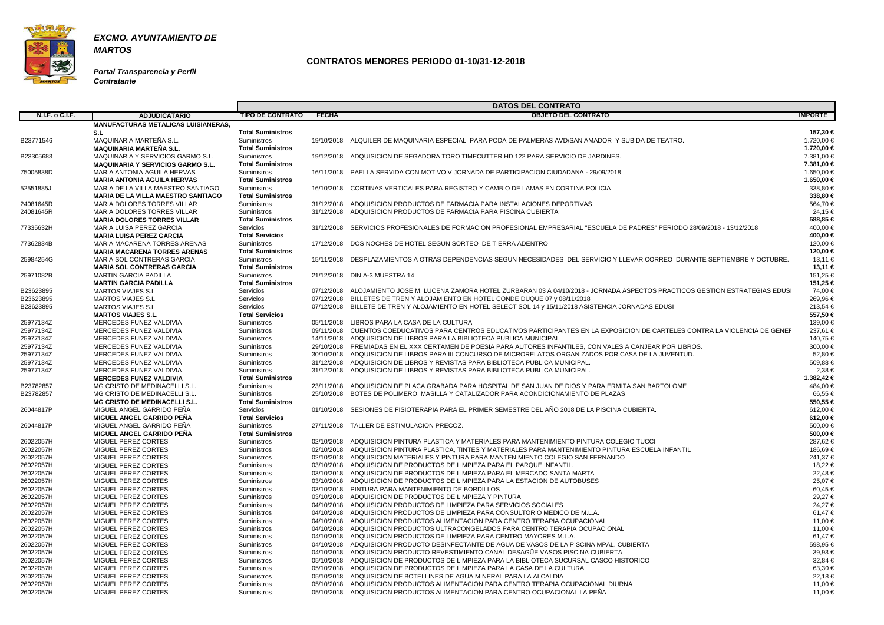***EXCMO. AYUNTAMIENTO DE MARTOS***

***Portal Transparencia y Perfil Contratante***

## CONTRATOS MENORES PERIODO 01-10/31-12-2018

| | | DATOS DEL CONTRATO | | | |
|---|---|---|---|---|---|
| **N.I.F. o C.I.F.** | **ADJUDICATARIO** | **TIPO DE CONTRATO** | **FECHA** | **OBJETO DEL CONTRATO** | **IMPORTE** |
| | **MANUFACTURAS METALICAS LUISIANERAS, S.L** | **Total Suministros** | | | **157,30 €** |
| B23771546 | MAQUINARIA MARTEÑA S.L. | Suministros | 19/10/2018 | ALQUILER DE MAQUINARIA ESPECIAL PARA PODA DE PALMERAS AVD/SAN AMADOR Y SUBIDA DE TEATRO. | 1.720,00 € |
| | **MAQUINARIA MARTEÑA S.L.** | **Total Suministros** | | | **1.720,00 €** |
| B23305683 | MAQUINARIA Y SERVICIOS GARMO S.L. | Suministros | 19/12/2018 | ADQUISICION DE SEGADORA TORO TIMECUTTER HD 122 PARA SERVICIO DE JARDINES. | 7.381,00 € |
| | **MAQUINARIA Y SERVICIOS GARMO S.L.** | **Total Suministros** | | | **7.381,00 €** |
| 75005838D | MARIA ANTONIA AGUILA HERVAS | Suministros | 16/11/2018 | PAELLA SERVIDA CON MOTIVO V JORNADA DE PARTICIPACION CIUDADANA - 29/09/2018 | 1.650,00 € |
| | **MARIA ANTONIA AGUILA HERVAS** | **Total Suministros** | | | **1.650,00 €** |
| 52551885J | MARIA DE LA VILLA MAESTRO SANTIAGO | Suministros | 16/10/2018 | CORTINAS VERTICALES PARA REGISTRO Y CAMBIO DE LAMAS EN CORTINA POLICIA | 338,80 € |
| | **MARIA DE LA VILLA MAESTRO SANTIAGO** | **Total Suministros** | | | **338,80 €** |
| 24081645R | MARIA DOLORES TORRES VILLAR | Suministros | 31/12/2018 | ADQUISICION PRODUCTOS DE FARMACIA PARA INSTALACIONES DEPORTIVAS | 564,70 € |
| 24081645R | MARIA DOLORES TORRES VILLAR | Suministros | 31/12/2018 | ADQUISICION PRODUCTOS DE FARMACIA PARA PISCINA CUBIERTA | 24,15 € |
| | **MARIA DOLORES TORRES VILLAR** | **Total Suministros** | | | **588,85 €** |
| 77335632H | MARIA LUISA PEREZ GARCIA | Servicios | 31/12/2018 | SERVICIOS PROFESIONALES DE FORMACION PROFESIONAL EMPRESARIAL "ESCUELA DE PADRES" PERIODO 28/09/2018 - 13/12/2018 | 400,00 € |
| | **MARIA LUISA PEREZ GARCIA** | **Total Servicios** | | | **400,00 €** |
| 77362834B | MARIA MACARENA TORRES ARENAS | Suministros | 17/12/2018 | DOS NOCHES DE HOTEL SEGUN SORTEO DE TIERRA ADENTRO | 120,00 € |
| | **MARIA MACARENA TORRES ARENAS** | **Total Suministros** | | | **120,00 €** |
| 25984254G | MARIA SOL CONTRERAS GARCIA | Suministros | 15/11/2018 | DESPLAZAMIENTOS A OTRAS DEPENDENCIAS SEGUN NECESIDADES DEL SERVICIO Y LLEVAR CORREO DURANTE SEPTIEMBRE Y OCTUBRE. | 13,11 € |
| | **MARIA SOL CONTRERAS GARCIA** | **Total Suministros** | | | **13,11 €** |
| 25971082B | MARTIN GARCIA PADILLA | Suministros | 21/12/2018 | DIN A-3 MUESTRA 14 | 151,25 € |
| | **MARTIN GARCIA PADILLA** | **Total Suministros** | | | **151,25 €** |
| B23623895 | MARTOS VIAJES S.L. | Servicios | 07/12/2018 | ALOJAMIENTO JOSE M. LUCENA ZAMORA HOTEL ZURBARAN 03 A 04/10/2018 - JORNADA ASPECTOS PRACTICOS GESTION ESTRATEGIAS EDUS | 74,00 € |
| B23623895 | MARTOS VIAJES S.L. | Servicios | 07/12/2018 | BILLETES DE TREN Y ALOJAMIENTO EN HOTEL CONDE DUQUE 07 y 08/11/2018 | 269,96 € |
| B23623895 | MARTOS VIAJES S.L. | Servicios | 07/12/2018 | BILLETE DE TREN Y ALOJAMIENTO EN HOTEL SELECT SOL 14 y 15/11/2018 ASISTENCIA JORNADAS EDUSI | 213,54 € |
| | **MARTOS VIAJES S.L.** | **Total Servicios** | | | **557,50 €** |
| 25977134Z | MERCEDES FUNEZ VALDIVIA | Suministros | 05/11/2018 | LIBROS PARA LA CASA DE LA CULTURA | 139,00 € |
| 25977134Z | MERCEDES FUNEZ VALDIVIA | Suministros | 09/11/2018 | CUENTOS COEDUCATIVOS PARA CENTROS EDUCATIVOS PARTICIPANTES EN LA EXPOSICION DE CARTELES CONTRA LA VIOLENCIA DE GENEF | 237,61 € |
| 25977134Z | MERCEDES FUNEZ VALDIVIA | Suministros | 14/11/2018 | ADQUISICION DE LIBROS PARA LA BIBLIOTECA PUBLICA MUNICIPAL | 140,75 € |
| 25977134Z | MERCEDES FUNEZ VALDIVIA | Suministros | 29/10/2018 | PREMIADAS EN EL XXX CERTAMEN DE POESIA PARA AUTORES INFANTILES, CON VALES A CANJEAR POR LIBROS. | 300,00 € |
| 25977134Z | MERCEDES FUNEZ VALDIVIA | Suministros | 30/10/2018 | ADQUISICION DE LIBROS PARA III CONCURSO DE MICRORELATOS ORGANIZADOS POR CASA DE LA JUVENTUD. | 52,80 € |
| 25977134Z | MERCEDES FUNEZ VALDIVIA | Suministros | 31/12/2018 | ADQUISICION DE LIBROS Y REVISTAS PARA BIBLIOTECA PUBLICA MUNICIPAL. | 509,88 € |
| 25977134Z | MERCEDES FUNEZ VALDIVIA | Suministros | 31/12/2018 | ADQUISICION DE LIBROS Y REVISTAS PARA BIBLIOTECA PUBLICA MUNICIPAL. | 2,38 € |
| | **MERCEDES FUNEZ VALDIVIA** | **Total Suministros** | | | **1.382,42 €** |
| B23782857 | MG CRISTO DE MEDINACELLI S.L. | Suministros | 23/11/2018 | ADQUISICION DE PLACA GRABADA PARA HOSPITAL DE SAN JUAN DE DIOS Y PARA ERMITA SAN BARTOLOME | 484,00 € |
| B23782857 | MG CRISTO DE MEDINACELLI S.L. | Suministros | 25/10/2018 | BOTES DE POLIMERO, MASILLA Y CATALIZADOR PARA ACONDICIONAMIENTO DE PLAZAS | 66,55 € |
| | **MG CRISTO DE MEDINACELLI S.L.** | **Total Suministros** | | | **550,55 €** |
| 26044817P | MIGUEL ANGEL GARRIDO PEÑA | Servicios | 01/10/2018 | SESIONES DE FISIOTERAPIA PARA EL PRIMER SEMESTRE DEL AÑO 2018 DE LA PISCINA CUBIERTA. | 612,00 € |
| | **MIGUEL ANGEL GARRIDO PEÑA** | **Total Servicios** | | | **612,00 €** |
| 26044817P | MIGUEL ANGEL GARRIDO PEÑA | Suministros | 27/11/2018 | TALLER DE ESTIMULACION PRECOZ. | 500,00 € |
| | **MIGUEL ANGEL GARRIDO PEÑA** | **Total Suministros** | | | **500,00 €** |
| 26022057H | MIGUEL PEREZ CORTES | Suministros | 02/10/2018 | ADQUISICION PINTURA PLASTICA Y MATERIALES PARA MANTENIMIENTO PINTURA COLEGIO TUCCI | 287,62 € |
| 26022057H | MIGUEL PEREZ CORTES | Suministros | 02/10/2018 | ADQUISICION PINTURA PLASTICA, TINTES Y MATERIALES PARA MANTENIMIENTO PINTURA ESCUELA INFANTIL | 186,69 € |
| 26022057H | MIGUEL PEREZ CORTES | Suministros | 02/10/2018 | ADQUISICION MATERIALES Y PINTURA PARA MANTENIMIENTO COLEGIO SAN FERNANDO | 241,37 € |
| 26022057H | MIGUEL PEREZ CORTES | Suministros | 03/10/2018 | ADQUISICION DE PRODUCTOS DE LIMPIEZA PARA EL PARQUE INFANTIL. | 18,22 € |
| 26022057H | MIGUEL PEREZ CORTES | Suministros | 03/10/2018 | ADQUISICION DE PRODUCTOS DE LIMPIEZA PARA EL MERCADO SANTA MARTA | 22,48 € |
| 26022057H | MIGUEL PEREZ CORTES | Suministros | 03/10/2018 | ADQUISICION DE PRODUCTOS DE LIMPIEZA PARA LA ESTACION DE AUTOBUSES | 25,07 € |
| 26022057H | MIGUEL PEREZ CORTES | Suministros | 03/10/2018 | PINTURA PARA MANTENIMIENTO DE BORDILLOS | 60,45 € |
| 26022057H | MIGUEL PEREZ CORTES | Suministros | 03/10/2018 | ADQUISICION DE PRODUCTOS DE LIMPIEZA Y PINTURA | 29,27 € |
| 26022057H | MIGUEL PEREZ CORTES | Suministros | 04/10/2018 | ADQUISICION PRODUCTOS DE LIMPIEZA PARA SERVICIOS SOCIALES | 24,27 € |
| 26022057H | MIGUEL PEREZ CORTES | Suministros | 04/10/2018 | ADQUISICION PRODUCTOS DE LIMPIEZA PARA CONSULTORIO MEDICO DE M.L.A. | 61,47 € |
| 26022057H | MIGUEL PEREZ CORTES | Suministros | 04/10/2018 | ADQUISICION PRODUCTOS ALIMENTACION PARA CENTRO TERAPIA OCUPACIONAL | 11,00 € |
| 26022057H | MIGUEL PEREZ CORTES | Suministros | 04/10/2018 | ADQUISICION PRODUCTOS ULTRACONGELADOS PARA CENTRO TERAPIA OCUPACIONAL | 11,00 € |
| 26022057H | MIGUEL PEREZ CORTES | Suministros | 04/10/2018 | ADQUISICION PRODUCTOS DE LIMPIEZA PARA CENTRO MAYORES M.L.A. | 61,47 € |
| 26022057H | MIGUEL PEREZ CORTES | Suministros | 04/10/2018 | ADQUISICION PRODUCTO DESINFECTANTE DE AGUA DE VASOS DE LA PISCINA MPAL. CUBIERTA | 598,95 € |
| 26022057H | MIGUEL PEREZ CORTES | Suministros | 04/10/2018 | ADQUISICION PRODUCTO REVESTIMIENTO CANAL DESAGÜE VASOS PISCINA CUBIERTA | 39,93 € |
| 26022057H | MIGUEL PEREZ CORTES | Suministros | 05/10/2018 | ADQUISICION DE PRODUCTOS DE LIMPIEZA PARA LA BIBLIOTECA SUCURSAL CASCO HISTORICO | 32,84 € |
| 26022057H | MIGUEL PEREZ CORTES | Suministros | 05/10/2018 | ADQUISICION DE PRODUCTOS DE LIMPIEZA PARA LA CASA DE LA CULTURA | 63,30 € |
| 26022057H | MIGUEL PEREZ CORTES | Suministros | 05/10/2018 | ADQUISICION DE BOTELLINES DE AGUA MINERAL PARA LA ALCALDIA | 22,18 € |
| 26022057H | MIGUEL PEREZ CORTES | Suministros | 05/10/2018 | ADQUISICION PRODUCTOS ALIMENTACION PARA CENTRO TERAPIA OCUPACIONAL DIURNA | 11,00 € |
| 26022057H | MIGUEL PEREZ CORTES | Suministros | 05/10/2018 | ADQUISICION PRODUCTOS ALIMENTACION PARA CENTRO OCUPACIONAL LA PEÑA | 11,00 € |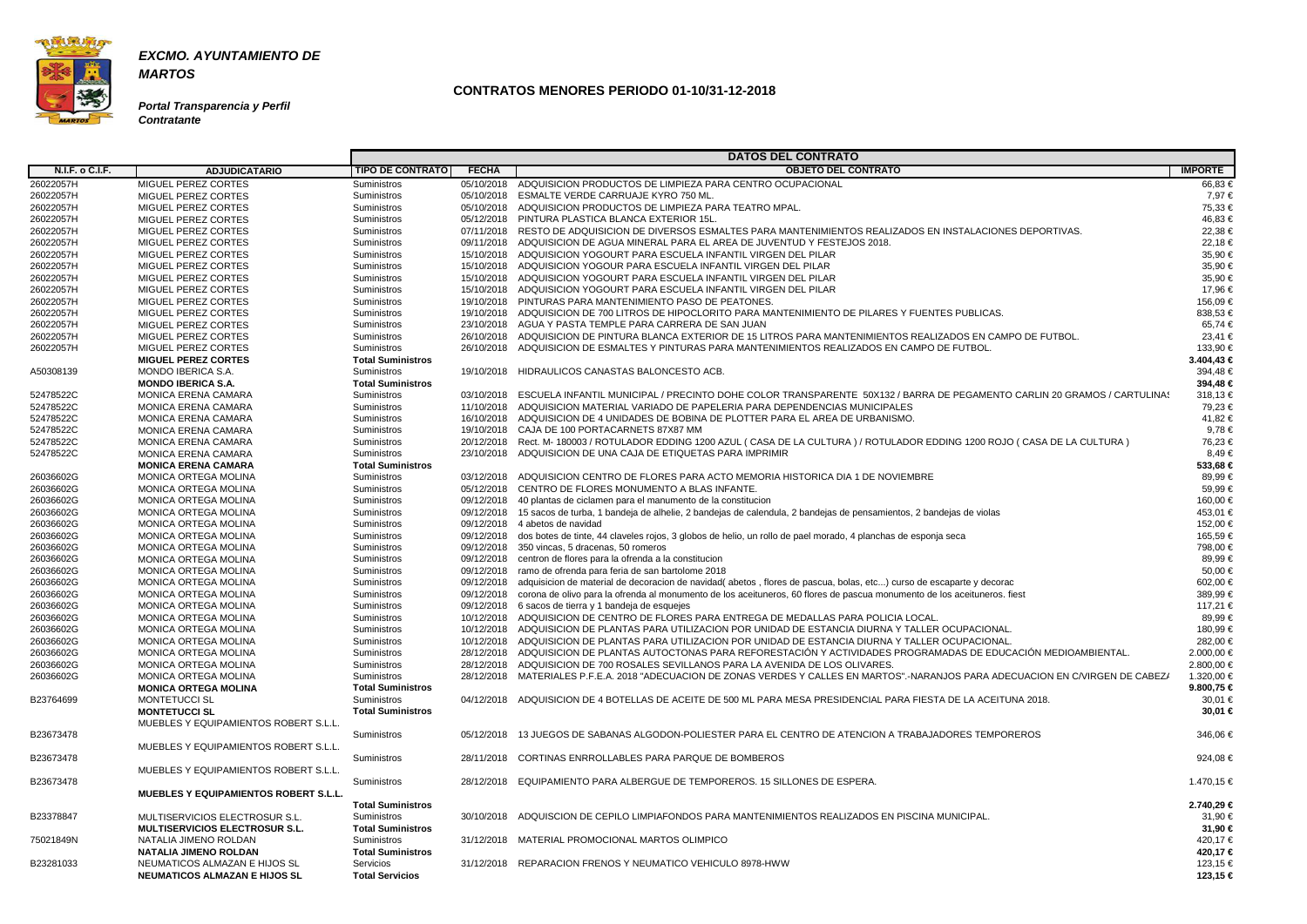***EXCMO. AYUNTAMIENTO DE MARTOS***

***Portal Transparencia y Perfil Contratante***

## CONTRATOS MENORES PERIODO 01-10/31-12-2018

| N.I.F. o C.I.F. | ADJUDICATARIO | TIPO DE CONTRATO | FECHA | OBJETO DEL CONTRATO | IMPORTE |
|---|---|---|---|---|---|
| | | DATOS DEL CONTRATO | | | |
| 26022057H | MIGUEL PEREZ CORTES | Suministros | 05/10/2018 | ADQUISICION PRODUCTOS DE LIMPIEZA PARA CENTRO OCUPACIONAL | 66,83 € |
| 26022057H | MIGUEL PEREZ CORTES | Suministros | 05/10/2018 | ESMALTE VERDE CARRUAJE KYRO 750 ML. | 7,97 € |
| 26022057H | MIGUEL PEREZ CORTES | Suministros | 05/10/2018 | ADQUISICION PRODUCTOS DE LIMPIEZA PARA TEATRO MPAL. | 75,33 € |
| 26022057H | MIGUEL PEREZ CORTES | Suministros | 05/12/2018 | PINTURA PLASTICA BLANCA EXTERIOR 15L. | 46,83 € |
| 26022057H | MIGUEL PEREZ CORTES | Suministros | 07/11/2018 | RESTO DE ADQUISICION DE DIVERSOS ESMALTES PARA MANTENIMIENTOS REALIZADOS EN INSTALACIONES DEPORTIVAS. | 22,38 € |
| 26022057H | MIGUEL PEREZ CORTES | Suministros | 09/11/2018 | ADQUISICION DE AGUA MINERAL PARA EL AREA DE JUVENTUD Y FESTEJOS 2018. | 22,18 € |
| 26022057H | MIGUEL PEREZ CORTES | Suministros | 15/10/2018 | ADQUISICION YOGOURT PARA ESCUELA INFANTIL VIRGEN DEL PILAR | 35,90 € |
| 26022057H | MIGUEL PEREZ CORTES | Suministros | 15/10/2018 | ADQUISICION YOGOUR PARA ESCUELA INFANTIL VIRGEN DEL PILAR | 35,90 € |
| 26022057H | MIGUEL PEREZ CORTES | Suministros | 15/10/2018 | ADQUISICION YOGOURT PARA ESCUELA INFANTIL VIRGEN DEL PILAR | 35,90 € |
| 26022057H | MIGUEL PEREZ CORTES | Suministros | 15/10/2018 | ADQUISICION YOGOURT PARA ESCUELA INFANTIL VIRGEN DEL PILAR | 17,96 € |
| 26022057H | MIGUEL PEREZ CORTES | Suministros | 19/10/2018 | PINTURAS PARA MANTENIMIENTO PASO DE PEATONES. | 156,09 € |
| 26022057H | MIGUEL PEREZ CORTES | Suministros | 19/10/2018 | ADQUISICION DE 700 LITROS DE HIPOCLORITO PARA MANTENIMIENTO DE PILARES Y FUENTES PUBLICAS. | 838,53 € |
| 26022057H | MIGUEL PEREZ CORTES | Suministros | 23/10/2018 | AGUA Y PASTA TEMPLE PARA CARRERA DE SAN JUAN | 65,74 € |
| 26022057H | MIGUEL PEREZ CORTES | Suministros | 26/10/2018 | ADQUISICION DE PINTURA BLANCA EXTERIOR DE 15 LITROS PARA MANTENIMIENTOS REALIZADOS EN CAMPO DE FUTBOL. | 23,41 € |
| 26022057H | MIGUEL PEREZ CORTES | Suministros | 26/10/2018 | ADQUISICION DE ESMALTES Y PINTURAS PARA MANTENIMIENTOS REALIZADOS EN CAMPO DE FUTBOL. | 133,90 € |
| | **MIGUEL PEREZ CORTES** | **Total Suministros** | | | **3.404,43 €** |
| A50308139 | MONDO IBERICA S.A. | Suministros | 19/10/2018 | HIDRAULICOS CANASTAS BALONCESTO ACB. | 394,48 € |
| | **MONDO IBERICA S.A.** | **Total Suministros** | | | **394,48 €** |
| 52478522C | MONICA ERENA CAMARA | Suministros | 03/10/2018 | ESCUELA INFANTIL MUNICIPAL / PRECINTO DOHE COLOR TRANSPARENTE 50X132 / BARRA DE PEGAMENTO CARLIN 20 GRAMOS / CARTULINAS | 318,13 € |
| 52478522C | MONICA ERENA CAMARA | Suministros | 11/10/2018 | ADQUISICION MATERIAL VARIADO DE PAPELERIA PARA DEPENDENCIAS MUNICIPALES | 79,23 € |
| 52478522C | MONICA ERENA CAMARA | Suministros | 16/10/2018 | ADQUISICION DE 4 UNIDADES DE BOBINA DE PLOTTER PARA EL AREA DE URBANISMO. | 41,82 € |
| 52478522C | MONICA ERENA CAMARA | Suministros | 19/10/2018 | CAJA DE 100 PORTACARNETS 87X87 MM | 9,78 € |
| 52478522C | MONICA ERENA CAMARA | Suministros | 20/12/2018 | Rect. M- 180003 / ROTULADOR EDDING 1200 AZUL ( CASA DE LA CULTURA ) / ROTULADOR EDDING 1200 ROJO ( CASA DE LA CULTURA ) | 76,23 € |
| 52478522C | MONICA ERENA CAMARA | Suministros | 23/10/2018 | ADQUISICION DE UNA CAJA DE ETIQUETAS PARA IMPRIMIR | 8,49 € |
| | **MONICA ERENA CAMARA** | **Total Suministros** | | | **533,68 €** |
| 26036602G | MONICA ORTEGA MOLINA | Suministros | 03/12/2018 | ADQUISICION CENTRO DE FLORES PARA ACTO MEMORIA HISTORICA DIA 1 DE NOVIEMBRE | 89,99 € |
| 26036602G | MONICA ORTEGA MOLINA | Suministros | 05/12/2018 | CENTRO DE FLORES MONUMENTO A BLAS INFANTE. | 59,99 € |
| 26036602G | MONICA ORTEGA MOLINA | Suministros | 09/12/2018 | 40 plantas de ciclamen para el manumento de la constitucion | 160,00 € |
| 26036602G | MONICA ORTEGA MOLINA | Suministros | 09/12/2018 | 15 sacos de turba, 1 bandeja de alhelie, 2 bandejas de calendula, 2 bandejas de pensamientos, 2 bandejas de violas | 453,01 € |
| 26036602G | MONICA ORTEGA MOLINA | Suministros | 09/12/2018 | 4 abetos de navidad | 152,00 € |
| 26036602G | MONICA ORTEGA MOLINA | Suministros | 09/12/2018 | dos botes de tinte, 44 claveles rojos, 3 globos de helio, un rollo de pael morado, 4 planchas de esponja seca | 165,59 € |
| 26036602G | MONICA ORTEGA MOLINA | Suministros | 09/12/2018 | 350 vincas, 5 dracenas, 50 romeros | 798,00 € |
| 26036602G | MONICA ORTEGA MOLINA | Suministros | 09/12/2018 | centron de flores para la ofrenda a la constitucion | 89,99 € |
| 26036602G | MONICA ORTEGA MOLINA | Suministros | 09/12/2018 | ramo de ofrenda para feria de san bartolome 2018 | 50,00 € |
| 26036602G | MONICA ORTEGA MOLINA | Suministros | 09/12/2018 | adquisicion de material de decoracion de navidad( abetos , flores de pascua, bolas, etc...) curso de escaparte y decorac | 602,00 € |
| 26036602G | MONICA ORTEGA MOLINA | Suministros | 09/12/2018 | corona de olivo para la ofrenda al monumento de los aceituneros, 60 flores de pascua monumento de los aceituneros. fiest | 389,99 € |
| 26036602G | MONICA ORTEGA MOLINA | Suministros | 09/12/2018 | 6 sacos de tierra y 1 bandeja de esquejes | 117,21 € |
| 26036602G | MONICA ORTEGA MOLINA | Suministros | 10/12/2018 | ADQUISICION DE CENTRO DE FLORES PARA ENTREGA DE MEDALLAS PARA POLICIA LOCAL. | 89,99 € |
| 26036602G | MONICA ORTEGA MOLINA | Suministros | 10/12/2018 | ADQUISICION DE PLANTAS PARA UTILIZACION POR UNIDAD DE ESTANCIA DIURNA Y TALLER OCUPACIONAL. | 180,99 € |
| 26036602G | MONICA ORTEGA MOLINA | Suministros | 10/12/2018 | ADQUISICION DE PLANTAS PARA UTILIZACION POR UNIDAD DE ESTANCIA DIURNA Y TALLER OCUPACIONAL. | 282,00 € |
| 26036602G | MONICA ORTEGA MOLINA | Suministros | 28/12/2018 | ADQUISICION DE PLANTAS AUTOCTONAS PARA REFORESTACIÓN Y ACTIVIDADES PROGRAMADAS DE EDUCACIÓN MEDIOAMBIENTAL. | 2.000,00 € |
| 26036602G | MONICA ORTEGA MOLINA | Suministros | 28/12/2018 | ADQUISICION DE 700 ROSALES SEVILLANOS PARA LA AVENIDA DE LOS OLIVARES. | 2.800,00 € |
| 26036602G | MONICA ORTEGA MOLINA | Suministros | 28/12/2018 | MATERIALES P.F.E.A. 2018 "ADECUACION DE ZONAS VERDES Y CALLES EN MARTOS".-NARANJOS PARA ADECUACION EN C/VIRGEN DE CABEZA | 1.320,00 € |
| | **MONICA ORTEGA MOLINA** | **Total Suministros** | | | **9.800,75 €** |
| B23764699 | MONTETUCCI SL | Suministros | 04/12/2018 | ADQUISICION DE 4 BOTELLAS DE ACEITE DE 500 ML PARA MESA PRESIDENCIAL PARA FIESTA DE LA ACEITUNA 2018. | 30,01 € |
| | **MONTETUCCI SL** | **Total Suministros** | | | **30,01 €** |
| B23673478 | MUEBLES Y EQUIPAMIENTOS ROBERT S.L.L. | Suministros | 05/12/2018 | 13 JUEGOS DE SABANAS ALGODON-POLIESTER PARA EL CENTRO DE ATENCION A TRABAJADORES TEMPOREROS | 346,06 € |
| B23673478 | MUEBLES Y EQUIPAMIENTOS ROBERT S.L.L. | Suministros | 28/11/2018 | CORTINAS ENRROLLABLES PARA PARQUE DE BOMBEROS | 924,08 € |
| B23673478 | MUEBLES Y EQUIPAMIENTOS ROBERT S.L.L. | Suministros | 28/12/2018 | EQUIPAMIENTO PARA ALBERGUE DE TEMPOREROS. 15 SILLONES DE ESPERA. | 1.470,15 € |
| | **MUEBLES Y EQUIPAMIENTOS ROBERT S.L.L.** | **Total Suministros** | | | **2.740,29 €** |
| B23378847 | MULTISERVICIOS ELECTROSUR S.L. | Suministros | 30/10/2018 | ADQUISCION DE CEPILO LIMPIAFONDOS PARA MANTENIMIENTOS REALIZADOS EN PISCINA MUNICIPAL. | 31,90 € |
| | **MULTISERVICIOS ELECTROSUR S.L.** | **Total Suministros** | | | **31,90 €** |
| 75021849N | NATALIA JIMENO ROLDAN | Suministros | 31/12/2018 | MATERIAL PROMOCIONAL MARTOS OLIMPICO | 420,17 € |
| | **NATALIA JIMENO ROLDAN** | **Total Suministros** | | | **420,17 €** |
| B23281033 | NEUMATICOS ALMAZAN E HIJOS SL | Servicios | 31/12/2018 | REPARACION FRENOS Y NEUMATICO VEHICULO 8978-HWW | 123,15 € |
| | **NEUMATICOS ALMAZAN E HIJOS SL** | **Total Servicios** | | | **123,15 €** |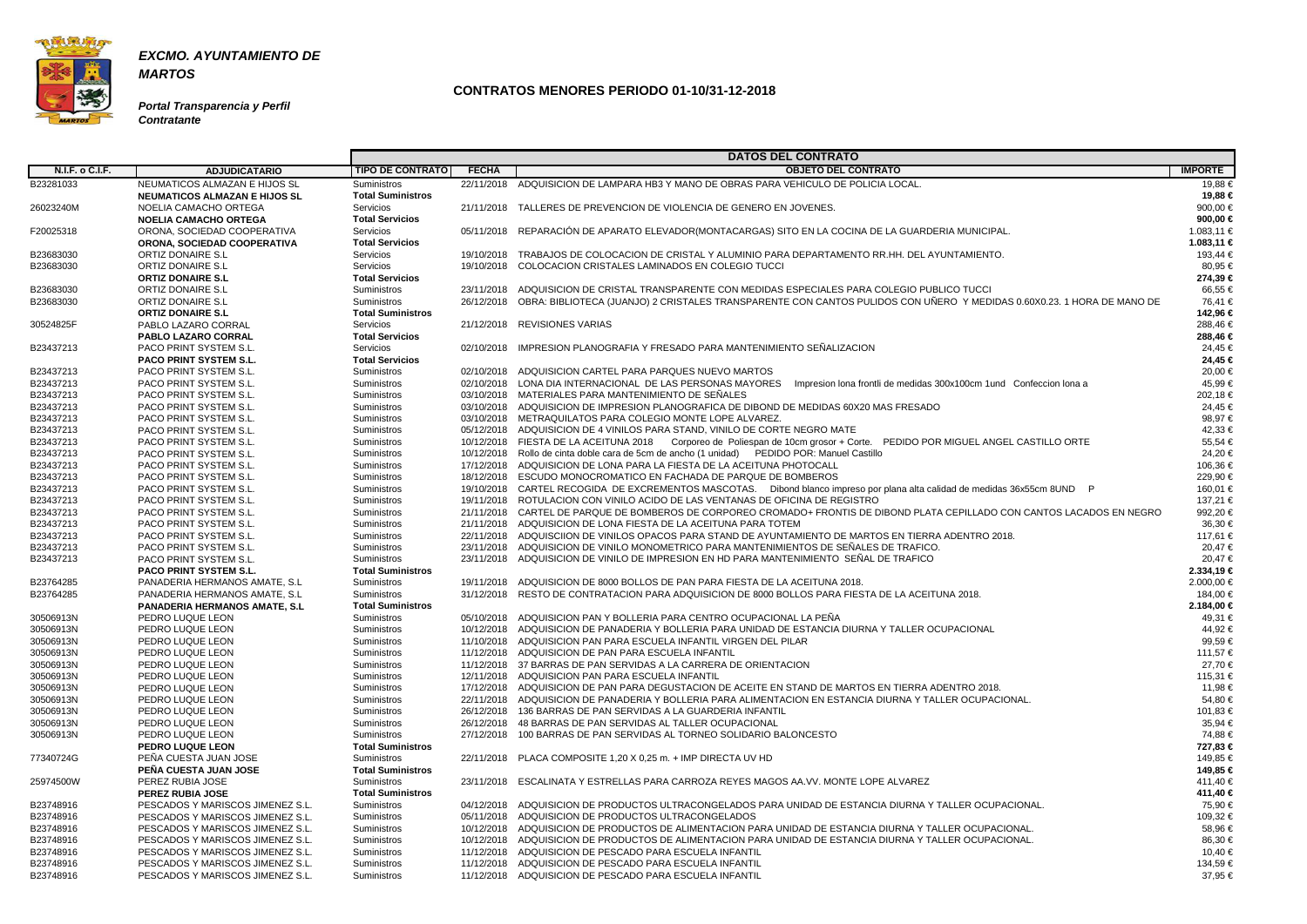***EXCMO. AYUNTAMIENTO DE MARTOS***

***Portal Transparencia y Perfil Contratante***

## CONTRATOS MENORES PERIODO 01-10/31-12-2018

| | | DATOS DEL CONTRATO | | | |
|---|---|---|---|---|---|
| **N.I.F. o C.I.F.** | **ADJUDICATARIO** | **TIPO DE CONTRATO** | **FECHA** | **OBJETO DEL CONTRATO** | **IMPORTE** |
| B23281033 | NEUMATICOS ALMAZAN E HIJOS SL | Suministros | 22/11/2018 | ADQUISICION DE LAMPARA HB3 Y MANO DE OBRAS PARA VEHICULO DE POLICIA LOCAL. | 19,88 € |
| | **NEUMATICOS ALMAZAN E HIJOS SL** | **Total Suministros** | | | **19,88 €** |
| 26023240M | NOELIA CAMACHO ORTEGA | Servicios | 21/11/2018 | TALLERES DE PREVENCION DE VIOLENCIA DE GENERO EN JOVENES. | 900,00 € |
| | **NOELIA CAMACHO ORTEGA** | **Total Servicios** | | | **900,00 €** |
| F20025318 | ORONA, SOCIEDAD COOPERATIVA | Servicios | 05/11/2018 | REPARACIÓN DE APARATO ELEVADOR(MONTACARGAS) SITO EN LA COCINA DE LA GUARDERIA MUNICIPAL. | 1.083,11 € |
| | **ORONA, SOCIEDAD COOPERATIVA** | **Total Servicios** | | | **1.083,11 €** |
| B23683030 | ORTIZ DONAIRE S.L | Servicios | 19/10/2018 | TRABAJOS DE COLOCACION DE CRISTAL Y ALUMINIO PARA DEPARTAMENTO RR.HH. DEL AYUNTAMIENTO. | 193,44 € |
| B23683030 | ORTIZ DONAIRE S.L | Servicios | 19/10/2018 | COLOCACION CRISTALES LAMINADOS EN COLEGIO TUCCI | 80,95 € |
| | **ORTIZ DONAIRE S.L** | **Total Servicios** | | | **274,39 €** |
| B23683030 | ORTIZ DONAIRE S.L | Suministros | 23/11/2018 | ADQUISICION DE CRISTAL TRANSPARENTE CON MEDIDAS ESPECIALES PARA COLEGIO PUBLICO TUCCI | 66,55 € |
| B23683030 | ORTIZ DONAIRE S.L | Suministros | 26/12/2018 | OBRA: BIBLIOTECA (JUANJO) 2 CRISTALES TRANSPARENTE CON CANTOS PULIDOS CON UÑERO Y MEDIDAS 0.60X0.23. 1 HORA DE MANO DE | 76,41 € |
| | **ORTIZ DONAIRE S.L** | **Total Suministros** | | | **142,96 €** |
| 30524825F | PABLO LAZARO CORRAL | Servicios | 21/12/2018 | REVISIONES VARIAS | 288,46 € |
| | **PABLO LAZARO CORRAL** | **Total Servicios** | | | **288,46 €** |
| B23437213 | PACO PRINT SYSTEM S.L. | Servicios | 02/10/2018 | IMPRESION PLANOGRAFIA Y FRESADO PARA MANTENIMIENTO SEÑALIZACION | 24,45 € |
| | **PACO PRINT SYSTEM S.L.** | **Total Servicios** | | | **24,45 €** |
| B23437213 | PACO PRINT SYSTEM S.L. | Suministros | 02/10/2018 | ADQUISICION CARTEL PARA PARQUES NUEVO MARTOS | 20,00 € |
| B23437213 | PACO PRINT SYSTEM S.L. | Suministros | 02/10/2018 | LONA DIA INTERNACIONAL DE LAS PERSONAS MAYORES Impresion lona frontli de medidas 300x100cm 1und Confeccion lona a | 45,99 € |
| B23437213 | PACO PRINT SYSTEM S.L. | Suministros | 03/10/2018 | MATERIALES PARA MANTENIMIENTO DE SEÑALES | 202,18 € |
| B23437213 | PACO PRINT SYSTEM S.L. | Suministros | 03/10/2018 | ADQUISICION DE IMPRESION PLANOGRAFICA DE DIBOND DE MEDIDAS 60X20 MAS FRESADO | 24,45 € |
| B23437213 | PACO PRINT SYSTEM S.L. | Suministros | 03/10/2018 | METRAQUILATOS PARA COLEGIO MONTE LOPE ALVAREZ. | 98,97 € |
| B23437213 | PACO PRINT SYSTEM S.L. | Suministros | 05/12/2018 | ADQUISICION DE 4 VINILOS PARA STAND, VINILO DE CORTE NEGRO MATE | 42,33 € |
| B23437213 | PACO PRINT SYSTEM S.L. | Suministros | 10/12/2018 | FIESTA DE LA ACEITUNA 2018 Corporeo de Poliespan de 10cm grosor + Corte. PEDIDO POR MIGUEL ANGEL CASTILLO ORTE | 55,54 € |
| B23437213 | PACO PRINT SYSTEM S.L. | Suministros | 10/12/2018 | Rollo de cinta doble cara de 5cm de ancho (1 unidad) PEDIDO POR: Manuel Castillo | 24,20 € |
| B23437213 | PACO PRINT SYSTEM S.L. | Suministros | 17/12/2018 | ADQUISICION DE LONA PARA LA FIESTA DE LA ACEITUNA PHOTOCALL | 106,36 € |
| B23437213 | PACO PRINT SYSTEM S.L. | Suministros | 18/12/2018 | ESCUDO MONOCROMATICO EN FACHADA DE PARQUE DE BOMBEROS | 229,90 € |
| B23437213 | PACO PRINT SYSTEM S.L. | Suministros | 19/10/2018 | CARTEL RECOGIDA DE EXCREMENTOS MASCOTAS. Dibond blanco impreso por plana alta calidad de medidas 36x55cm 8UND P | 160,01 € |
| B23437213 | PACO PRINT SYSTEM S.L. | Suministros | 19/11/2018 | ROTULACION CON VINILO ACIDO DE LAS VENTANAS DE OFICINA DE REGISTRO | 137,21 € |
| B23437213 | PACO PRINT SYSTEM S.L. | Suministros | 21/11/2018 | CARTEL DE PARQUE DE BOMBEROS DE CORPOREO CROMADO+ FRONTIS DE DIBOND PLATA CEPILLADO CON CANTOS LACADOS EN NEGRO | 992,20 € |
| B23437213 | PACO PRINT SYSTEM S.L. | Suministros | 21/11/2018 | ADQUISICION DE LONA FIESTA DE LA ACEITUNA PARA TOTEM | 36,30 € |
| B23437213 | PACO PRINT SYSTEM S.L. | Suministros | 22/11/2018 | ADQUISICION DE VINILOS OPACOS PARA STAND DE AYUNTAMIENTO DE MARTOS EN TIERRA ADENTRO 2018. | 117,61 € |
| B23437213 | PACO PRINT SYSTEM S.L. | Suministros | 23/11/2018 | ADQUISICION DE VINILO MONOMETRICO PARA MANTENIMIENTOS DE SEÑALES DE TRAFICO. | 20,47 € |
| B23437213 | PACO PRINT SYSTEM S.L. | Suministros | 23/11/2018 | ADQUISICION DE VINILO DE IMPRESION EN HD PARA MANTENIMIENTO SEÑAL DE TRAFICO | 20,47 € |
| | **PACO PRINT SYSTEM S.L.** | **Total Suministros** | | | **2.334,19 €** |
| B23764285 | PANADERIA HERMANOS AMATE, S.L | Suministros | 19/11/2018 | ADQUISICION DE 8000 BOLLOS DE PAN PARA FIESTA DE LA ACEITUNA 2018. | 2.000,00 € |
| B23764285 | PANADERIA HERMANOS AMATE, S.L | Suministros | 31/12/2018 | RESTO DE CONTRATACION PARA ADQUISICION DE 8000 BOLLOS PARA FIESTA DE LA ACEITUNA 2018. | 184,00 € |
| | **PANADERIA HERMANOS AMATE, S.L** | **Total Suministros** | | | **2.184,00 €** |
| 30506913N | PEDRO LUQUE LEON | Suministros | 05/10/2018 | ADQUISICION PAN Y BOLLERIA PARA CENTRO OCUPACIONAL LA PEÑA | 49,31 € |
| 30506913N | PEDRO LUQUE LEON | Suministros | 10/12/2018 | ADQUISICION DE PANADERIA Y BOLLERIA PARA UNIDAD DE ESTANCIA DIURNA Y TALLER OCUPACIONAL | 44,92 € |
| 30506913N | PEDRO LUQUE LEON | Suministros | 11/10/2018 | ADQUISICION PAN PARA ESCUELA INFANTIL VIRGEN DEL PILAR | 99,59 € |
| 30506913N | PEDRO LUQUE LEON | Suministros | 11/12/2018 | ADQUISICION DE PAN PARA ESCUELA INFANTIL | 111,57 € |
| 30506913N | PEDRO LUQUE LEON | Suministros | 11/12/2018 | 37 BARRAS DE PAN SERVIDAS A LA CARRERA DE ORIENTACION | 27,70 € |
| 30506913N | PEDRO LUQUE LEON | Suministros | 12/11/2018 | ADQUISICION PAN PARA ESCUELA INFANTIL | 115,31 € |
| 30506913N | PEDRO LUQUE LEON | Suministros | 17/12/2018 | ADQUISICION DE PAN PARA DEGUSTACION DE ACEITE EN STAND DE MARTOS EN TIERRA ADENTRO 2018. | 11,98 € |
| 30506913N | PEDRO LUQUE LEON | Suministros | 22/11/2018 | ADQUISICION DE PANADERIA Y BOLLERIA PARA ALIMENTACION EN ESTANCIA DIURNA Y TALLER OCUPACIONAL. | 54,80 € |
| 30506913N | PEDRO LUQUE LEON | Suministros | 26/12/2018 | 136 BARRAS DE PAN SERVIDAS A LA GUARDERIA INFANTIL | 101,83 € |
| 30506913N | PEDRO LUQUE LEON | Suministros | 26/12/2018 | 48 BARRAS DE PAN SERVIDAS AL TALLER OCUPACIONAL | 35,94 € |
| 30506913N | PEDRO LUQUE LEON | Suministros | 27/12/2018 | 100 BARRAS DE PAN SERVIDAS AL TORNEO SOLIDARIO BALONCESTO | 74,88 € |
| | **PEDRO LUQUE LEON** | **Total Suministros** | | | **727,83 €** |
| 77340724G | PEÑA CUESTA JUAN JOSE | Suministros | 22/11/2018 | PLACA COMPOSITE 1,20 X 0,25 m. + IMP DIRECTA UV HD | 149,85 € |
| | **PEÑA CUESTA JUAN JOSE** | **Total Suministros** | | | **149,85 €** |
| 25974500W | PEREZ RUBIA JOSE | Suministros | 23/11/2018 | ESCALINATA Y ESTRELLAS PARA CARROZA REYES MAGOS AA.VV. MONTE LOPE ALVAREZ | 411,40 € |
| | **PEREZ RUBIA JOSE** | **Total Suministros** | | | **411,40 €** |
| B23748916 | PESCADOS Y MARISCOS JIMENEZ S.L. | Suministros | 04/12/2018 | ADQUISICION DE PRODUCTOS ULTRACONGELADOS PARA UNIDAD DE ESTANCIA DIURNA Y TALLER OCUPACIONAL. | 75,90 € |
| B23748916 | PESCADOS Y MARISCOS JIMENEZ S.L. | Suministros | 05/11/2018 | ADQUISICION DE PRODUCTOS ULTRACONGELADOS | 109,32 € |
| B23748916 | PESCADOS Y MARISCOS JIMENEZ S.L. | Suministros | 10/12/2018 | ADQUISICION DE PRODUCTOS DE ALIMENTACION PARA UNIDAD DE ESTANCIA DIURNA Y TALLER OCUPACIONAL. | 58,96 € |
| B23748916 | PESCADOS Y MARISCOS JIMENEZ S.L. | Suministros | 10/12/2018 | ADQUISICION DE PRODUCTOS DE ALIMENTACION PARA UNIDAD DE ESTANCIA DIURNA Y TALLER OCUPACIONAL. | 86,30 € |
| B23748916 | PESCADOS Y MARISCOS JIMENEZ S.L. | Suministros | 11/12/2018 | ADQUISICION DE PESCADO PARA ESCUELA INFANTIL | 10,40 € |
| B23748916 | PESCADOS Y MARISCOS JIMENEZ S.L. | Suministros | 11/12/2018 | ADQUISICION DE PESCADO PARA ESCUELA INFANTIL | 134,59 € |
| B23748916 | PESCADOS Y MARISCOS JIMENEZ S.L. | Suministros | 11/12/2018 | ADQUISICION DE PESCADO PARA ESCUELA INFANTIL | 37,95 € |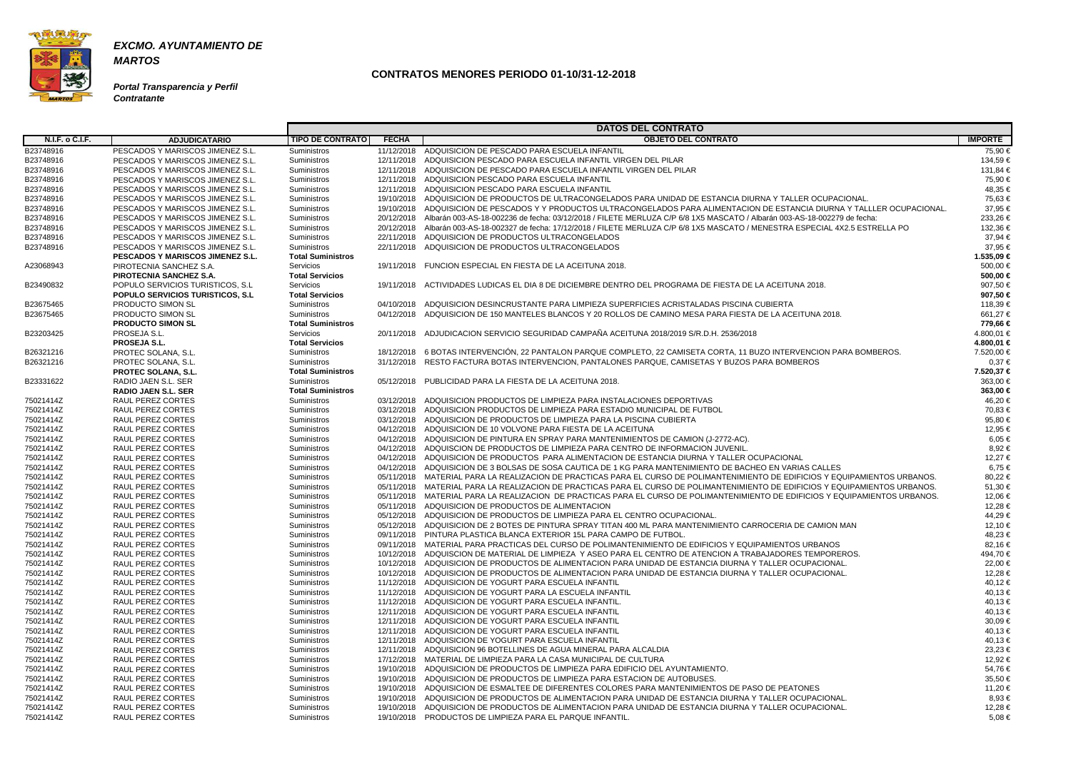**EXCMO. AYUNTAMIENTO DE MARTOS**

***Portal Transparencia y Perfil Contratante***

## CONTRATOS MENORES PERIODO 01-10/31-12-2018

| | | DATOS DEL CONTRATO | | | |
|---|---|---|---|---|---|
| N.I.F. o C.I.F. | ADJUDICATARIO | TIPO DE CONTRATO | FECHA | OBJETO DEL CONTRATO | IMPORTE |
| B23748916 | PESCADOS Y MARISCOS JIMENEZ S.L. | Suministros | 11/12/2018 | ADQUISICION DE PESCADO PARA ESCUELA INFANTIL | 75,90 € |
| B23748916 | PESCADOS Y MARISCOS JIMENEZ S.L. | Suministros | 12/11/2018 | ADQUISICION PESCADO PARA ESCUELA INFANTIL VIRGEN DEL PILAR | 134,59 € |
| B23748916 | PESCADOS Y MARISCOS JIMENEZ S.L. | Suministros | 12/11/2018 | ADQUISICION DE PESCADO PARA ESCUELA INFANTIL VIRGEN DEL PILAR | 131,84 € |
| B23748916 | PESCADOS Y MARISCOS JIMENEZ S.L. | Suministros | 12/11/2018 | ADQUISICION PESCADO PARA ESCUELA INFANTIL | 75,90 € |
| B23748916 | PESCADOS Y MARISCOS JIMENEZ S.L. | Suministros | 12/11/2018 | ADQUISICION PESCADO PARA ESCUELA INFANTIL | 48,35 € |
| B23748916 | PESCADOS Y MARISCOS JIMENEZ S.L. | Suministros | 19/10/2018 | ADQUISICION DE PRODUCTOS DE ULTRACONGELADOS PARA UNIDAD DE ESTANCIA DIURNA Y TALLER OCUPACIONAL. | 75,63 € |
| B23748916 | PESCADOS Y MARISCOS JIMENEZ S.L. | Suministros | 19/10/2018 | ADQUISICION DE PESCADOS Y Y PRODUCTOS ULTRACONGELADOS PARA ALIMENTACION DE ESTANCIA DIURNA Y TALLLER OCUPACIONAL. | 37,95 € |
| B23748916 | PESCADOS Y MARISCOS JIMENEZ S.L. | Suministros | 20/12/2018 | Albarán 003-AS-18-002236 de fecha: 03/12/2018 / FILETE MERLUZA C/P 6/8 1X5 MASCATO / Albarán 003-AS-18-002279 de fecha: | 233,26 € |
| B23748916 | PESCADOS Y MARISCOS JIMENEZ S.L. | Suministros | 20/12/2018 | Albarán 003-AS-18-002327 de fecha: 17/12/2018 / FILETE MERLUZA C/P 6/8 1X5 MASCATO / MENESTRA ESPECIAL 4X2.5 ESTRELLA PO | 132,36 € |
| B23748916 | PESCADOS Y MARISCOS JIMENEZ S.L. | Suministros | 22/11/2018 | ADQUISICION DE PRODUCTOS ULTRACONGELADOS | 37,94 € |
| B23748916 | PESCADOS Y MARISCOS JIMENEZ S.L. | Suministros | 22/11/2018 | ADQUISICION DE PRODUCTOS ULTRACONGELADOS | 37,95 € |
| | **PESCADOS Y MARISCOS JIMENEZ S.L.** | **Total Suministros** | | | **1.535,09 €** |
| A23068943 | PIROTECNIA SANCHEZ S.A. | Servicios | 19/11/2018 | FUNCION ESPECIAL EN FIESTA DE LA ACEITUNA 2018. | 500,00 € |
| | **PIROTECNIA SANCHEZ S.A.** | **Total Servicios** | | | **500,00 €** |
| B23490832 | POPULO SERVICIOS TURISTICOS, S.L | Servicios | 19/11/2018 | ACTIVIDADES LUDICAS EL DIA 8 DE DICIEMBRE DENTRO DEL PROGRAMA DE FIESTA DE LA ACEITUNA 2018. | 907,50 € |
| | **POPULO SERVICIOS TURISTICOS, S.L** | **Total Servicios** | | | **907,50 €** |
| B23675465 | PRODUCTO SIMON SL | Suministros | 04/10/2018 | ADQUISICION DESINCRUSTANTE PARA LIMPIEZA SUPERFICIES ACRISTALADAS PISCINA CUBIERTA | 118,39 € |
| B23675465 | PRODUCTO SIMON SL | Suministros | 04/12/2018 | ADQUISICION DE 150 MANTELES BLANCOS Y 20 ROLLOS DE CAMINO MESA PARA FIESTA DE LA ACEITUNA 2018. | 661,27 € |
| | **PRODUCTO SIMON SL** | **Total Suministros** | | | **779,66 €** |
| B23203425 | PROSEJA S.L. | Servicios | 20/11/2018 | ADJUDICACION SERVICIO SEGURIDAD CAMPAÑA ACEITUNA 2018/2019 S/R.D.H. 2536/2018 | 4.800,01 € |
| | **PROSEJA S.L.** | **Total Servicios** | | | **4.800,01 €** |
| B26321216 | PROTEC SOLANA, S.L. | Suministros | 18/12/2018 | 6 BOTAS INTERVENCIÓN, 22 PANTALON PARQUE COMPLETO, 22 CAMISETA CORTA, 11 BUZO INTERVENCION PARA BOMBEROS. | 7.520,00 € |
| B26321216 | PROTEC SOLANA, S.L. | Suministros | 31/12/2018 | RESTO FACTURA BOTAS INTERVENCION, PANTALONES PARQUE, CAMISETAS Y BUZOS PARA BOMBEROS | 0,37 € |
| | **PROTEC SOLANA, S.L.** | **Total Suministros** | | | **7.520,37 €** |
| B23331622 | RADIO JAEN S.L. SER | Suministros | 05/12/2018 | PUBLICIDAD PARA LA FIESTA DE LA ACEITUNA 2018. | 363,00 € |
| | **RADIO JAEN S.L. SER** | **Total Suministros** | | | **363,00 €** |
| 75021414Z | RAUL PEREZ CORTES | Suministros | 03/12/2018 | ADQUISICION PRODUCTOS DE LIMPIEZA PARA INSTALACIONES DEPORTIVAS | 46,20 € |
| 75021414Z | RAUL PEREZ CORTES | Suministros | 03/12/2018 | ADQUISICION PRODUCTOS DE LIMPIEZA PARA ESTADIO MUNICIPAL DE FUTBOL | 70,83 € |
| 75021414Z | RAUL PEREZ CORTES | Suministros | 03/12/2018 | ADQUISICION DE PRODUCTOS DE LIMPIEZA PARA LA PISCINA CUBIERTA | 95,80 € |
| 75021414Z | RAUL PEREZ CORTES | Suministros | 04/12/2018 | ADQUISICION DE 10 VOLVONE PARA FIESTA DE LA ACEITUNA | 12,95 € |
| 75021414Z | RAUL PEREZ CORTES | Suministros | 04/12/2018 | ADQUISICION DE PINTURA EN SPRAY PARA MANTENIMIENTOS DE CAMION (J-2772-AC). | 6,05 € |
| 75021414Z | RAUL PEREZ CORTES | Suministros | 04/12/2018 | ADQUISCION DE PRODUCTOS DE LIMPIEZA PARA CENTRO DE INFORMACION JUVENIL. | 8,92 € |
| 75021414Z | RAUL PEREZ CORTES | Suministros | 04/12/2018 | ADQUISICION DE PRODUCTOS PARA ALIMENTACION DE ESTANCIA DIURNA Y TALLER OCUPACIONAL | 12,27 € |
| 75021414Z | RAUL PEREZ CORTES | Suministros | 04/12/2018 | ADQUISICION DE 3 BOLSAS DE SOSA CAUTICA DE 1 KG PARA MANTENIMIENTO DE BACHEO EN VARIAS CALLES | 6,75 € |
| 75021414Z | RAUL PEREZ CORTES | Suministros | 05/11/2018 | MATERIAL PARA LA REALIZACION DE PRACTICAS PARA EL CURSO DE POLIMANTENIMIENTO DE EDIFICIOS Y EQUIPAMIENTOS URBANOS. | 80,22 € |
| 75021414Z | RAUL PEREZ CORTES | Suministros | 05/11/2018 | MATERIAL PARA LA REALIZACION DE PRACTICAS PARA EL CURSO DE POLIMANTENIMIENTO DE EDIFICIOS Y EQUIPAMIENTOS URBANOS. | 51,30 € |
| 75021414Z | RAUL PEREZ CORTES | Suministros | 05/11/2018 | MATERIAL PARA LA REALIZACION DE PRACTICAS PARA EL CURSO DE POLIMANTENIMIENTO DE EDIFICIOS Y EQUIPAMIENTOS URBANOS. | 12,06 € |
| 75021414Z | RAUL PEREZ CORTES | Suministros | 05/11/2018 | ADQUISICION DE PRODUCTOS DE ALIMENTACION | 12,28 € |
| 75021414Z | RAUL PEREZ CORTES | Suministros | 05/12/2018 | ADQUISICION DE PRODUCTOS DE LIMPIEZA PARA EL CENTRO OCUPACIONAL. | 44,29 € |
| 75021414Z | RAUL PEREZ CORTES | Suministros | 05/12/2018 | ADQUISICION DE 2 BOTES DE PINTURA SPRAY TITAN 400 ML PARA MANTENIMIENTO CARROCERIA DE CAMION MAN | 12,10 € |
| 75021414Z | RAUL PEREZ CORTES | Suministros | 09/11/2018 | PINTURA PLASTICA BLANCA EXTERIOR 15L PARA CAMPO DE FUTBOL. | 48,23 € |
| 75021414Z | RAUL PEREZ CORTES | Suministros | 09/11/2018 | MATERIAL PARA PRACTICAS DEL CURSO DE POLIMANTENIMIENTO DE EDIFICIOS Y EQUIPAMIENTOS URBANOS | 82,16 € |
| 75021414Z | RAUL PEREZ CORTES | Suministros | 10/12/2018 | ADQUISCION DE MATERIAL DE LIMPIEZA Y ASEO PARA EL CENTRO DE ATENCION A TRABAJADORES TEMPOREROS. | 494,70 € |
| 75021414Z | RAUL PEREZ CORTES | Suministros | 10/12/2018 | ADQUISICION DE PRODUCTOS DE ALIMENTACION PARA UNIDAD DE ESTANCIA DIURNA Y TALLER OCUPACIONAL. | 22,00 € |
| 75021414Z | RAUL PEREZ CORTES | Suministros | 10/12/2018 | ADQUISICION DE PRODUCTOS DE ALIMENTACION PARA UNIDAD DE ESTANCIA DIURNA Y TALLER OCUPACIONAL. | 12,28 € |
| 75021414Z | RAUL PEREZ CORTES | Suministros | 11/12/2018 | ADQUISICION DE YOGURT PARA ESCUELA INFANTIL | 40,12 € |
| 75021414Z | RAUL PEREZ CORTES | Suministros | 11/12/2018 | ADQUISICION DE YOGURT PARA LA ESCUELA INFANTIL | 40,13 € |
| 75021414Z | RAUL PEREZ CORTES | Suministros | 11/12/2018 | ADQUISICION DE YOGURT PARA ESCUELA INFANTIL. | 40,13 € |
| 75021414Z | RAUL PEREZ CORTES | Suministros | 12/11/2018 | ADQUISICION DE YOGURT PARA ESCUELA INFANTIL | 40,13 € |
| 75021414Z | RAUL PEREZ CORTES | Suministros | 12/11/2018 | ADQUISICION DE YOGURT PARA ESCUELA INFANTIL | 30,09 € |
| 75021414Z | RAUL PEREZ CORTES | Suministros | 12/11/2018 | ADQUISICION DE YOGURT PARA ESCUELA INFANTIL | 40,13 € |
| 75021414Z | RAUL PEREZ CORTES | Suministros | 12/11/2018 | ADQUISICION DE YOGURT PARA ESCUELA INFANTIL | 40,13 € |
| 75021414Z | RAUL PEREZ CORTES | Suministros | 12/11/2018 | ADQUISICION 96 BOTELLINES DE AGUA MINERAL PARA ALCALDIA | 23,23 € |
| 75021414Z | RAUL PEREZ CORTES | Suministros | 17/12/2018 | MATERIAL DE LIMPIEZA PARA LA CASA MUNICIPAL DE CULTURA | 12,92 € |
| 75021414Z | RAUL PEREZ CORTES | Suministros | 19/10/2018 | ADQUISICION DE PRODUCTOS DE LIMPIEZA PARA EDIFICIO DEL AYUNTAMIENTO. | 54,76 € |
| 75021414Z | RAUL PEREZ CORTES | Suministros | 19/10/2018 | ADQUISICION DE PRODUCTOS DE LIMPIEZA PARA ESTACION DE AUTOBUSES. | 35,50 € |
| 75021414Z | RAUL PEREZ CORTES | Suministros | 19/10/2018 | ADQUISICION DE ESMALTEE DE DIFERENTES COLORES PARA MANTENIMIENTOS DE PASO DE PEATONES | 11,20 € |
| 75021414Z | RAUL PEREZ CORTES | Suministros | 19/10/2018 | ADQUISICION DE PRODUCTOS DE ALIMENTACION PARA UNIDAD DE ESTANCIA DIURNA Y TALLER OCUPACIONAL. | 8,93 € |
| 75021414Z | RAUL PEREZ CORTES | Suministros | 19/10/2018 | ADQUISICION DE PRODUCTOS DE ALIMENTACION PARA UNIDAD DE ESTANCIA DIURNA Y TALLER OCUPACIONAL. | 12,28 € |
| 75021414Z | RAUL PEREZ CORTES | Suministros | 19/10/2018 | PRODUCTOS DE LIMPIEZA PARA EL PARQUE INFANTIL. | 5,08 € |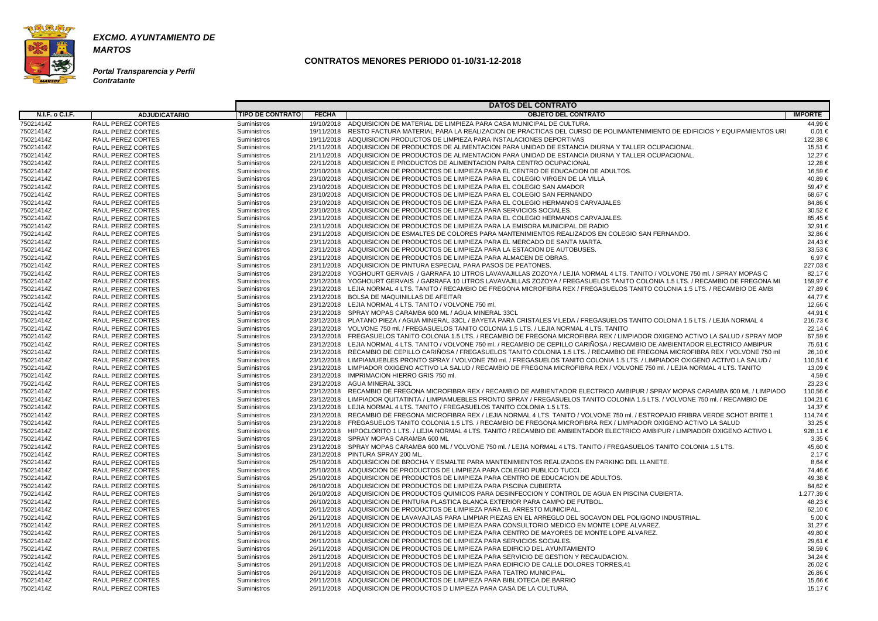**EXCMO. AYUNTAMIENTO DE MARTOS**

**Portal Transparencia y Perfil Contratante**

## CONTRATOS MENORES PERIODO 01-10/31-12-2018

| N.I.F. o C.I.F. | ADJUDICATARIO | TIPO DE CONTRATO | FECHA | OBJETO DEL CONTRATO | IMPORTE |
|---|---|---|---|---|---|
| 75021414Z | RAUL PEREZ CORTES | Suministros | 19/10/2018 | ADQUISICION DE MATERIAL DE LIMPIEZA PARA CASA MUNICIPAL DE CULTURA. | 44,99 € |
| 75021414Z | RAUL PEREZ CORTES | Suministros | 19/11/2018 | RESTO FACTURA MATERIAL PARA LA REALIZACION DE PRACTICAS DEL CURSO DE POLIMANTENIMIENTO DE EDIFICIOS Y EQUIPAMIENTOS URI | 0,01 € |
| 75021414Z | RAUL PEREZ CORTES | Suministros | 19/11/2018 | ADQUISICION PRODUCTOS DE LIMPIEZA PARA INSTALACIONES DEPORTIVAS | 122,38 € |
| 75021414Z | RAUL PEREZ CORTES | Suministros | 21/11/2018 | ADQUISICION DE PRODUCTOS DE ALIMENTACION PARA UNIDAD DE ESTANCIA DIURNA Y TALLER OCUPACIONAL. | 15,51 € |
| 75021414Z | RAUL PEREZ CORTES | Suministros | 21/11/2018 | ADQUISICION DE PRODUCTOS DE ALIMENTACION PARA UNIDAD DE ESTANCIA DIURNA Y TALLER OCUPACIONAL. | 12,27 € |
| 75021414Z | RAUL PEREZ CORTES | Suministros | 22/11/2018 | ADQUISICION E PRODUCTOS DE ALIMENTACION PARA CENTRO OCUPACIONAL | 12,28 € |
| 75021414Z | RAUL PEREZ CORTES | Suministros | 23/10/2018 | ADQUISICION DE PRODUCTOS DE LIMPIEZA PARA EL CENTRO DE EDUCACION DE ADULTOS. | 16,59 € |
| 75021414Z | RAUL PEREZ CORTES | Suministros | 23/10/2018 | ADQUISICION DE PRODUCTOS DE LIMPIEZA PARA EL COLEGIO VIRGEN DE LA VILLA | 40,89 € |
| 75021414Z | RAUL PEREZ CORTES | Suministros | 23/10/2018 | ADQUISICION DE PRODUCTOS DE LIMPIEZA PARA EL COLEGIO SAN AMADOR | 59,47 € |
| 75021414Z | RAUL PEREZ CORTES | Suministros | 23/10/2018 | ADQUISICION DE PRODUCTOS DE LIMPIEZA PARA EL COLEGIO SAN FERNANDO | 68,67 € |
| 75021414Z | RAUL PEREZ CORTES | Suministros | 23/10/2018 | ADQUISICION DE PRODUCTOS DE LIMPIEZA PARA EL COLEGIO HERMANOS CARVAJALES | 84,86 € |
| 75021414Z | RAUL PEREZ CORTES | Suministros | 23/10/2018 | ADQUISICION DE PRODUCTOS DE LIMPIEZA PARA SERVICIOS SOCIALES. | 30,52 € |
| 75021414Z | RAUL PEREZ CORTES | Suministros | 23/11/2018 | ADQUISICION DE PRODUCTOS DE LIMPIEZA PARA EL COLEGIO HERMANOS CARVAJALES. | 85,45 € |
| 75021414Z | RAUL PEREZ CORTES | Suministros | 23/11/2018 | ADQUISICION DE PRODUCTOS DE LIMPIEZA PARA LA EMISORA MUNICIPAL DE RADIO | 32,91 € |
| 75021414Z | RAUL PEREZ CORTES | Suministros | 23/11/2018 | ADQUISICION DE ESMALTES DE COLORES PARA MANTENIMIENTOS REALIZADOS EN COLEGIO SAN FERNANDO. | 32,86 € |
| 75021414Z | RAUL PEREZ CORTES | Suministros | 23/11/2018 | ADQUISICION DE PRODUCTOS DE LIMPIEZA PARA EL MERCADO DE SANTA MARTA. | 24,43 € |
| 75021414Z | RAUL PEREZ CORTES | Suministros | 23/11/2018 | ADQUISICION DE PRODUCTOS DE LIMPIEZA PARA LA ESTACION DE AUTOBUSES. | 33,53 € |
| 75021414Z | RAUL PEREZ CORTES | Suministros | 23/11/2018 | ADQUISICION DE PRODUCTOS DE LIMPIEZA PARA ALMACEN DE OBRAS. | 6,97 € |
| 75021414Z | RAUL PEREZ CORTES | Suministros | 23/11/2018 | ADQUISICION DE PINTURA ESPECIAL PARA PASOS DE PEATONES. | 227,03 € |
| 75021414Z | RAUL PEREZ CORTES | Suministros | 23/12/2018 | YOGHOURT GERVAIS / GARRAFA 10 LITROS LAVAVAJILLAS ZOZOYA / LEJIA NORMAL 4 LTS. TANITO / VOLVONE 750 ml. / SPRAY MOPAS C | 82,17 € |
| 75021414Z | RAUL PEREZ CORTES | Suministros | 23/12/2018 | YOGHOURT GERVAIS / GARRAFA 10 LITROS LAVAVAJILLAS ZOZOYA / FREGASUELOS TANITO COLONIA 1.5 LTS. / RECAMBIO DE FREGONA MI | 159,97 € |
| 75021414Z | RAUL PEREZ CORTES | Suministros | 23/12/2018 | LEJIA NORMAL 4 LTS. TANITO / RECAMBIO DE FREGONA MICROFIBRA REX / FREGASUELOS TANITO COLONIA 1.5 LTS. / RECAMBIO DE AMBI | 27,89 € |
| 75021414Z | RAUL PEREZ CORTES | Suministros | 23/12/2018 | BOLSA DE MAQUINILLAS DE AFEITAR | 44,77 € |
| 75021414Z | RAUL PEREZ CORTES | Suministros | 23/12/2018 | LEJIA NORMAL 4 LTS. TANITO / VOLVONE 750 ml. | 12,66 € |
| 75021414Z | RAUL PEREZ CORTES | Suministros | 23/12/2018 | SPRAY MOPAS CARAMBA 600 ML / AGUA MINERAL 33CL | 44,91 € |
| 75021414Z | RAUL PEREZ CORTES | Suministros | 23/12/2018 | PLATANO PIEZA / AGUA MINERAL 33CL / BAYETA PARA CRISTALES VILEDA / FREGASUELOS TANITO COLONIA 1.5 LTS. / LEJIA NORMAL 4 | 216,73 € |
| 75021414Z | RAUL PEREZ CORTES | Suministros | 23/12/2018 | VOLVONE 750 ml. / FREGASUELOS TANITO COLONIA 1.5 LTS. / LEJIA NORMAL 4 LTS. TANITO | 22,14 € |
| 75021414Z | RAUL PEREZ CORTES | Suministros | 23/12/2018 | FREGASUELOS TANITO COLONIA 1.5 LTS. / RECAMBIO DE FREGONA MICROFIBRA REX / LIMPIADOR OXIGENO ACTIVO LA SALUD / SPRAY MOP | 67,59 € |
| 75021414Z | RAUL PEREZ CORTES | Suministros | 23/12/2018 | LEJIA NORMAL 4 LTS. TANITO / VOLVONE 750 ml. / RECAMBIO DE CEPILLO CARIÑOSA / RECAMBIO DE AMBIENTADOR ELECTRICO AMBIPUR | 75,61 € |
| 75021414Z | RAUL PEREZ CORTES | Suministros | 23/12/2018 | RECAMBIO DE CEPILLO CARIÑOSA / FREGASUELOS TANITO COLONIA 1.5 LTS. / RECAMBIO DE FREGONA MICROFIBRA REX / VOLVONE 750 ml | 26,10 € |
| 75021414Z | RAUL PEREZ CORTES | Suministros | 23/12/2018 | LIMPIAMUEBLES PRONTO SPRAY / VOLVONE 750 ml. / FREGASUELOS TANITO COLONIA 1.5 LTS. / LIMPIADOR OXIGENO ACTIVO LA SALUD / | 110,51 € |
| 75021414Z | RAUL PEREZ CORTES | Suministros | 23/12/2018 | LIMPIADOR OXIGENO ACTIVO LA SALUD / RECAMBIO DE FREGONA MICROFIBRA REX / VOLVONE 750 ml. / LEJIA NORMAL 4 LTS. TANITO | 13,09 € |
| 75021414Z | RAUL PEREZ CORTES | Suministros | 23/12/2018 | IMPRIMACION HIERRO GRIS 750 ml. | 4,59 € |
| 75021414Z | RAUL PEREZ CORTES | Suministros | 23/12/2018 | AGUA MINERAL 33CL | 23,23 € |
| 75021414Z | RAUL PEREZ CORTES | Suministros | 23/12/2018 | RECAMBIO DE FREGONA MICROFIBRA REX / RECAMBIO DE AMBIENTADOR ELECTRICO AMBIPUR / SPRAY MOPAS CARAMBA 600 ML / LIMPIADO | 110,56 € |
| 75021414Z | RAUL PEREZ CORTES | Suministros | 23/12/2018 | LIMPIADOR QUITATINTA / LIMPIAMUEBLES PRONTO SPRAY / FREGASUELOS TANITO COLONIA 1.5 LTS. / VOLVONE 750 ml. / RECAMBIO DE | 104,21 € |
| 75021414Z | RAUL PEREZ CORTES | Suministros | 23/12/2018 | LEJIA NORMAL 4 LTS. TANITO / FREGASUELOS TANITO COLONIA 1.5 LTS. | 14,37 € |
| 75021414Z | RAUL PEREZ CORTES | Suministros | 23/12/2018 | RECAMBIO DE FREGONA MICROFIBRA REX / LEJIA NORMAL 4 LTS. TANITO / VOLVONE 750 ml. / ESTROPAJO FRIBRA VERDE SCHOT BRITE 1 | 114,74 € |
| 75021414Z | RAUL PEREZ CORTES | Suministros | 23/12/2018 | FREGASUELOS TANITO COLONIA 1.5 LTS. / RECAMBIO DE FREGONA MICROFIBRA REX / LIMPIADOR OXIGENO ACTIVO LA SALUD | 33,25 € |
| 75021414Z | RAUL PEREZ CORTES | Suministros | 23/12/2018 | HIPOCLORITO 1 LTS. / LEJIA NORMAL 4 LTS. TANITO / RECAMBIO DE AMBIENTADOR ELECTRICO AMBIPUR / LIMPIADOR OXIGENO ACTIVO L | 928,11 € |
| 75021414Z | RAUL PEREZ CORTES | Suministros | 23/12/2018 | SPRAY MOPAS CARAMBA 600 ML | 3,35 € |
| 75021414Z | RAUL PEREZ CORTES | Suministros | 23/12/2018 | SPRAY MOPAS CARAMBA 600 ML / VOLVONE 750 ml. / LEJIA NORMAL 4 LTS. TANITO / FREGASUELOS TANITO COLONIA 1.5 LTS. | 45,60 € |
| 75021414Z | RAUL PEREZ CORTES | Suministros | 23/12/2018 | PINTURA SPRAY 200 ML. | 2,17 € |
| 75021414Z | RAUL PEREZ CORTES | Suministros | 25/10/2018 | ADQUISICION DE BROCHA Y ESMALTE PARA MANTENIMIENTOS REALIZADOS EN PARKING DEL LLANETE. | 8,64 € |
| 75021414Z | RAUL PEREZ CORTES | Suministros | 25/10/2018 | ADQUISCION DE PRODUCTOS DE LIMPIEZA PARA COLEGIO PUBLICO TUCCI. | 74,46 € |
| 75021414Z | RAUL PEREZ CORTES | Suministros | 25/10/2018 | ADQUISICION DE PRODUCTOS DE LIMPIEZA PARA CENTRO DE EDUCACION DE ADULTOS. | 49,38 € |
| 75021414Z | RAUL PEREZ CORTES | Suministros | 26/10/2018 | ADQUISICION DE PRODUCTOS DE LIMPIEZA PARA PISCINA CUBIERTA | 84,62 € |
| 75021414Z | RAUL PEREZ CORTES | Suministros | 26/10/2018 | ADQUISICION DE PRODUCTOS QUIMICOS PARA DESINFECCION Y CONTROL DE AGUA EN PISCINA CUBIERTA. | 1.277,39 € |
| 75021414Z | RAUL PEREZ CORTES | Suministros | 26/10/2018 | ADQUISICION DE PINTURA PLASTICA BLANCA EXTERIOR PARA CAMPO DE FUTBOL. | 48,23 € |
| 75021414Z | RAUL PEREZ CORTES | Suministros | 26/11/2018 | ADQUISICION DE PRODUCTOS DE LIMPIEZA PARA EL ARRESTO MUNICIPAL. | 62,10 € |
| 75021414Z | RAUL PEREZ CORTES | Suministros | 26/11/2018 | ADQUISICION DE LAVAVAJILAS PARA LIMPIAR PIEZAS EN EL ARREGLO DEL SOCAVON DEL POLIGONO INDUSTRIAL. | 5,00 € |
| 75021414Z | RAUL PEREZ CORTES | Suministros | 26/11/2018 | ADQUISICION DE PRODUCTOS DE LIMPIEZA PARA CONSULTORIO MEDICO EN MONTE LOPE ALVAREZ. | 31,27 € |
| 75021414Z | RAUL PEREZ CORTES | Suministros | 26/11/2018 | ADQUISICION DE PRODUCTOS DE LIMPIEZA PARA CENTRO DE MAYORES DE MONTE LOPE ALVAREZ. | 49,80 € |
| 75021414Z | RAUL PEREZ CORTES | Suministros | 26/11/2018 | ADQUISICION DE PRODUCTOS DE LIMPIEZA PARA SERVICIOS SOCIALES. | 29,61 € |
| 75021414Z | RAUL PEREZ CORTES | Suministros | 26/11/2018 | ADQUISICION DE PRODUCTOS DE LIMPIEZA PARA EDIFICIO DEL AYUNTAMIENTO | 58,59 € |
| 75021414Z | RAUL PEREZ CORTES | Suministros | 26/11/2018 | ADQUISICION DE PRODUCTOS DE LIMPIEZA PARA SERVICIO DE GESTION Y RECAUDACION. | 34,24 € |
| 75021414Z | RAUL PEREZ CORTES | Suministros | 26/11/2018 | ADQUISICION DE PRODUCTOS DE LIMPIEZA PARA EDIFICIO DE CALLE DOLORES TORRES,41 | 26,02 € |
| 75021414Z | RAUL PEREZ CORTES | Suministros | 26/11/2018 | ADQUISICION DE PRODUCTOS DE LIMPIEZA PARA TEATRO MUNICIPAL. | 26,86 € |
| 75021414Z | RAUL PEREZ CORTES | Suministros | 26/11/2018 | ADQUISICION DE PRODUCTOS DE LIMPIEZA PARA BIBLIOTECA DE BARRIO | 15,66 € |
| 75021414Z | RAUL PEREZ CORTES | Suministros | 26/11/2018 | ADQUISICION DE PRODUCTOS D LIMPIEZA PARA CASA DE LA CULTURA. | 15,17 € |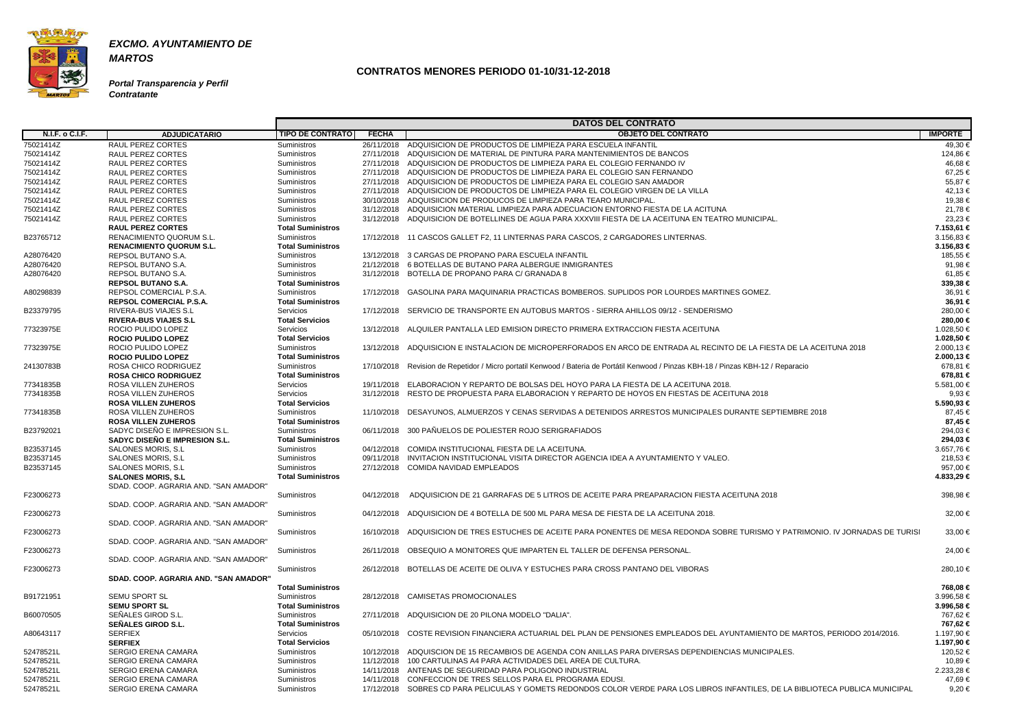***EXCMO. AYUNTAMIENTO DE MARTOS***

***Portal Transparencia y Perfil Contratante***

## CONTRATOS MENORES PERIODO 01-10/31-12-2018

| | | DATOS DEL CONTRATO | | | |
|---|---|---|---|---|---|
| **N.I.F. o C.I.F.** | **ADJUDICATARIO** | **TIPO DE CONTRATO** | **FECHA** | **OBJETO DEL CONTRATO** | **IMPORTE** |
| 75021414Z | RAUL PEREZ CORTES | Suministros | 26/11/2018 | ADQUISICION DE PRODUCTOS DE LIMPIEZA PARA ESCUELA INFANTIL | 49,30 € |
| 75021414Z | RAUL PEREZ CORTES | Suministros | 27/11/2018 | ADQUISICION DE MATERIAL DE PINTURA PARA MANTENIMIENTOS DE BANCOS | 124,86 € |
| 75021414Z | RAUL PEREZ CORTES | Suministros | 27/11/2018 | ADQUISICION DE PRODUCTOS DE LIMPIEZA PARA EL COLEGIO FERNANDO IV | 46,68 € |
| 75021414Z | RAUL PEREZ CORTES | Suministros | 27/11/2018 | ADQUISICION DE PRODUCTOS DE LIMPIEZA PARA EL COLEGIO SAN FERNANDO | 67,25 € |
| 75021414Z | RAUL PEREZ CORTES | Suministros | 27/11/2018 | ADQUISICION DE PRODUCTOS DE LIMPIEZA PARA EL COLEGIO SAN AMADOR | 55,87 € |
| 75021414Z | RAUL PEREZ CORTES | Suministros | 27/11/2018 | ADQUISICION DE PRODUCTOS DE LIMPIEZA PARA EL COLEGIO VIRGEN DE LA VILLA | 42,13 € |
| 75021414Z | RAUL PEREZ CORTES | Suministros | 30/10/2018 | ADQUISIICION DE PRODUCOS DE LIMPIEZA PARA TEARO MUNICIPAL. | 19,38 € |
| 75021414Z | RAUL PEREZ CORTES | Suministros | 31/12/2018 | ADQUISICION MATERIAL LIMPIEZA PARA ADECUACION ENTORNO FIESTA DE LA ACITUNA | 21,78 € |
| 75021414Z | RAUL PEREZ CORTES | Suministros | 31/12/2018 | ADQUISICION DE BOTELLINES DE AGUA PARA XXXVIII FIESTA DE LA ACEITUNA EN TEATRO MUNICIPAL. | 23,23 € |
| | **RAUL PEREZ CORTES** | **Total Suministros** | | | **7.153,61 €** |
| B23765712 | RENACIMIENTO QUORUM S.L. | Suministros | 17/12/2018 | 11 CASCOS GALLET F2, 11 LINTERNAS PARA CASCOS, 2 CARGADORES LINTERNAS. | 3.156,83 € |
| | **RENACIMIENTO QUORUM S.L.** | **Total Suministros** | | | **3.156,83 €** |
| A28076420 | REPSOL BUTANO S.A. | Suministros | 13/12/2018 | 3 CARGAS DE PROPANO PARA ESCUELA INFANTIL | 185,55 € |
| A28076420 | REPSOL BUTANO S.A. | Suministros | 21/12/2018 | 6 BOTELLAS DE BUTANO PARA ALBERGUE INMIGRANTES | 91,98 € |
| A28076420 | REPSOL BUTANO S.A. | Suministros | 31/12/2018 | BOTELLA DE PROPANO PARA C/ GRANADA 8 | 61,85 € |
| | **REPSOL BUTANO S.A.** | **Total Suministros** | | | **339,38 €** |
| A80298839 | REPSOL COMERCIAL P.S.A. | Suministros | 17/12/2018 | GASOLINA PARA MAQUINARIA PRACTICAS BOMBEROS. SUPLIDOS POR LOURDES MARTINES GOMEZ. | 36,91 € |
| | **REPSOL COMERCIAL P.S.A.** | **Total Suministros** | | | **36,91 €** |
| B23379795 | RIVERA-BUS VIAJES S.L | Servicios | 17/12/2018 | SERVICIO DE TRANSPORTE EN AUTOBUS MARTOS - SIERRA AHILLOS 09/12 - SENDERISMO | 280,00 € |
| | **RIVERA-BUS VIAJES S.L** | **Total Servicios** | | | **280,00 €** |
| 77323975E | ROCIO PULIDO LOPEZ | Servicios | 13/12/2018 | ALQUILER PANTALLA LED EMISION DIRECTO PRIMERA EXTRACCION FIESTA ACEITUNA | 1.028,50 € |
| | **ROCIO PULIDO LOPEZ** | **Total Servicios** | | | **1.028,50 €** |
| 77323975E | ROCIO PULIDO LOPEZ | Suministros | 13/12/2018 | ADQUISICION E INSTALACION DE MICROPERFORADOS EN ARCO DE ENTRADA AL RECINTO DE LA FIESTA DE LA ACEITUNA 2018 | 2.000,13 € |
| | **ROCIO PULIDO LOPEZ** | **Total Suministros** | | | **2.000,13 €** |
| 24130783B | ROSA CHICO RODRIGUEZ | Suministros | 17/10/2018 | Revision de Repetidor / Micro portatil Kenwood / Bateria de Portátil Kenwood / Pinzas KBH-18 / Pinzas KBH-12 / Reparacio | 678,81 € |
| | **ROSA CHICO RODRIGUEZ** | **Total Suministros** | | | **678,81 €** |
| 77341835B | ROSA VILLEN ZUHEROS | Servicios | 19/11/2018 | ELABORACION Y REPARTO DE BOLSAS DEL HOYO PARA LA FIESTA DE LA ACEITUNA 2018. | 5.581,00 € |
| 77341835B | ROSA VILLEN ZUHEROS | Servicios | 31/12/2018 | RESTO DE PROPUESTA PARA ELABORACION Y REPARTO DE HOYOS EN FIESTAS DE ACEITUNA 2018 | 9,93 € |
| | **ROSA VILLEN ZUHEROS** | **Total Servicios** | | | **5.590,93 €** |
| 77341835B | ROSA VILLEN ZUHEROS | Suministros | 11/10/2018 | DESAYUNOS, ALMUERZOS Y CENAS SERVIDAS A DETENIDOS ARRESTOS MUNICIPALES DURANTE SEPTIEMBRE 2018 | 87,45 € |
| | **ROSA VILLEN ZUHEROS** | **Total Suministros** | | | **87,45 €** |
| B23792021 | SADYC DISEÑO E IMPRESION S.L. | Suministros | 06/11/2018 | 300 PAÑUELOS DE POLIESTER ROJO SERIGRAFIADOS | 294,03 € |
| | **SADYC DISEÑO E IMPRESION S.L.** | **Total Suministros** | | | **294,03 €** |
| B23537145 | SALONES MORIS, S.L | Suministros | 04/12/2018 | COMIDA INSTITUCIONAL FIESTA DE LA ACEITUNA. | 3.657,76 € |
| B23537145 | SALONES MORIS, S.L | Suministros | 09/11/2018 | INVITACION INSTITUCIONAL VISITA DIRECTOR AGENCIA IDEA A AYUNTAMIENTO Y VALEO. | 218,53 € |
| B23537145 | SALONES MORIS, S.L | Suministros | 27/12/2018 | COMIDA NAVIDAD EMPLEADOS | 957,00 € |
| | **SALONES MORIS, S.L** | **Total Suministros** | | | **4.833,29 €** |
| F23006273 | SDAD. COOP. AGRARIA AND. "SAN AMADOR" | Suministros | 04/12/2018 | ADQUISICION DE 21 GARRAFAS DE 5 LITROS DE ACEITE PARA PREAPARACION FIESTA ACEITUNA 2018 | 398,98 € |
| F23006273 | SDAD. COOP. AGRARIA AND. "SAN AMADOR" | Suministros | 04/12/2018 | ADQUISICION DE 4 BOTELLA DE 500 ML PARA MESA DE FIESTA DE LA ACEITUNA 2018. | 32,00 € |
| F23006273 | SDAD. COOP. AGRARIA AND. "SAN AMADOR" | Suministros | 16/10/2018 | ADQUISICION DE TRES ESTUCHES DE ACEITE PARA PONENTES DE MESA REDONDA SOBRE TURISMO Y PATRIMONIO. IV JORNADAS DE TURISI | 33,00 € |
| F23006273 | SDAD. COOP. AGRARIA AND. "SAN AMADOR" | Suministros | 26/11/2018 | OBSEQUIO A MONITORES QUE IMPARTEN EL TALLER DE DEFENSA PERSONAL. | 24,00 € |
| F23006273 | SDAD. COOP. AGRARIA AND. "SAN AMADOR" | Suministros | 26/12/2018 | BOTELLAS DE ACEITE DE OLIVA Y ESTUCHES PARA CROSS PANTANO DEL VIBORAS | 280,10 € |
| | **SDAD. COOP. AGRARIA AND. "SAN AMADOR"** | **Total Suministros** | | | **768,08 €** |
| B91721951 | SEMU SPORT SL | Suministros | 28/12/2018 | CAMISETAS PROMOCIONALES | 3.996,58 € |
| | **SEMU SPORT SL** | **Total Suministros** | | | **3.996,58 €** |
| B60070505 | SEÑALES GIROD S.L. | Suministros | 27/11/2018 | ADQUISICION DE 20 PILONA MODELO "DALIA". | 767,62 € |
| | **SEÑALES GIROD S.L.** | **Total Suministros** | | | **767,62 €** |
| A80643117 | SERFIEX | Servicios | 05/10/2018 | COSTE REVISION FINANCIERA ACTUARIAL DEL PLAN DE PENSIONES EMPLEADOS DEL AYUNTAMIENTO DE MARTOS, PERIODO 2014/2016. | 1.197,90 € |
| | **SERFIEX** | **Total Servicios** | | | **1.197,90 €** |
| 52478521L | SERGIO ERENA CAMARA | Suministros | 10/12/2018 | ADQUISCION DE 15 RECAMBIOS DE AGENDA CON ANILLAS PARA DIVERSAS DEPENDIENCIAS MUNICIPALES. | 120,52 € |
| 52478521L | SERGIO ERENA CAMARA | Suministros | 11/12/2018 | 100 CARTULINAS A4 PARA ACTIVIDADES DEL AREA DE CULTURA. | 10,89 € |
| 52478521L | SERGIO ERENA CAMARA | Suministros | 14/11/2018 | ANTENAS DE SEGURIDAD PARA POLIGONO INDUSTRIAL | 2.233,28 € |
| 52478521L | SERGIO ERENA CAMARA | Suministros | 14/11/2018 | CONFECCION DE TRES SELLOS PARA EL PROGRAMA EDUSI. | 47,69 € |
| 52478521L | SERGIO ERENA CAMARA | Suministros | 17/12/2018 | SOBRES CD PARA PELICULAS Y GOMETS REDONDOS COLOR VERDE PARA LOS LIBROS INFANTILES, DE LA BIBLIOTECA PUBLICA MUNICIPAL | 9,20 € |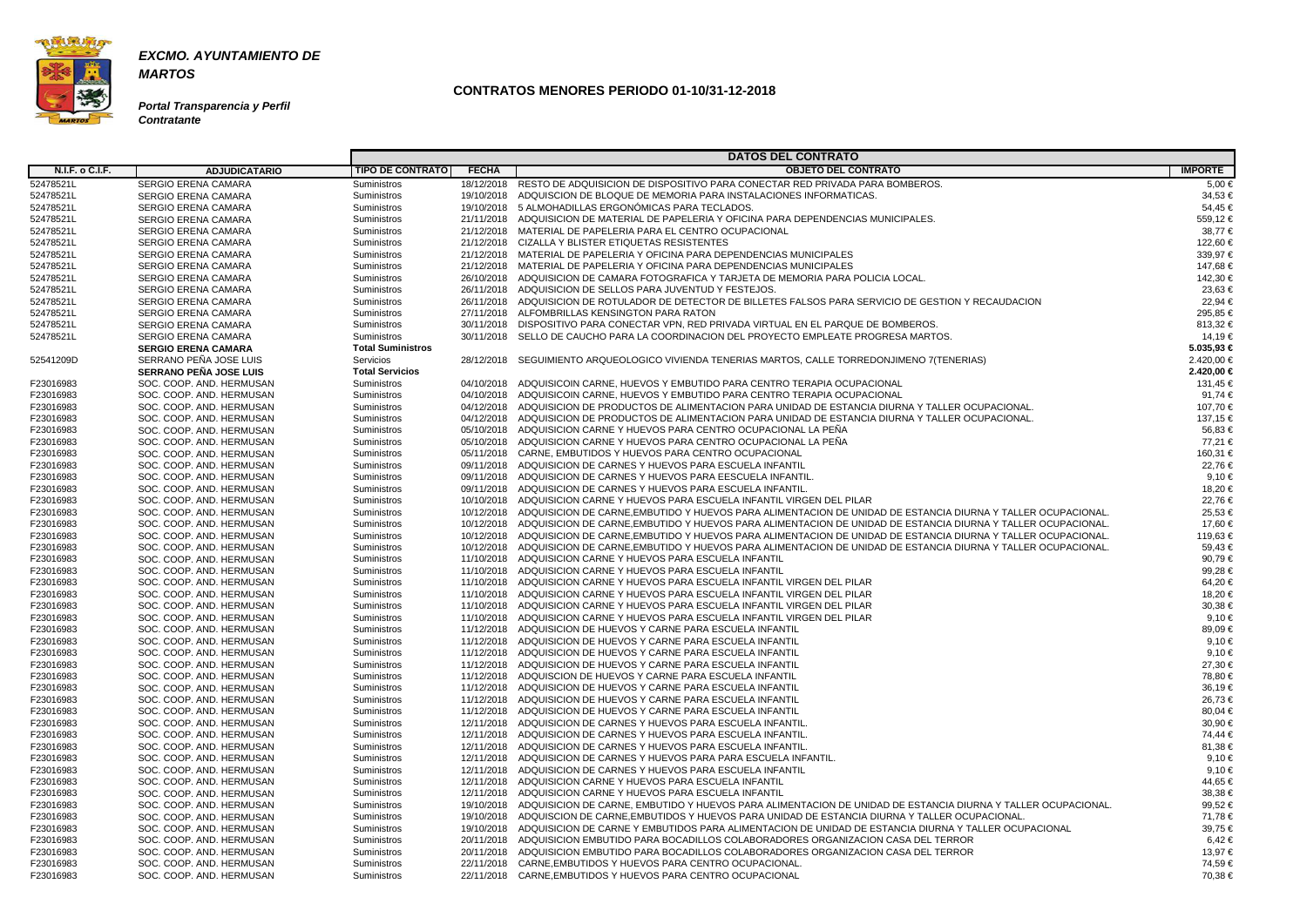***EXCMO. AYUNTAMIENTO DE MARTOS***

***Portal Transparencia y Perfil Contratante***

## CONTRATOS MENORES PERIODO 01-10/31-12-2018

| | | DATOS DEL CONTRATO | | | |
|---|---|---|---|---|---|
| **N.I.F. o C.I.F.** | **ADJUDICATARIO** | **TIPO DE CONTRATO** | **FECHA** | **OBJETO DEL CONTRATO** | **IMPORTE** |
| 52478521L | SERGIO ERENA CAMARA | Suministros | 18/12/2018 | RESTO DE ADQUISICION DE DISPOSITIVO PARA CONECTAR RED PRIVADA PARA BOMBEROS. | 5,00 € |
| 52478521L | SERGIO ERENA CAMARA | Suministros | 19/10/2018 | ADQUISCION DE BLOQUE DE MEMORIA PARA INSTALACIONES INFORMATICAS. | 34,53 € |
| 52478521L | SERGIO ERENA CAMARA | Suministros | 19/10/2018 | 5 ALMOHADILLAS ERGONÓMICAS PARA TECLADOS. | 54,45 € |
| 52478521L | SERGIO ERENA CAMARA | Suministros | 21/11/2018 | ADQUISICION DE MATERIAL DE PAPELERIA Y OFICINA PARA DEPENDENCIAS MUNICIPALES. | 559,12 € |
| 52478521L | SERGIO ERENA CAMARA | Suministros | 21/12/2018 | MATERIAL DE PAPELERIA PARA EL CENTRO OCUPACIONAL | 38,77 € |
| 52478521L | SERGIO ERENA CAMARA | Suministros | 21/12/2018 | CIZALLA Y BLISTER ETIQUETAS RESISTENTES | 122,60 € |
| 52478521L | SERGIO ERENA CAMARA | Suministros | 21/12/2018 | MATERIAL DE PAPELERIA Y OFICINA PARA DEPENDENCIAS MUNICIPALES | 339,97 € |
| 52478521L | SERGIO ERENA CAMARA | Suministros | 21/12/2018 | MATERIAL DE PAPELERIA Y OFICINA PARA DEPENDENCIAS MUNICIPALES | 147,68 € |
| 52478521L | SERGIO ERENA CAMARA | Suministros | 26/10/2018 | ADQUISICION DE CAMARA FOTOGRAFICA Y TARJETA DE MEMORIA PARA POLICIA LOCAL. | 142,30 € |
| 52478521L | SERGIO ERENA CAMARA | Suministros | 26/11/2018 | ADQUISICION DE SELLOS PARA JUVENTUD Y FESTEJOS. | 23,63 € |
| 52478521L | SERGIO ERENA CAMARA | Suministros | 26/11/2018 | ADQUISICION DE ROTULADOR DE DETECTOR DE BILLETES FALSOS PARA SERVICIO DE GESTION Y RECAUDACION | 22,94 € |
| 52478521L | SERGIO ERENA CAMARA | Suministros | 27/11/2018 | ALFOMBRILLAS KENSINGTON PARA RATON | 295,85 € |
| 52478521L | SERGIO ERENA CAMARA | Suministros | 30/11/2018 | DISPOSITIVO PARA CONECTAR VPN, RED PRIVADA VIRTUAL EN EL PARQUE DE BOMBEROS. | 813,32 € |
| 52478521L | SERGIO ERENA CAMARA | Suministros | 30/11/2018 | SELLO DE CAUCHO PARA LA COORDINACION DEL PROYECTO EMPLEATE PROGRESA MARTOS. | 14,19 € |
| | **SERGIO ERENA CAMARA** | **Total Suministros** | | | **5.035,93 €** |
| 52541209D | SERRANO PEÑA JOSE LUIS | Servicios | 28/12/2018 | SEGUIMIENTO ARQUEOLOGICO VIVIENDA TENERIAS MARTOS, CALLE TORREDONJIMENO 7(TENERIAS) | 2.420,00 € |
| | **SERRANO PEÑA JOSE LUIS** | **Total Servicios** | | | **2.420,00 €** |
| F23016983 | SOC. COOP. AND. HERMUSAN | Suministros | 04/10/2018 | ADQUISICOIN CARNE, HUEVOS Y EMBUTIDO PARA CENTRO TERAPIA OCUPACIONAL | 131,45 € |
| F23016983 | SOC. COOP. AND. HERMUSAN | Suministros | 04/10/2018 | ADQUISICOIN CARNE, HUEVOS Y EMBUTIDO PARA CENTRO TERAPIA OCUPACIONAL | 91,74 € |
| F23016983 | SOC. COOP. AND. HERMUSAN | Suministros | 04/12/2018 | ADQUISICION DE PRODUCTOS DE ALIMENTACION PARA UNIDAD DE ESTANCIA DIURNA Y TALLER OCUPACIONAL. | 107,70 € |
| F23016983 | SOC. COOP. AND. HERMUSAN | Suministros | 04/12/2018 | ADQUISICION DE PRODUCTOS DE ALIMENTACION PARA UNIDAD DE ESTANCIA DIURNA Y TALLER OCUPACIONAL. | 137,15 € |
| F23016983 | SOC. COOP. AND. HERMUSAN | Suministros | 05/10/2018 | ADQUISICION CARNE Y HUEVOS PARA CENTRO OCUPACIONAL LA PEÑA | 56,83 € |
| F23016983 | SOC. COOP. AND. HERMUSAN | Suministros | 05/10/2018 | ADQUISICION CARNE Y HUEVOS PARA CENTRO OCUPACIONAL LA PEÑA | 77,21 € |
| F23016983 | SOC. COOP. AND. HERMUSAN | Suministros | 05/11/2018 | CARNE, EMBUTIDOS Y HUEVOS PARA CENTRO OCUPACIONAL | 160,31 € |
| F23016983 | SOC. COOP. AND. HERMUSAN | Suministros | 09/11/2018 | ADQUISICION DE CARNES Y HUEVOS PARA ESCUELA INFANTIL | 22,76 € |
| F23016983 | SOC. COOP. AND. HERMUSAN | Suministros | 09/11/2018 | ADQUISICION DE CARNES Y HUEVOS PARA EESCUELA INFANTIL. | 9,10 € |
| F23016983 | SOC. COOP. AND. HERMUSAN | Suministros | 09/11/2018 | ADQUISICION DE CARNES Y HUEVOS PARA ESCUELA INFANTIL. | 18,20 € |
| F23016983 | SOC. COOP. AND. HERMUSAN | Suministros | 10/10/2018 | ADQUISICION CARNE Y HUEVOS PARA ESCUELA INFANTIL VIRGEN DEL PILAR | 22,76 € |
| F23016983 | SOC. COOP. AND. HERMUSAN | Suministros | 10/12/2018 | ADQUISICION DE CARNE,EMBUTIDO Y HUEVOS PARA ALIMENTACION DE UNIDAD DE ESTANCIA DIURNA Y TALLER OCUPACIONAL. | 25,53 € |
| F23016983 | SOC. COOP. AND. HERMUSAN | Suministros | 10/12/2018 | ADQUISICION DE CARNE,EMBUTIDO Y HUEVOS PARA ALIMENTACION DE UNIDAD DE ESTANCIA DIURNA Y TALLER OCUPACIONAL. | 17,60 € |
| F23016983 | SOC. COOP. AND. HERMUSAN | Suministros | 10/12/2018 | ADQUISICION DE CARNE,EMBUTIDO Y HUEVOS PARA ALIMENTACION DE UNIDAD DE ESTANCIA DIURNA Y TALLER OCUPACIONAL. | 119,63 € |
| F23016983 | SOC. COOP. AND. HERMUSAN | Suministros | 10/12/2018 | ADQUISICION DE CARNE,EMBUTIDO Y HUEVOS PARA ALIMENTACION DE UNIDAD DE ESTANCIA DIURNA Y TALLER OCUPACIONAL. | 59,43 € |
| F23016983 | SOC. COOP. AND. HERMUSAN | Suministros | 11/10/2018 | ADQUISICION CARNE Y HUEVOS PARA ESCUELA INFANTIL | 90,79 € |
| F23016983 | SOC. COOP. AND. HERMUSAN | Suministros | 11/10/2018 | ADQUISICION CARNE Y HUEVOS PARA ESCUELA INFANTIL | 99,28 € |
| F23016983 | SOC. COOP. AND. HERMUSAN | Suministros | 11/10/2018 | ADQUISICION CARNE Y HUEVOS PARA ESCUELA INFANTIL VIRGEN DEL PILAR | 64,20 € |
| F23016983 | SOC. COOP. AND. HERMUSAN | Suministros | 11/10/2018 | ADQUISICION CARNE Y HUEVOS PARA ESCUELA INFANTIL VIRGEN DEL PILAR | 18,20 € |
| F23016983 | SOC. COOP. AND. HERMUSAN | Suministros | 11/10/2018 | ADQUISICION CARNE Y HUEVOS PARA ESCUELA INFANTIL VIRGEN DEL PILAR | 30,38 € |
| F23016983 | SOC. COOP. AND. HERMUSAN | Suministros | 11/10/2018 | ADQUISICION CARNE Y HUEVOS PARA ESCUELA INFANTIL VIRGEN DEL PILAR | 9,10 € |
| F23016983 | SOC. COOP. AND. HERMUSAN | Suministros | 11/12/2018 | ADQUISICION DE HUEVOS Y CARNE PARA ESCUELA INFANTIL | 89,09 € |
| F23016983 | SOC. COOP. AND. HERMUSAN | Suministros | 11/12/2018 | ADQUISICION DE HUEVOS Y CARNE PARA ESCUELA INFANTIL | 9,10 € |
| F23016983 | SOC. COOP. AND. HERMUSAN | Suministros | 11/12/2018 | ADQUISICION DE HUEVOS Y CARNE PARA ESCUELA INFANTIL | 9,10 € |
| F23016983 | SOC. COOP. AND. HERMUSAN | Suministros | 11/12/2018 | ADQUISICION DE HUEVOS Y CARNE PARA ESCUELA INFANTIL | 27,30 € |
| F23016983 | SOC. COOP. AND. HERMUSAN | Suministros | 11/12/2018 | ADQUISCION DE HUEVOS Y CARNE PARA ESCUELA INFANTIL | 78,80 € |
| F23016983 | SOC. COOP. AND. HERMUSAN | Suministros | 11/12/2018 | ADQUISICION DE HUEVOS Y CARNE PARA ESCUELA INFANTIL | 36,19 € |
| F23016983 | SOC. COOP. AND. HERMUSAN | Suministros | 11/12/2018 | ADQUISICION DE HUEVOS Y CARNE PARA ESCUELA INFANTIL | 26,73 € |
| F23016983 | SOC. COOP. AND. HERMUSAN | Suministros | 11/12/2018 | ADQUISICION DE HUEVOS Y CARNE PARA ESCUELA INFANTIL | 80,04 € |
| F23016983 | SOC. COOP. AND. HERMUSAN | Suministros | 12/11/2018 | ADQUISICION DE CARNES Y HUEVOS PARA ESCUELA INFANTIL. | 30,90 € |
| F23016983 | SOC. COOP. AND. HERMUSAN | Suministros | 12/11/2018 | ADQUISICION DE CARNES Y HUEVOS PARA ESCUELA INFANTIL. | 74,44 € |
| F23016983 | SOC. COOP. AND. HERMUSAN | Suministros | 12/11/2018 | ADQUISICION DE CARNES Y HUEVOS PARA ESCUELA INFANTIL. | 81,38 € |
| F23016983 | SOC. COOP. AND. HERMUSAN | Suministros | 12/11/2018 | ADQUISICION DE CARNES Y HUEVOS PARA PARA ESCUELA INFANTIL. | 9,10 € |
| F23016983 | SOC. COOP. AND. HERMUSAN | Suministros | 12/11/2018 | ADQUISICION DE CARNES Y HUEVOS PARA ESCUELA INFANTIL | 9,10 € |
| F23016983 | SOC. COOP. AND. HERMUSAN | Suministros | 12/11/2018 | ADQUISICION CARNE Y HUEVOS PARA ESCUELA INFANTIL | 44,65 € |
| F23016983 | SOC. COOP. AND. HERMUSAN | Suministros | 12/11/2018 | ADQUISICION CARNE Y HUEVOS PARA ESCUELA INFANTIL | 38,38 € |
| F23016983 | SOC. COOP. AND. HERMUSAN | Suministros | 19/10/2018 | ADQUISICION DE CARNE, EMBUTIDO Y HUEVOS PARA ALIMENTACION DE UNIDAD DE ESTANCIA DIURNA Y TALLER OCUPACIONAL. | 99,52 € |
| F23016983 | SOC. COOP. AND. HERMUSAN | Suministros | 19/10/2018 | ADQUISCION DE CARNE,EMBUTIDOS Y HUEVOS PARA UNIDAD DE ESTANCIA DIURNA Y TALLER OCUPACIONAL. | 71,78 € |
| F23016983 | SOC. COOP. AND. HERMUSAN | Suministros | 19/10/2018 | ADQUISICION DE CARNE Y EMBUTIDOS PARA ALIMENTACION DE UNIDAD DE ESTANCIA DIURNA Y TALLER OCUPACIONAL | 39,75 € |
| F23016983 | SOC. COOP. AND. HERMUSAN | Suministros | 20/11/2018 | ADQUISICION EMBUTIDO PARA BOCADILLOS COLABORADORES ORGANIZACION CASA DEL TERROR | 6,42 € |
| F23016983 | SOC. COOP. AND. HERMUSAN | Suministros | 20/11/2018 | ADQUISICION EMBUTIDO PARA BOCADILLOS COLABORADORES ORGANIZACION CASA DEL TERROR | 13,97 € |
| F23016983 | SOC. COOP. AND. HERMUSAN | Suministros | 22/11/2018 | CARNE,EMBUTIDOS Y HUEVOS PARA CENTRO OCUPACIONAL. | 74,59 € |
| F23016983 | SOC. COOP. AND. HERMUSAN | Suministros | 22/11/2018 | CARNE,EMBUTIDOS Y HUEVOS PARA CENTRO OCUPACIONAL | 70,38 € |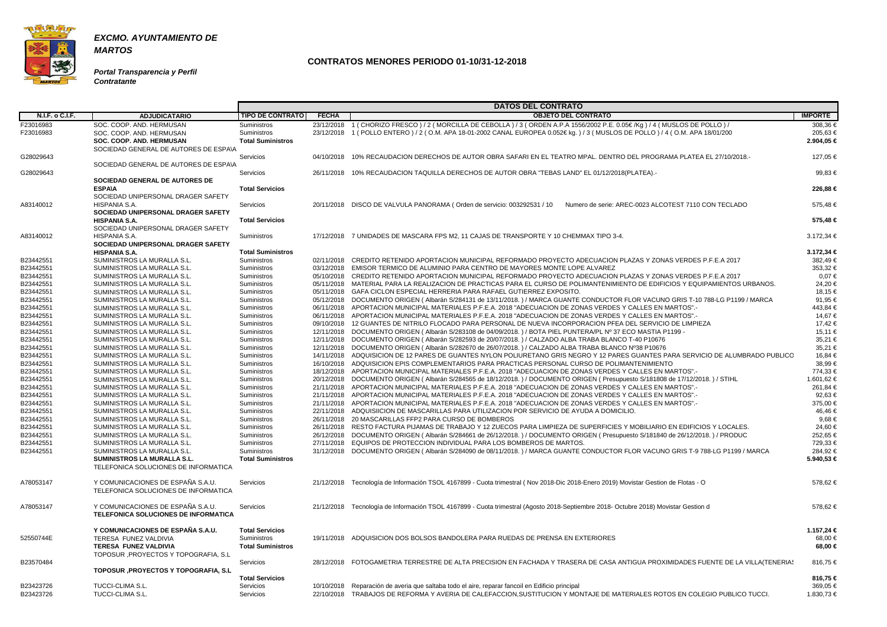***EXCMO. AYUNTAMIENTO DE MARTOS***

***Portal Transparencia y Perfil Contratante***

## CONTRATOS MENORES PERIODO 01-10/31-12-2018

| N.I.F. o C.I.F. | ADJUDICATARIO | TIPO DE CONTRATO | FECHA | OBJETO DEL CONTRATO | IMPORTE |
|---|---|---|---|---|---|
| | | DATOS DEL CONTRATO | | | |
| F23016983 | SOC. COOP. AND. HERMUSAN | Suministros | 23/12/2018 | 1 ( CHORIZO FRESCO ) / 2 ( MORCILLA DE CEBOLLA ) / 3 ( ORDEN A.P.A 1556/2002 P.E. 0.05€ /Kg ) / 4 ( MUSLOS DE POLLO ) / | 308,36 € |
| F23016983 | SOC. COOP. AND. HERMUSAN | Suministros | 23/12/2018 | 1 ( POLLO ENTERO ) / 2 ( O.M. APA 18-01-2002 CANAL EUROPEA 0.052€ kg. ) / 3 ( MUSLOS DE POLLO ) / 4 ( O.M. APA 18/01/200 | 205,63 € |
| | **SOC. COOP. AND. HERMUSAN** | **Total Suministros** | | | **2.904,05 €** |
| G28029643 | SOCIEDAD GENERAL DE AUTORES DE ESPA\A | Servicios | 04/10/2018 | 10% RECAUDACION DERECHOS DE AUTOR OBRA SAFARI EN EL TEATRO MPAL. DENTRO DEL PROGRAMA PLATEA EL 27/10/2018.- | 127,05 € |
| G28029643 | SOCIEDAD GENERAL DE AUTORES DE ESPA\A | Servicios | 26/11/2018 | 10% RECAUDACION TAQUILLA DERECHOS DE AUTOR OBRA "TEBAS LAND" EL 01/12/2018(PLATEA).- | 99,83 € |
| | **SOCIEDAD GENERAL DE AUTORES DE ESPA\A** | **Total Servicios** | | | **226,88 €** |
| A83140012 | SOCIEDAD UNIPERSONAL DRAGER SAFETY HISPANIA S.A. | Servicios | 20/11/2018 | DISCO DE VALVULA PANORAMA ( Orden de servicio: 003292531 / 10 Numero de serie: AREC-0023 ALCOTEST 7110 CON TECLADO | 575,48 € |
| | **SOCIEDAD UNIPERSONAL DRAGER SAFETY HISPANIA S.A.** | **Total Servicios** | | | **575,48 €** |
| A83140012 | SOCIEDAD UNIPERSONAL DRAGER SAFETY HISPANIA S.A. | Suministros | 17/12/2018 | 7 UNIDADES DE MASCARA FPS M2, 11 CAJAS DE TRANSPORTE Y 10 CHEMMAX TIPO 3-4. | 3.172,34 € |
| | **SOCIEDAD UNIPERSONAL DRAGER SAFETY HISPANIA S.A.** | **Total Suministros** | | | **3.172,34 €** |
| B23442551 | SUMINISTROS LA MURALLA S.L. | Suministros | 02/11/2018 | CREDITO RETENIDO APORTACION MUNICIPAL REFORMADO PROYECTO ADECUACION PLAZAS Y ZONAS VERDES P.F.E.A 2017 | 382,49 € |
| B23442551 | SUMINISTROS LA MURALLA S.L. | Suministros | 03/12/2018 | EMISOR TERMICO DE ALUMINIO PARA CENTRO DE MAYORES MONTE LOPE ALVAREZ | 353,32 € |
| B23442551 | SUMINISTROS LA MURALLA S.L. | Suministros | 05/10/2018 | CREDITO RETENIDO APORTACION MUNICIPAL REFORMADO PROYECTO ADECUACION PLAZAS Y ZONAS VERDES P.F.E.A 2017 | 0,07 € |
| B23442551 | SUMINISTROS LA MURALLA S.L. | Suministros | 05/11/2018 | MATERIAL PARA LA REALIZACION DE PRACTICAS PARA EL CURSO DE POLIMANTENIMIENTO DE EDIFICIOS Y EQUIPAMIENTOS URBANOS. | 24,20 € |
| B23442551 | SUMINISTROS LA MURALLA S.L. | Suministros | 05/11/2018 | GAFA CICLON ESPECIAL HERRERIA PARA RAFAEL GUTIERREZ EXPOSITO. | 18,15 € |
| B23442551 | SUMINISTROS LA MURALLA S.L. | Suministros | 05/12/2018 | DOCUMENTO ORIGEN ( Albarán S/284131 de 13/11/2018. ) / MARCA GUANTE CONDUCTOR FLOR VACUNO GRIS T-10 788-LG P1199 / MARCA | 91,95 € |
| B23442551 | SUMINISTROS LA MURALLA S.L. | Suministros | 06/11/2018 | APORTACION MUNICIPAL MATERIALES P.F.E.A. 2018 "ADECUACION DE ZONAS VERDES Y CALLES EN MARTOS".- | 443,84 € |
| B23442551 | SUMINISTROS LA MURALLA S.L. | Suministros | 06/11/2018 | APORTACION MUNICIPAL MATERIALES P.F.E.A. 2018 "ADECUACION DE ZONAS VERDES Y CALLES EN MARTOS".- | 14,67 € |
| B23442551 | SUMINISTROS LA MURALLA S.L. | Suministros | 09/10/2018 | 12 GUANTES DE NITRILO FLOCADO PARA PERSONAL DE NUEVA INCORPORACION PFEA DEL SERVICIO DE LIMPIEZA | 17,42 € |
| B23442551 | SUMINISTROS LA MURALLA S.L. | Suministros | 12/11/2018 | DOCUMENTO ORIGEN ( Albarán S/283108 de 04/09/2018. ) / BOTA PIEL PUNTERA/PL Nº 37 ECO MASTIA P1199 - | 15,11 € |
| B23442551 | SUMINISTROS LA MURALLA S.L. | Suministros | 12/11/2018 | DOCUMENTO ORIGEN ( Albarán S/282593 de 20/07/2018. ) / CALZADO ALBA TRABA BLANCO T-40 P10676 | 35,21 € |
| B23442551 | SUMINISTROS LA MURALLA S.L. | Suministros | 12/11/2018 | DOCUMENTO ORIGEN ( Albarán S/282670 de 26/07/2018. ) / CALZADO ALBA TRABA BLANCO Nº38 P10676 | 35,21 € |
| B23442551 | SUMINISTROS LA MURALLA S.L. | Suministros | 14/11/2018 | ADQUISICION DE 12 PARES DE GUANTES NYLON POLIURETANO GRIS NEGRO Y 12 PARES GUANTES PARA SERVICIO DE ALUMBRADO PUBLICO | 16,84 € |
| B23442551 | SUMINISTROS LA MURALLA S.L. | Suministros | 16/10/2018 | ADQUISICION EPIS COMPLEMENTARIOS PARA PRACTICAS PERSONAL CURSO DE POLIMANTENIMIENTO | 38,99 € |
| B23442551 | SUMINISTROS LA MURALLA S.L. | Suministros | 18/12/2018 | APORTACION MUNICIPAL MATERIALES P.F.E.A. 2018 "ADECUACION DE ZONAS VERDES Y CALLES EN MARTOS".- | 774,33 € |
| B23442551 | SUMINISTROS LA MURALLA S.L. | Suministros | 20/12/2018 | DOCUMENTO ORIGEN ( Albarán S/284565 de 18/12/2018. ) / DOCUMENTO ORIGEN ( Presupuesto S/181808 de 17/12/2018. ) / STIHL | 1.601,62 € |
| B23442551 | SUMINISTROS LA MURALLA S.L. | Suministros | 21/11/2018 | APORTACION MUNICIPAL MATERIALES P.F.E.A. 2018 "ADECUACION DE ZONAS VERDES Y CALLES EN MARTOS".- | 261,84 € |
| B23442551 | SUMINISTROS LA MURALLA S.L. | Suministros | 21/11/2018 | APORTACION MUNICIPAL MATERIALES P.F.E.A. 2018 "ADECUACION DE ZONAS VERDES Y CALLES EN MARTOS".- | 92,63 € |
| B23442551 | SUMINISTROS LA MURALLA S.L. | Suministros | 21/11/2018 | APORTACION MUNICIPAL MATERIALES P.F.E.A. 2018 "ADECUACION DE ZONAS VERDES Y CALLES EN MARTOS".- | 375,00 € |
| B23442551 | SUMINISTROS LA MURALLA S.L. | Suministros | 22/11/2018 | ADQUISIICION DE MASCARILLAS PARA UTILIZACION POR SERVICIO DE AYUDA A DOMICILIO. | 46,46 € |
| B23442551 | SUMINISTROS LA MURALLA S.L. | Suministros | 26/11/2018 | 20 MASCARILLAS FFP2 PARA CURSO DE BOMBEROS | 9,68 € |
| B23442551 | SUMINISTROS LA MURALLA S.L. | Suministros | 26/11/2018 | RESTO FACTURA PIJAMAS DE TRABAJO Y 12 ZUECOS PARA LIMPIEZA DE SUPERFICIES Y MOBILIARIO EN EDIFICIOS Y LOCALES. | 24,60 € |
| B23442551 | SUMINISTROS LA MURALLA S.L. | Suministros | 26/12/2018 | DOCUMENTO ORIGEN ( Albarán S/284661 de 26/12/2018. ) / DOCUMENTO ORIGEN ( Presupuesto S/181840 de 26/12/2018. ) / PRODUC | 252,65 € |
| B23442551 | SUMINISTROS LA MURALLA S.L. | Suministros | 27/11/2018 | EQUIPOS DE PROTECCION INDIVIDUAL PARA LOS BOMBEROS DE MARTOS. | 729,33 € |
| B23442551 | SUMINISTROS LA MURALLA S.L. | Suministros | 31/12/2018 | DOCUMENTO ORIGEN ( Albarán S/284090 de 08/11/2018. ) / MARCA GUANTE CONDUCTOR FLOR VACUNO GRIS T-9 788-LG P1199 / MARCA | 284,92 € |
| | **SUMINISTROS LA MURALLA S.L.** | **Total Suministros** | | | **5.940,53 €** |
| A78053147 | TELEFONICA SOLUCIONES DE INFORMATICA Y COMUNICACIONES DE ESPAÑA S.A.U. | Servicios | 21/12/2018 | Tecnología de Información TSOL 4167899 - Cuota trimestral ( Nov 2018-Dic 2018-Enero 2019) Movistar Gestion de Flotas - O | 578,62 € |
| A78053147 | TELEFONICA SOLUCIONES DE INFORMATICA Y COMUNICACIONES DE ESPAÑA S.A.U. | Servicios | 21/12/2018 | Tecnología de Información TSOL 4167899 - Cuota trimestral (Agosto 2018-Septiembre 2018- Octubre 2018) Movistar Gestion d | 578,62 € |
| | **TELEFONICA SOLUCIONES DE INFORMATICA Y COMUNICACIONES DE ESPAÑA S.A.U.** | **Total Servicios** | | | **1.157,24 €** |
| 52550744E | TERESA FUNEZ VALDIVIA | Suministros | 19/11/2018 | ADQUISICION DOS BOLSOS BANDOLERA PARA RUEDAS DE PRENSA EN EXTERIORES | 68,00 € |
| | **TERESA FUNEZ VALDIVIA** | **Total Suministros** | | | **68,00 €** |
| B23570484 | TOPOSUR ,PROYECTOS Y TOPOGRAFIA, S.L | Servicios | 28/12/2018 | FOTOGAMETRIA TERRESTRE DE ALTA PRECISION EN FACHADA Y TRASERA DE CASA ANTIGUA PROXIMIDADES FUENTE DE LA VILLA(TENERIAS | 816,75 € |
| | **TOPOSUR ,PROYECTOS Y TOPOGRAFIA, S.L** | **Total Servicios** | | | **816,75 €** |
| B23423726 | TUCCI-CLIMA S.L. | Servicios | 10/10/2018 | Reparación de averia que saltaba todo el aire, reparar fancoil en Edificio principal | 369,05 € |
| B23423726 | TUCCI-CLIMA S.L. | Servicios | 22/10/2018 | TRABAJOS DE REFORMA Y AVERIA DE CALEFACCION,SUSTITUCION Y MONTAJE DE MATERIALES ROTOS EN COLEGIO PUBLICO TUCCI. | 1.830,73 € |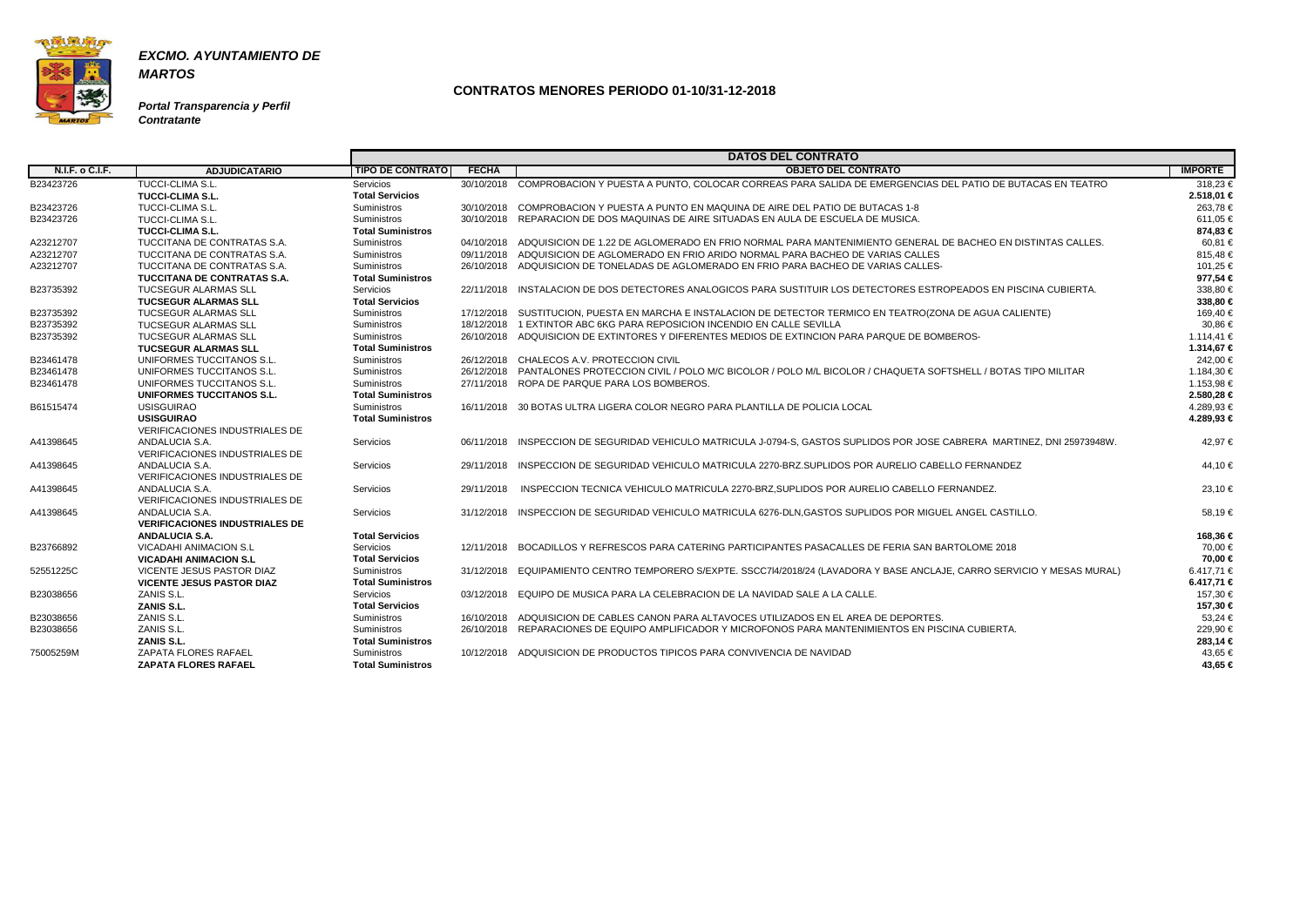***EXCMO. AYUNTAMIENTO DE MARTOS***

***Portal Transparencia y Perfil Contratante***

## CONTRATOS MENORES PERIODO 01-10/31-12-2018

| | | DATOS DEL CONTRATO | | | |
|---|---|---|---|---|---|
| **N.I.F. o C.I.F.** | **ADJUDICATARIO** | **TIPO DE CONTRATO** | **FECHA** | **OBJETO DEL CONTRATO** | **IMPORTE** |
| B23423726 | TUCCI-CLIMA S.L. | Servicios | 30/10/2018 | COMPROBACION Y PUESTA A PUNTO, COLOCAR CORREAS PARA SALIDA DE EMERGENCIAS DEL PATIO DE BUTACAS EN TEATRO | 318,23 € |
| | **TUCCI-CLIMA S.L.** | **Total Servicios** | | | **2.518,01 €** |
| B23423726 | TUCCI-CLIMA S.L. | Suministros | 30/10/2018 | COMPROBACION Y PUESTA A PUNTO EN MAQUINA DE AIRE DEL PATIO DE BUTACAS 1-8 | 263,78 € |
| B23423726 | TUCCI-CLIMA S.L. | Suministros | 30/10/2018 | REPARACION DE DOS MAQUINAS DE AIRE SITUADAS EN AULA DE ESCUELA DE MUSICA. | 611,05 € |
| | **TUCCI-CLIMA S.L.** | **Total Suministros** | | | **874,83 €** |
| A23212707 | TUCCITANA DE CONTRATAS S.A. | Suministros | 04/10/2018 | ADQUISICION DE 1.22 DE AGLOMERADO EN FRIO NORMAL PARA MANTENIMIENTO GENERAL DE BACHEO EN DISTINTAS CALLES. | 60,81 € |
| A23212707 | TUCCITANA DE CONTRATAS S.A. | Suministros | 09/11/2018 | ADQUISICION DE AGLOMERADO EN FRIO ARIDO NORMAL PARA BACHEO DE VARIAS CALLES | 815,48 € |
| A23212707 | TUCCITANA DE CONTRATAS S.A. | Suministros | 26/10/2018 | ADQUISICION DE TONELADAS DE AGLOMERADO EN FRIO PARA BACHEO DE VARIAS CALLES- | 101,25 € |
| | **TUCCITANA DE CONTRATAS S.A.** | **Total Suministros** | | | **977,54 €** |
| B23735392 | TUCSEGUR ALARMAS SLL | Servicios | 22/11/2018 | INSTALACION DE DOS DETECTORES ANALOGICOS PARA SUSTITUIR LOS DETECTORES ESTROPEADOS EN PISCINA CUBIERTA. | 338,80 € |
| | **TUCSEGUR ALARMAS SLL** | **Total Servicios** | | | **338,80 €** |
| B23735392 | TUCSEGUR ALARMAS SLL | Suministros | 17/12/2018 | SUSTITUCION, PUESTA EN MARCHA E INSTALACION DE DETECTOR TERMICO EN TEATRO(ZONA DE AGUA CALIENTE) | 169,40 € |
| B23735392 | TUCSEGUR ALARMAS SLL | Suministros | 18/12/2018 | 1 EXTINTOR ABC 6KG PARA REPOSICION INCENDIO EN CALLE SEVILLA | 30,86 € |
| B23735392 | TUCSEGUR ALARMAS SLL | Suministros | 26/10/2018 | ADQUISICION DE EXTINTORES Y DIFERENTES MEDIOS DE EXTINCION PARA PARQUE DE BOMBEROS- | 1.114,41 € |
| | **TUCSEGUR ALARMAS SLL** | **Total Suministros** | | | **1.314,67 €** |
| B23461478 | UNIFORMES TUCCITANOS S.L. | Suministros | 26/12/2018 | CHALECOS A.V. PROTECCION CIVIL | 242,00 € |
| B23461478 | UNIFORMES TUCCITANOS S.L. | Suministros | 26/12/2018 | PANTALONES PROTECCION CIVIL / POLO M/C BICOLOR / POLO M/L BICOLOR / CHAQUETA SOFTSHELL / BOTAS TIPO MILITAR | 1.184,30 € |
| B23461478 | UNIFORMES TUCCITANOS S.L. | Suministros | 27/11/2018 | ROPA DE PARQUE PARA LOS BOMBEROS. | 1.153,98 € |
| | **UNIFORMES TUCCITANOS S.L.** | **Total Suministros** | | | **2.580,28 €** |
| B61515474 | USISGUIRAO | Suministros | 16/11/2018 | 30 BOTAS ULTRA LIGERA COLOR NEGRO PARA PLANTILLA DE POLICIA LOCAL | 4.289,93 € |
| | **USISGUIRAO** | **Total Suministros** | | | **4.289,93 €** |
| A41398645 | VERIFICACIONES INDUSTRIALES DE ANDALUCIA S.A. | Servicios | 06/11/2018 | INSPECCION DE SEGURIDAD VEHICULO MATRICULA J-0794-S, GASTOS SUPLIDOS POR JOSE CABRERA MARTINEZ, DNI 25973948W. | 42,97 € |
| A41398645 | VERIFICACIONES INDUSTRIALES DE ANDALUCIA S.A. | Servicios | 29/11/2018 | INSPECCION DE SEGURIDAD VEHICULO MATRICULA 2270-BRZ.SUPLIDOS POR AURELIO CABELLO FERNANDEZ | 44,10 € |
| A41398645 | VERIFICACIONES INDUSTRIALES DE ANDALUCIA S.A. | Servicios | 29/11/2018 | INSPECCION TECNICA VEHICULO MATRICULA 2270-BRZ,SUPLIDOS POR AURELIO CABELLO FERNANDEZ. | 23,10 € |
| A41398645 | VERIFICACIONES INDUSTRIALES DE ANDALUCIA S.A. | Servicios | 31/12/2018 | INSPECCION DE SEGURIDAD VEHICULO MATRICULA 6276-DLN,GASTOS SUPLIDOS POR MIGUEL ANGEL CASTILLO. | 58,19 € |
| | **VERIFICACIONES INDUSTRIALES DE ANDALUCIA S.A.** | **Total Servicios** | | | **168,36 €** |
| B23766892 | VICADAHI ANIMACION S.L | Servicios | 12/11/2018 | BOCADILLOS Y REFRESCOS PARA CATERING PARTICIPANTES PASACALLES DE FERIA SAN BARTOLOME 2018 | 70,00 € |
| | **VICADAHI ANIMACION S.L** | **Total Servicios** | | | **70,00 €** |
| 52551225C | VICENTE JESUS PASTOR DIAZ | Suministros | 31/12/2018 | EQUIPAMIENTO CENTRO TEMPORERO S/EXPTE. SSCC7I4/2018/24 (LAVADORA Y BASE ANCLAJE, CARRO SERVICIO Y MESAS MURAL) | 6.417,71 € |
| | **VICENTE JESUS PASTOR DIAZ** | **Total Suministros** | | | **6.417,71 €** |
| B23038656 | ZANIS S.L. | Servicios | 03/12/2018 | EQUIPO DE MUSICA PARA LA CELEBRACION DE LA NAVIDAD SALE A LA CALLE. | 157,30 € |
| | **ZANIS S.L.** | **Total Servicios** | | | **157,30 €** |
| B23038656 | ZANIS S.L. | Suministros | 16/10/2018 | ADQUISICION DE CABLES CANON PARA ALTAVOCES UTILIZADOS EN EL AREA DE DEPORTES. | 53,24 € |
| B23038656 | ZANIS S.L. | Suministros | 26/10/2018 | REPARACIONES DE EQUIPO AMPLIFICADOR Y MICROFONOS PARA MANTENIMIENTOS EN PISCINA CUBIERTA. | 229,90 € |
| | **ZANIS S.L.** | **Total Suministros** | | | **283,14 €** |
| 75005259M | ZAPATA FLORES RAFAEL | Suministros | 10/12/2018 | ADQUISICION DE PRODUCTOS TIPICOS PARA CONVIVENCIA DE NAVIDAD | 43,65 € |
| | **ZAPATA FLORES RAFAEL** | **Total Suministros** | | | **43,65 €** |